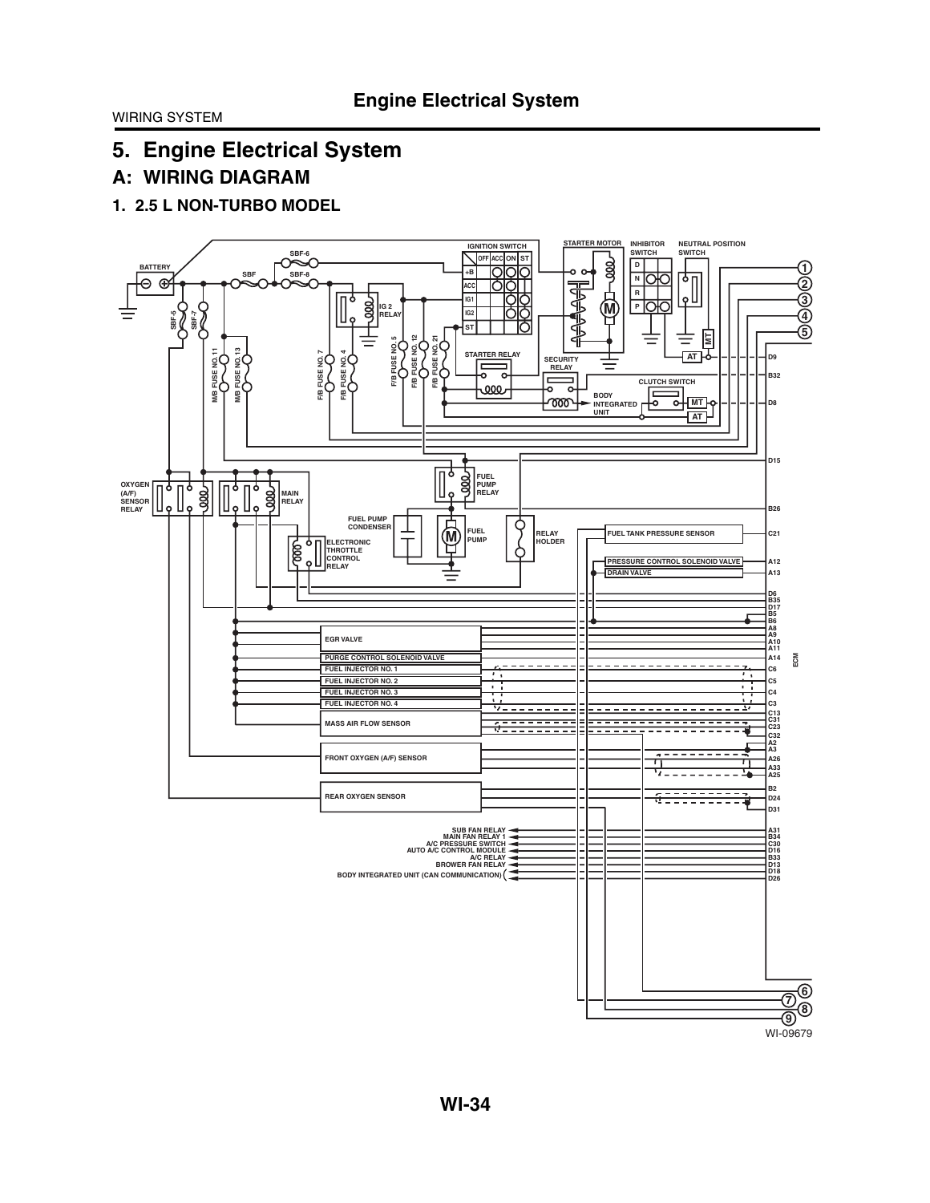# 5. Engine Electrical System

## A: WIRING DIAGRAM

### 1. 2.5 L NON-TURBO MODEL

WI-09679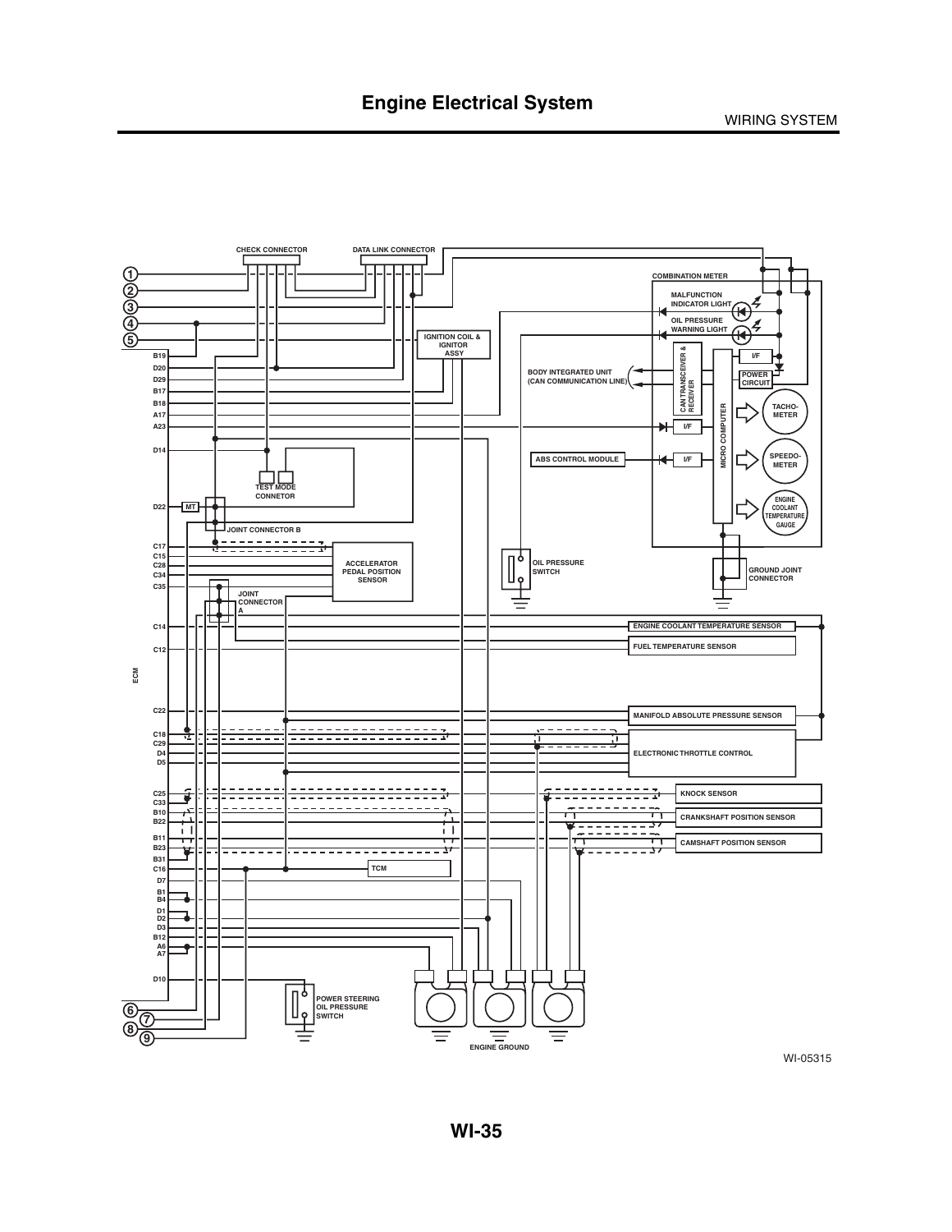# Engine Electrical System

CHECK CONNECTOR

DATA LINK CONNECTOR

COMBINATION METER

MALFUNCTION INDICATOR LIGHT

OIL PRESSURE WARNING LIGHT

IGNITION COIL & IGNITOR ASSY

BODY INTEGRATED UNIT (CAN COMMUNICATION LINE)

CAN TRANSCEIVER & RECEIVER

MICRO COMPUTER

I/F

POWER CIRCUIT

TACHO-METER

ABS CONTROL MODULE

SPEEDO-METER

ENGINE COOLANT TEMPERATURE GAUGE

TEST MODE CONNETOR

MT

JOINT CONNECTOR B

ACCELERATOR PEDAL POSITION SENSOR

OIL PRESSURE SWITCH

GROUND JOINT CONNECTOR

JOINT CONNECTOR A

ECM

B19, D20, D29, B17, B18, A17, A23, D14, D22, C17, C15, C28, C34, C35, C14, C12, C22, C18, C29, D4, D5, C25, C33, B10, B22, B11, B23, B31, C16, D7, B1, B4, D1, D2, D3, B12, A6, A7, D10

ENGINE COOLANT TEMPERATURE SENSOR

FUEL TEMPERATURE SENSOR

MANIFOLD ABSOLUTE PRESSURE SENSOR

ELECTRONIC THROTTLE CONTROL

KNOCK SENSOR

CRANKSHAFT POSITION SENSOR

CAMSHAFT POSITION SENSOR

TCM

POWER STEERING OIL PRESSURE SWITCH

ENGINE GROUND

1 2 3 4 5 6 7 8 9

WI-05315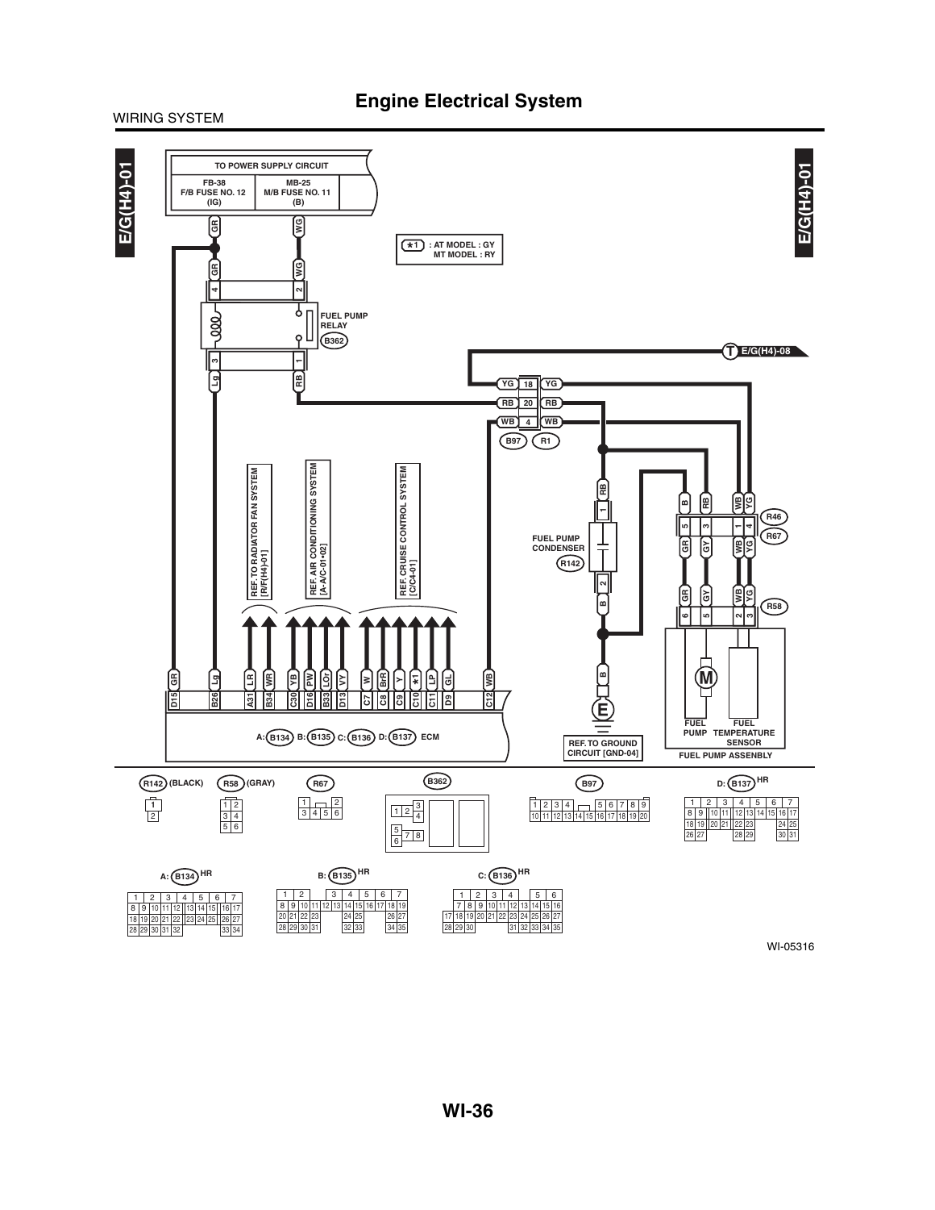# Engine Electrical System

WIRING SYSTEM

E/G(H4)-01

TO POWER SUPPLY CIRCUIT

FB-38 F/B FUSE NO. 12 (IG)

MB-25 M/B FUSE NO. 11 (B)

*1 : AT MODEL : GY
MT MODEL : RY

FUEL PUMP RELAY (B362)

E/G(H4)-08

B97 R1

REF. TO RADIATOR FAN SYSTEM [R/F(H4)-01]

REF. AIR CONDITIONING SYSTEM [A-A/C-01•02]

REF. CRUISE CONTROL SYSTEM [C/C4-01]

FUEL PUMP CONDENSER (R142)

R46

R67

R58

FUEL PUMP

FUEL TEMPERATURE SENSOR

FUEL PUMP ASSENBLY

REF. TO GROUND CIRCUIT [GND-04]

A: B134 B: B135 C: B136 D: B137 ECM

R142 (BLACK)

R58 (GRAY)

R67

B362

B97

D: B137 HR

A: B134 HR

B: B135 HR

C: B136 HR

WI-05316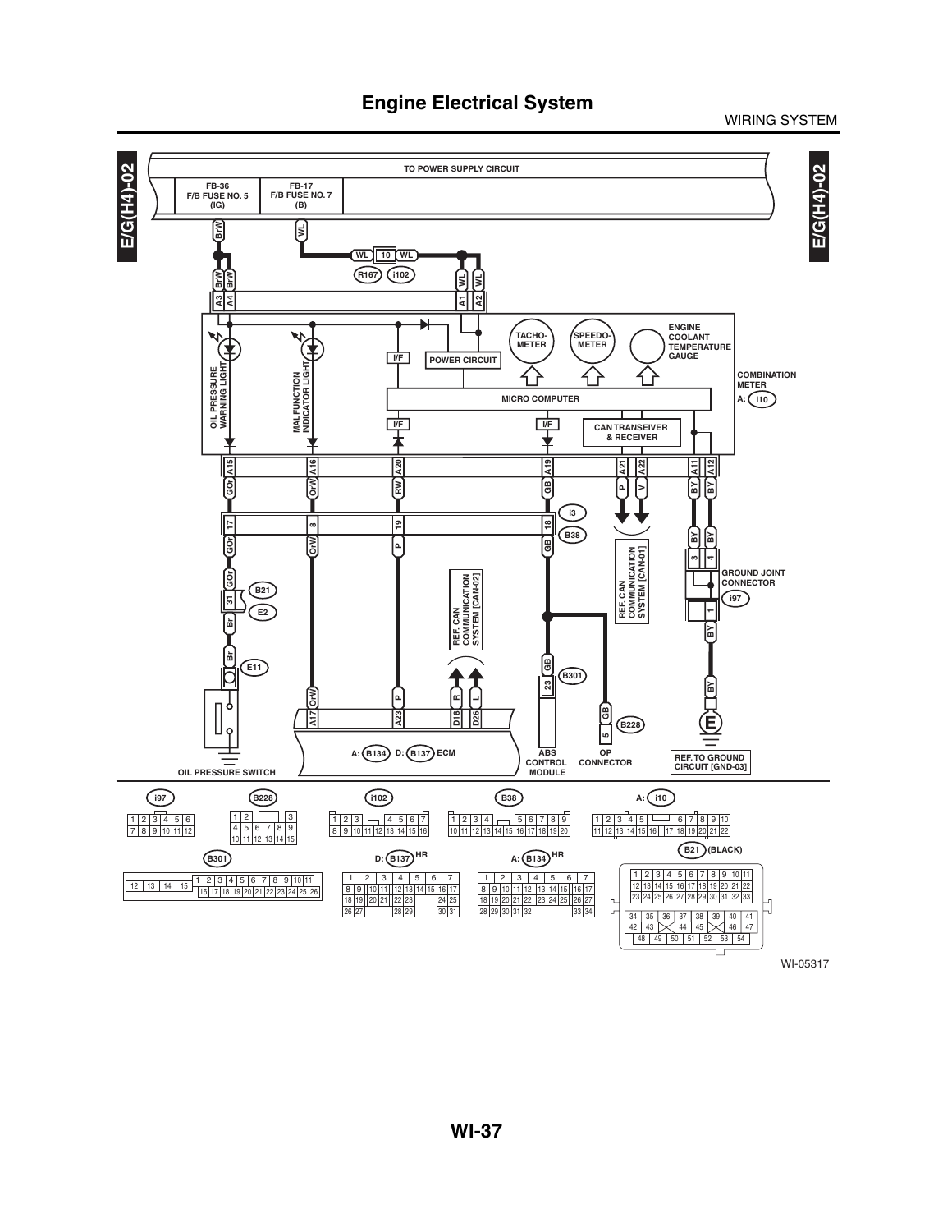# Engine Electrical System

WIRING SYSTEM

E/G(H4)-02

TO POWER SUPPLY CIRCUIT

FB-36 F/B FUSE NO. 5 (IG)

FB-17 F/B FUSE NO. 7 (B)

BrW

WL

WL 10 WL

R167 i102

BrW BrW

WL WL

A3 A4

A1 A2

OIL PRESSURE WARNING LIGHT

MALFUNCTION INDICATOR LIGHT

I/F

POWER CIRCUIT

TACHO-METER

SPEEDO-METER

ENGINE COOLANT TEMPERATURE GAUGE

COMBINATION METER

A: i10

MICRO COMPUTER

I/F

I/F

CAN TRANSEIVER & RECEIVER

A15 A16 A20 A19 A21 A22 A11 A12

GOr OrW RW GB P V BY BY

i3

17 8 19 18

B38

GOr OrW P GB

BY BY

3 4

GROUND JOINT CONNECTOR

i97

1

BY

GOr

B21

31

E2

Br

Br

E11

REF. CAN COMMUNICATION SYSTEM [CAN-02]

REF. CAN COMMUNICATION SYSTEM [CAN-01]

GB

B301

23

GB

B228

5

BY

OrW P R L

A17 A23 D18 D26

A: B134 D: B137 ECM

ABS CONTROL MODULE

OP CONNECTOR

REF. TO GROUND CIRCUIT [GND-03]

OIL PRESSURE SWITCH

i97

| 1 | 2 | 3 | 4 | 5 | 6 |
|---|---|---|---|---|---|
| 7 | 8 | 9 | 10 | 11 | 12 |

B228

| 1 | 2 | | 3 |
|---|---|---|---|
| 4 | 5 | 6 | 7 | 8 | 9 |
| 10 | 11 | 12 | 13 | 14 | 15 |

i102

| 1 | 2 | 3 | | 4 | 5 | 6 | 7 |
|---|---|---|---|---|---|---|---|
| 8 | 9 | 10 | 11 | 12 | 13 | 14 | 15 | 16 |

B38

| 1 | 2 | 3 | 4 | | 5 | 6 | 7 | 8 | 9 |
|---|---|---|---|---|---|---|---|---|---|
| 10 | 11 | 12 | 13 | 14 | 15 | 16 | 17 | 18 | 19 | 20 |

A: i10

| 1 | 2 | 3 | 4 | 5 | | 6 | 7 | 8 | 9 | 10 |
|---|---|---|---|---|---|---|---|---|---|---|
| 11 | 12 | 13 | 14 | 15 | 16 | 17 | 18 | 19 | 20 | 21 | 22 |

B301

| 12 | 13 | 14 | 15 | 1 | 2 | 3 | 4 | 5 | 6 | 7 | 8 | 9 | 10 | 11 |
|---|---|---|---|---|---|---|---|---|---|---|---|---|---|---|
| | | | | 16 | 17 | 18 | 19 | 20 | 21 | 22 | 23 | 24 | 25 | 26 |

D: B137 HR

| 1 | 2 | 3 | 4 | 5 | 6 | 7 |
|---|---|---|---|---|---|---|
| 8 | 9 | 10 | 11 | 12 | 13 | 14 | 15 | 16 | 17 |
| 18 | 19 | 20 | 21 | 22 | 23 | | 24 | 25 |
| 26 | 27 | | 28 | 29 | | 30 | 31 |

A: B134 HR

| 1 | 2 | 3 | 4 | 5 | 6 | 7 |
|---|---|---|---|---|---|---|
| 8 | 9 | 10 | 11 | 12 | 13 | 14 | 15 | 16 | 17 |
| 18 | 19 | 20 | 21 | 22 | 23 | 24 | 25 | 26 | 27 |
| 28 | 29 | 30 | 31 | 32 | | 33 | 34 |

B21 (BLACK)

| 1 | 2 | 3 | 4 | 5 | 6 | 7 | 8 | 9 | 10 | 11 |
|---|---|---|---|---|---|---|---|---|---|---|
| 12 | 13 | 14 | 15 | 16 | 17 | 18 | 19 | 20 | 21 | 22 |
| 23 | 24 | 25 | 26 | 27 | 28 | 29 | 30 | 31 | 32 | 33 |
| 34 | 35 | 36 | 37 | 38 | 39 | 40 | 41 |
| 42 | 43 | | 44 | 45 | | 46 | 47 |
| 48 | 49 | 50 | 51 | 52 | 53 | 54 |

WI-05317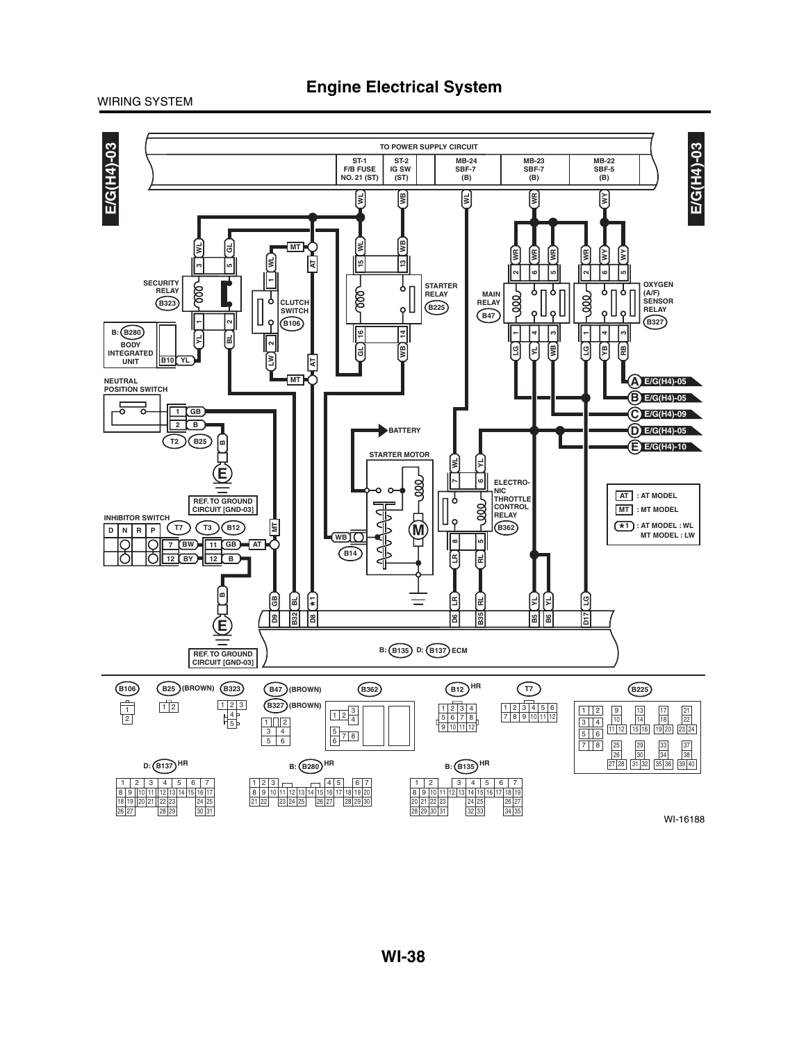## Engine Electrical System

WIRING SYSTEM

E/G(H4)-03

TO POWER SUPPLY CIRCUIT

| ST-1 F/B FUSE NO. 21 (ST) | ST-2 IG SW (ST) | MB-24 SBF-7 (B) | MB-23 SBF-7 (B) | MB-22 SBF-5 (B) |
|---|---|---|---|---|

SECURITY RELAY (B323)

B: (B280) BODY INTEGRATED UNIT

CLUTCH SWITCH (B106)

STARTER RELAY (B225)

MAIN RELAY (B47)

OXYGEN (A/F) SENSOR RELAY (B327)

NEUTRAL POSITION SWITCH

A E/G(H4)-05

B E/G(H4)-05

C E/G(H4)-09

D E/G(H4)-05

E E/G(H4)-10

BATTERY

STARTER MOTOR

ELECTRONIC THROTTLE CONTROL RELAY (B362)

REF. TO GROUND CIRCUIT [GND-03]

INHIBITOR SWITCH

D N R P

AT : AT MODEL

MT : MT MODEL

*1 : AT MODEL : WL
MT MODEL : LW

B: (B135) D: (B137) ECM

B106, B25 (BROWN), B323, B47 (BROWN), B327 (BROWN), B362, B12 HR, T7, B225

D: B137 HR, B: B280 HR, B: B135 HR

WI-16188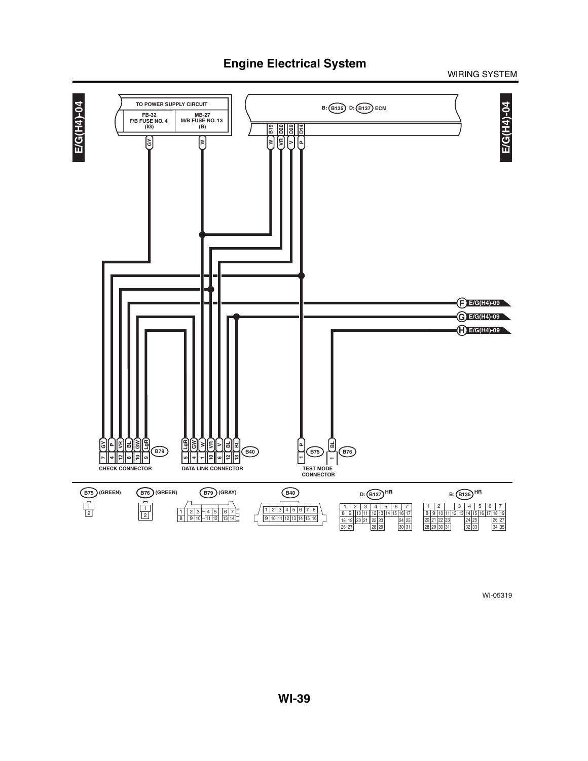# Engine Electrical System

WIRING SYSTEM

E/G(H4)-04

TO POWER SUPPLY CIRCUIT

FB-32
F/B FUSE NO. 4
(IG)

MB-27
M/B FUSE NO. 13
(B)

GY

W

B: (B135) D: (B137) ECM

B19 D20 D29 D14

W VR V P

F E/G(H4)-09

G E/G(H4)-09

H E/G(H4)-09

GY P VR BL GW LgR (B79)

7 4 12 8 10 9

CHECK CONNECTOR

LgR GW W W VR V BL BL (B40)

5 4 1 10 6 12 13

DATA LINK CONNECTOR

P (B75) BL (B76)

1 1

TEST MODE CONNECTOR

(B75) (GREEN)

(B76) (GREEN)

(B79) (GRAY)

(B40)

D: (B137) HR

B: (B135) HR

WI-05319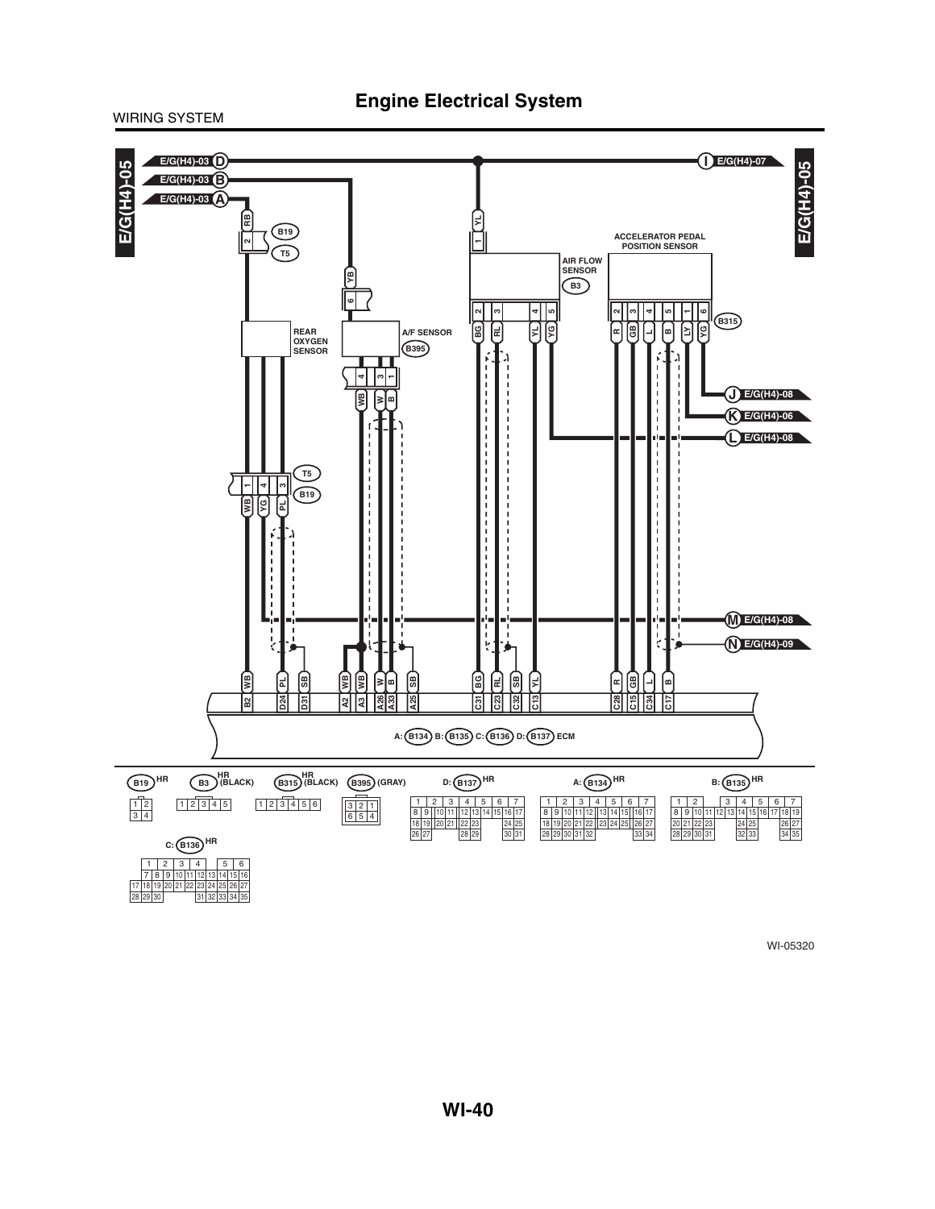# Engine Electrical System

WIRING SYSTEM

E/G(H4)-05

E/G(H4)-03 D

E/G(H4)-03 B

E/G(H4)-03 A

E/G(H4)-07 I

REAR OXYGEN SENSOR

A/F SENSOR B395

AIR FLOW SENSOR B3

ACCELERATOR PEDAL POSITION SENSOR B315

B19 T5

J E/G(H4)-08

K E/G(H4)-06

L E/G(H4)-08

M E/G(H4)-08

N E/G(H4)-09

A: B134 B: B135 C: B136 D: B137 ECM

B2 WB, D24 PL, D31 SB, A2 WB, A3 WB, A26 W, A33 B, A25 SB, C31 BG, C23 RL, C32 SB, C13 YL, C28 R, C15 GB, C34 L, C17 B

B19 HR

B3 HR (BLACK)

B315 HR (BLACK)

B395 (GRAY)

D: B137 HR

A: B134 HR

B: B135 HR

C: B136 HR

WI-05320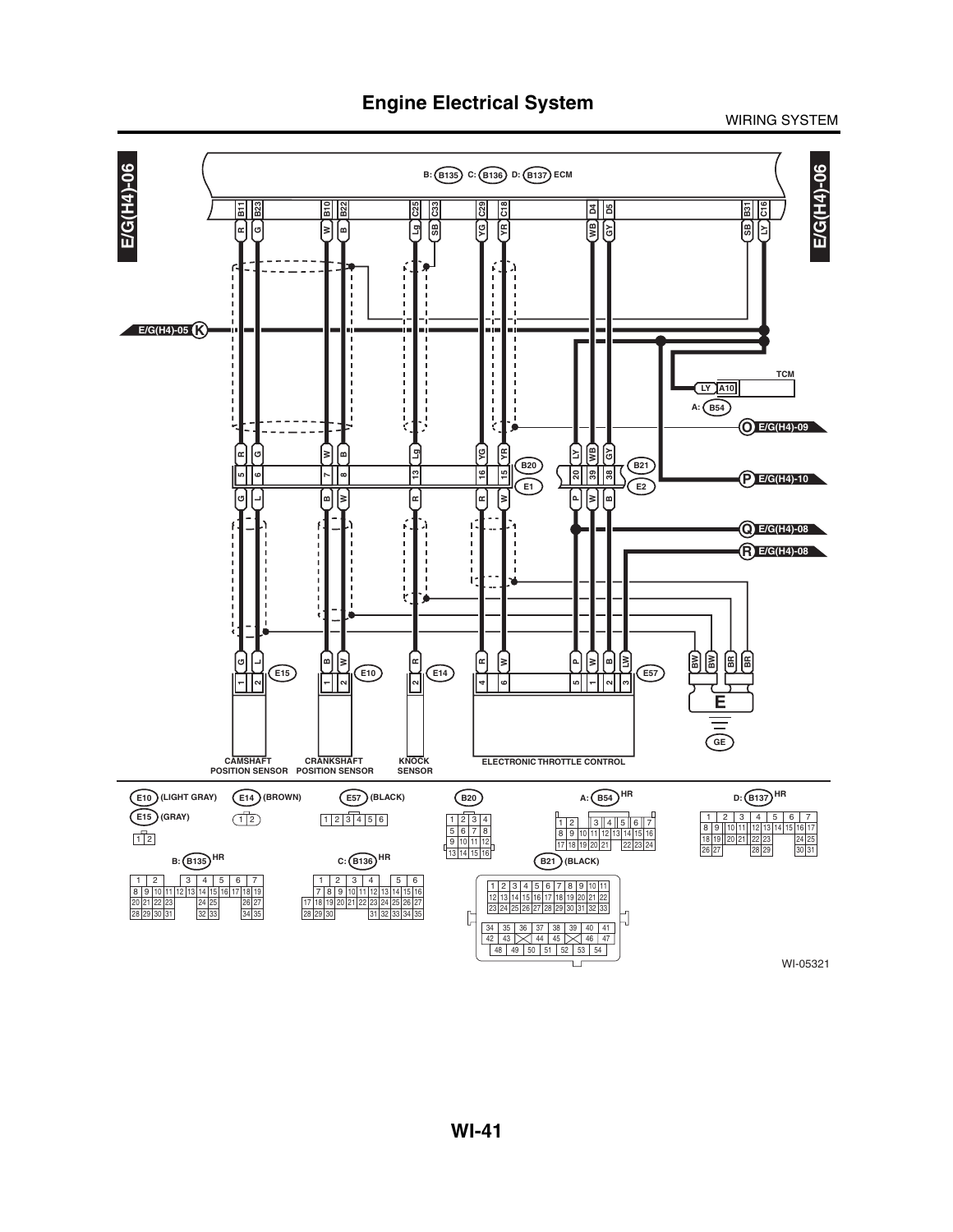# Engine Electrical System

WIRING SYSTEM

E/G(H4)-06

B: (B135) C: (B136) D: (B137) ECM

B11 B23 B10 B22 C25 C33 C29 C18 D4 D5 B31 C16

R G W B Lg SB YG YR WB GY SB LY

E/G(H4)-05 (K)

TCM

LY A10

A: (B54)

(O) E/G(H4)-09

R G W B Lg YG YR LY WB GY

5 6 7 8 13 16 15 (B20) E1 20 39 38 (B21) E2

G L B W R R W P W B

(P) E/G(H4)-10

(Q) E/G(H4)-08

(R) E/G(H4)-08

G L B W R R W P W B LW BW BW BR BR

1 2 (E15) 1 2 (E10) 2 (E14) 4 6 5 1 2 3 (E57)

E

GE

CAMSHAFT POSITION SENSOR

CRANKSHAFT POSITION SENSOR

KNOCK SENSOR

ELECTRONIC THROTTLE CONTROL

(E10) (LIGHT GRAY)
(E15) (GRAY)

| 1 | 2 |
|---|---|

(E14) (BROWN)

| 1 | 2 |
|---|---|

(E57) (BLACK)

| 1 | 2 | 3 | 4 | 5 | 6 |
|---|---|---|---|---|---|

(B20)

| 1 | 2 | 3 | 4 |
|---|---|---|---|
| 5 | 6 | 7 | 8 |
| 9 | 10 | 11 | 12 |
| 13 | 14 | 15 | 16 |

A: (B54) HR

| 1 | 2 | | 3 | 4 | 5 | 6 | 7 |
|---|---|---|---|---|---|---|---|
| 8 | 9 | 10 | 11 | 12 | 13 | 14 | 15 | 16 |
| 17 | 18 | 19 | 20 | 21 | | 22 | 23 | 24 |

D: (B137) HR

| 1 | 2 | 3 | 4 | 5 | 6 | 7 |
|---|---|---|---|---|---|---|
| 8 | 9 | 10 | 11 | 12 | 13 | 14 | 15 | 16 | 17 |
| 18 | 19 | 20 | 21 | 22 | 23 | | 24 | 25 |
| 26 | 27 | | 28 | 29 | | 30 | 31 |

B: (B135) HR

| 1 | 2 | | 3 | 4 | 5 | 6 | 7 |
|---|---|---|---|---|---|---|---|
| 8 | 9 | 10 | 11 | 12 | 13 | 14 | 15 | 16 | 17 | 18 | 19 |
| 20 | 21 | 22 | 23 | | 24 | 25 | | 26 | 27 |
| 28 | 29 | 30 | 31 | | 32 | 33 | | 34 | 35 |

C: (B136) HR

| 1 | 2 | 3 | 4 | | 5 | 6 |
|---|---|---|---|---|---|---|
| 7 | 8 | 9 | 10 | 11 | 12 | 13 | 14 | 15 | 16 |
| 17 | 18 | 19 | 20 | 21 | 22 | 23 | 24 | 25 | 26 | 27 |
| 28 | 29 | 30 | | 31 | 32 | 33 | 34 | 35 |

(B21) (BLACK)

| 1 | 2 | 3 | 4 | 5 | 6 | 7 | 8 | 9 | 10 | 11 |
|---|---|---|---|---|---|---|---|---|---|---|
| 12 | 13 | 14 | 15 | 16 | 17 | 18 | 19 | 20 | 21 | 22 |
| 23 | 24 | 25 | 26 | 27 | 28 | 29 | 30 | 31 | 32 | 33 |
| 34 | 35 | 36 | 37 | 38 | 39 | 40 | 41 |
| 42 | 43 | | 44 | 45 | | 46 | 47 |
| 48 | 49 | 50 | 51 | 52 | 53 | 54 |

WI-05321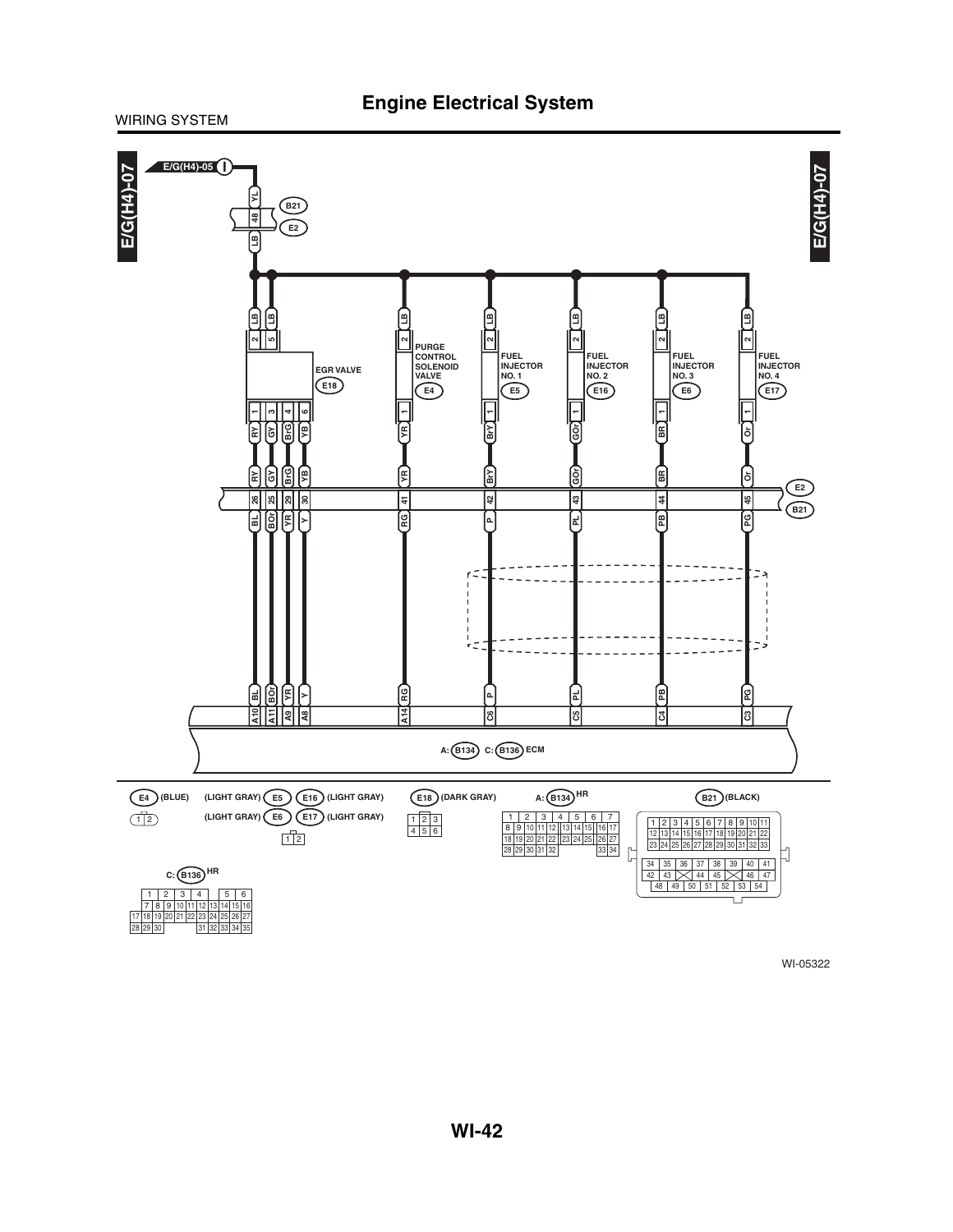WIRING SYSTEM

# Engine Electrical System

E/G(H4)-07

E/G(H4)-05

B21 E2 48 YL LB

EGR VALVE E18: 2 5 LB LB; 1 3 4 6 RY GY BrG YB

PURGE CONTROL SOLENOID VALVE E4: 2 LB; 1 YR

FUEL INJECTOR NO. 1 E5: 2 LB; 1 BrY

FUEL INJECTOR NO. 2 E16: 2 LB; 1 GOr

FUEL INJECTOR NO. 3 E6: 2 LB; 1 BR

FUEL INJECTOR NO. 4 E17: 2 LB; 1 Or

| E2 | RY | GY | BrG | YB | YR | BrY | GOr | BR | Or |
|---|---|---|---|---|---|---|---|---|---|
| Pin | 26 | 25 | 29 | 30 | 41 | 42 | 43 | 44 | 45 |
| B21 | BL | BOr | YR | Y | RG | P | PL | PB | PG |

| Wire | BL | BOr | YR | Y | RG | P | PL | PB | PG |
|---|---|---|---|---|---|---|---|---|---|
| ECM pin | A10 | A11 | A9 | A8 | A14 | C6 | C5 | C4 | C3 |

A: B134 C: B136 ECM

E4 (BLUE)

| 1 | 2 |
|---|---|

(LIGHT GRAY) E5 E16 (LIGHT GRAY)
(LIGHT GRAY) E6 E17 (LIGHT GRAY)

| 1 | 2 |
|---|---|

E18 (DARK GRAY)

| 1 | 2 | 3 |
|---|---|---|
| 4 | 5 | 6 |

A: B134 HR

| 1 | 2 | 3 | 4 | 5 | 6 | 7 | | | | |
|---|---|---|---|---|---|---|---|---|---|---|
| 8 | 9 | 10 | 11 | 12 | 13 | 14 | 15 | 16 | 17 | |
| 18 | 19 | 20 | 21 | 22 | 23 | 24 | 25 | 26 | 27 | |
| 28 | 29 | 30 | 31 | 32 | | | | 33 | 34 | |

B21 (BLACK)

| 1 | 2 | 3 | 4 | 5 | 6 | 7 | 8 | 9 | 10 | 11 |
|---|---|---|---|---|---|---|---|---|---|---|
| 12 | 13 | 14 | 15 | 16 | 17 | 18 | 19 | 20 | 21 | 22 |
| 23 | 24 | 25 | 26 | 27 | 28 | 29 | 30 | 31 | 32 | 33 |

| 34 | 35 | 36 | 37 | 38 | 39 | 40 | 41 |
|---|---|---|---|---|---|---|---|
| 42 | 43 | | 44 | 45 | | 46 | 47 |
| 48 | 49 | 50 | 51 | 52 | 53 | 54 | |

C: B136 HR

| 1 | 2 | 3 | 4 | | 5 | 6 | | | | |
|---|---|---|---|---|---|---|---|---|---|---|
| 7 | 8 | 9 | 10 | 11 | 12 | 13 | 14 | 15 | 16 | |
| 17 | 18 | 19 | 20 | 21 | 22 | 23 | 24 | 25 | 26 | 27 |
| 28 | 29 | 30 | | | 31 | 32 | 33 | 34 | 35 | |

WI-05322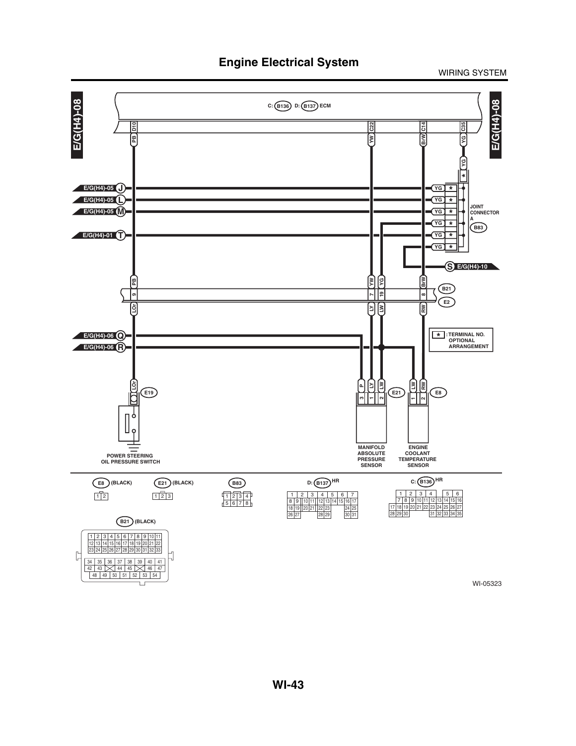# Engine Electrical System

WIRING SYSTEM

E/G(H4)-08

C: B136 D: B137 ECM

D10 PB

C22 YW

C14 BrW

C35 YG

E/G(H4)-05 J

E/G(H4)-05 L

E/G(H4)-05 M

E/G(H4)-01 T

YG *

JOINT CONNECTOR A

B83

S E/G(H4)-10

PB 9 LOr

YW 7 LY

YG 19 LW

BrW 8 RW

B21

E2

E/G(H4)-06 Q

E/G(H4)-06 R

* : TERMINAL NO. OPTIONAL ARRANGEMENT

LOr E19

P 3, LY 1, LW 2 E21

LW 1, RW 2 E8

POWER STEERING OIL PRESSURE SWITCH

MANIFOLD ABSOLUTE PRESSURE SENSOR

ENGINE COOLANT TEMPERATURE SENSOR

E8 (BLACK)

| 1 | 2 |
|---|---|

E21 (BLACK)

| 1 | 2 | 3 |
|---|---|---|

B83

| 1 | 2 | 3 | 4 |
|---|---|---|---|
| 5 | 6 | 7 | 8 |

D: B137 HR

| 1 | 2 | 3 | 4 | 5 | 6 | 7 |
|---|---|---|---|---|---|---|
| 8 9 | 10 11 | 12 13 | 14 | 15 16 | 17 | |
| 18 19 | 20 21 | 22 23 | | | 24 25 | |
| 26 27 | | 28 29 | | | 30 31 | |

C: B136 HR

| 1 | 2 | 3 | 4 | | 5 | 6 |
|---|---|---|---|---|---|---|
| 7 8 | 9 10 | 11 12 | 13 14 | 15 16 | | |
| 17 18 19 | 20 21 | 22 23 | 24 25 | 26 27 | | |
| 28 29 30 | | 31 32 | 33 34 | 35 | | |

B21 (BLACK)

| 1 | 2 | 3 | 4 | 5 | 6 | 7 | 8 | 9 | 10 | 11 |
|---|---|---|---|---|---|---|---|---|---|---|
| 12 | 13 | 14 | 15 | 16 | 17 | 18 | 19 | 20 | 21 | 22 |
| 23 | 24 | 25 | 26 | 27 | 28 | 29 | 30 | 31 | 32 | 33 |
| 34 | 35 | 36 | 37 | 38 | 39 | 40 | 41 | | | |
| 42 | 43 | | 44 | 45 | | 46 | 47 | | | |
| 48 | 49 | 50 | 51 | 52 | 53 | 54 | | | | |

WI-05323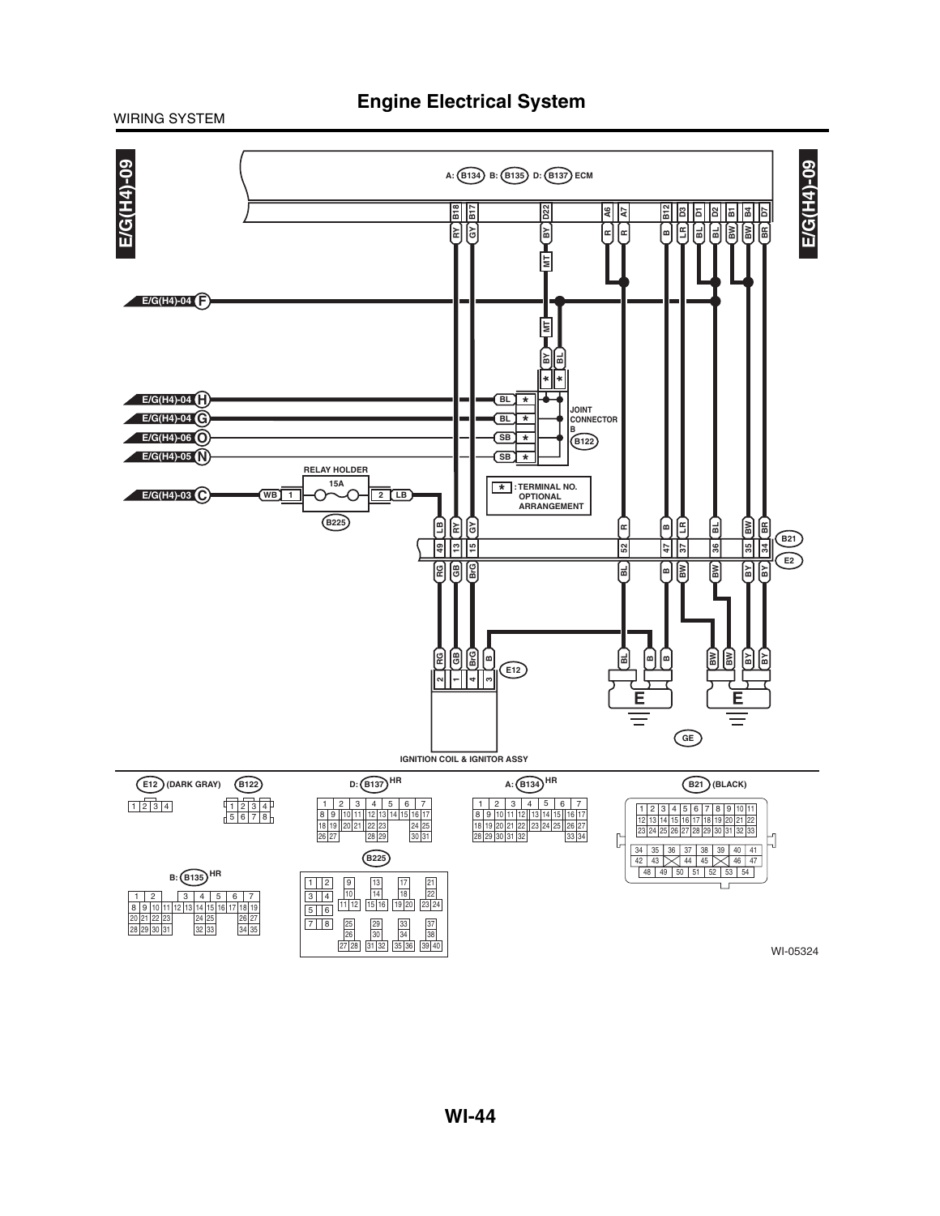# Engine Electrical System

WIRING SYSTEM

E/G(H4)-09

A: B134 B: B135 D: B137 ECM

B18 B17 D22 A6 A7 B12 D3 D1 D2 B1 B4 D7

RY GY BY R R B LR BL BL BW BW BR

MT

E/G(H4)-04 F

MT

BY BL

* *

E/G(H4)-04 H — BL *

E/G(H4)-04 G — BL *

E/G(H4)-06 O — SB *

E/G(H4)-05 N — SB *

JOINT CONNECTOR B B122

RELAY HOLDER

15A

E/G(H4)-03 C — WB 1 — 2 LB

B225

* : TERMINAL NO. OPTIONAL ARRANGEMENT

LB RY GY R B LR BL BW BR

49 13 15 52 47 37 36 35 34

B21

E2

RG GB BrG BL B BW BW BY BY

RG GB BrG B

2 1 4 3

E12

BL B B

E

BW BW BY BY

E

GE

IGNITION COIL & IGNITOR ASSY

E12 (DARK GRAY)

B122

D: B137 HR

A: B134 HR

B21 (BLACK)

B: B135 HR

B225

WI-05324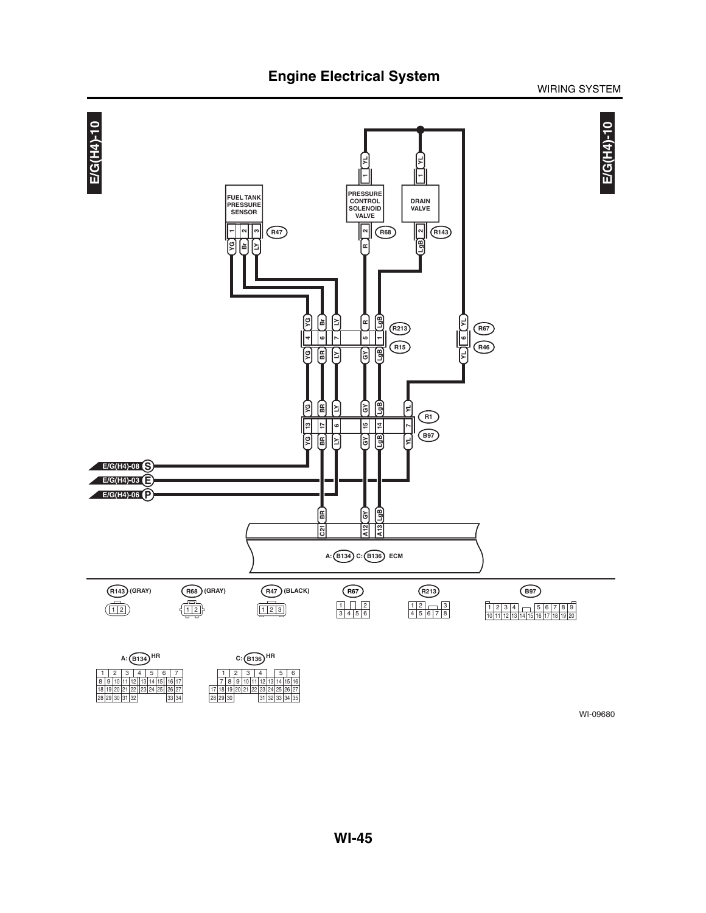# Engine Electrical System

WIRING SYSTEM

E/G(H4)-10

FUEL TANK PRESSURE SENSOR

PRESSURE CONTROL SOLENOID VALVE

DRAIN VALVE

R47

R68

R143

R213

R15

R67

R46

R1

B97

E/G(H4)-08 S

E/G(H4)-03 E

E/G(H4)-06 P

A: B134 C: B136 ECM

R143 (GRAY)

R68 (GRAY)

R47 (BLACK)

R67

R213

B97

A: B134 HR

C: B136 HR

WI-09680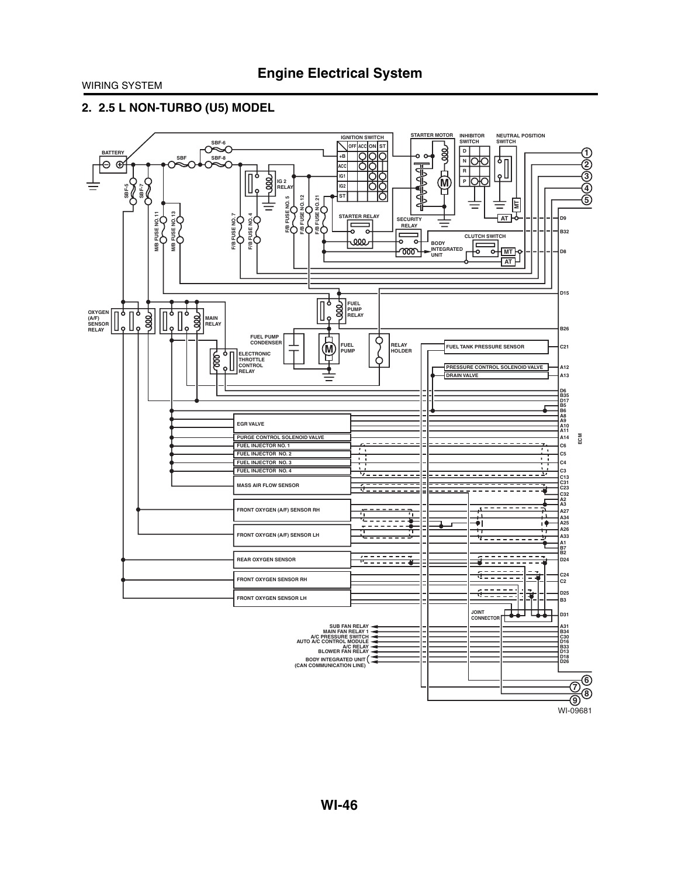## 2. 2.5 L NON-TURBO (U5) MODEL

BATTERY

SBF

SBF-5

SBF-6

SBF-7

SBF-8

IGNITION SWITCH

| | OFF | ACC | ON | ST |
|---|---|---|---|---|
| +B | | | | |
| ACC | | | | |
| IG1 | | | | |
| IG2 | | | | |
| ST | | | | |

IG 2 RELAY

STARTER MOTOR

INHIBITOR SWITCH

| D |
|---|
| N |
| R |
| P |

NEUTRAL POSITION SWITCH

MT

AT

M/B FUSE NO. 11

M/B FUSE NO. 13

F/B FUSE NO. 7

F/B FUSE NO. 4

F/B FUSE NO. 5

F/B FUSE NO. 12

F/B FUSE NO. 21

STARTER RELAY

SECURITY RELAY

BODY INTEGRATED UNIT

CLUTCH SWITCH

OXYGEN (A/F) SENSOR RELAY

MAIN RELAY

FUEL PUMP RELAY

FUEL PUMP CONDENSER

FUEL PUMP

RELAY HOLDER

ELECTRONIC THROTTLE CONTROL RELAY

FUEL TANK PRESSURE SENSOR

PRESSURE CONTROL SOLENOID VALVE

DRAIN VALVE

EGR VALVE

PURGE CONTROL SOLENOID VALVE

FUEL INJECTOR NO. 1

FUEL INJECTOR NO. 2

FUEL INJECTOR NO. 3

FUEL INJECTOR NO. 4

MASS AIR FLOW SENSOR

FRONT OXYGEN (A/F) SENSOR RH

FRONT OXYGEN (A/F) SENSOR LH

REAR OXYGEN SENSOR

FRONT OXYGEN SENSOR RH

FRONT OXYGEN SENSOR LH

JOINT CONNECTOR

SUB FAN RELAY

MAIN FAN RELAY 1

A/C PRESSURE SWITCH

AUTO A/C CONTROL MODULE

A/C RELAY

BLOWER FAN RELAY

BODY INTEGRATED UNIT (CAN COMMUNICATION LINE)

ECM

D9, B32, D8, D15, B26, C21, A12, A13, D6, B35, D17, B5, B6, A8, A9, A10, A11, A14, C6, C5, C4, C3, C13, C31, C23, C32, A2, A3, A27, A34, A25, A26, A33, A1, B7, B2, D24, C24, C2, D25, B3, D31, A31, B34, C30, D16, B33, D13, D18, D26

1, 2, 3, 4, 5, 6, 7, 8, 9

WI-09681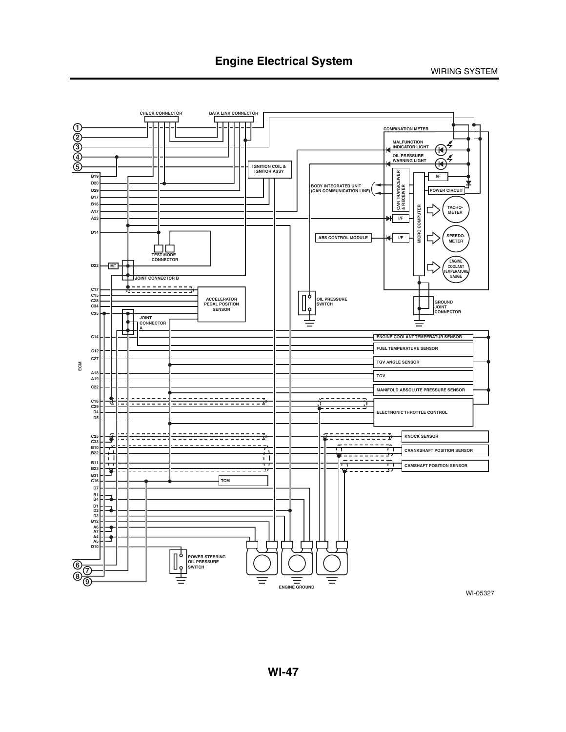# Engine Electrical System

CHECK CONNECTOR

DATA LINK CONNECTOR

COMBINATION METER

MALFUNCTION INDICATOR LIGHT

OIL PRESSURE WARNING LIGHT

IGNITION COIL & IGNITOR ASSY

BODY INTEGRATED UNIT (CAN COMMUNICATION LINE)

CAN TRANSCEIVER & RECEIVER

I/F

POWER CIRCUIT

MICRO COMPUTER

TACHO-METER

ABS CONTROL MODULE

SPEEDO-METER

ENGINE COOLANT TEMPERATURE GAUGE

TEST MODE CONNECTOR

MT

JOINT CONNECTOR B

ACCELERATOR PEDAL POSITION SENSOR

OIL PRESSURE SWITCH

GROUND JOINT CONNECTOR

JOINT CONNECTOR A

ECM

B19, D20, D29, B17, B16, A17, A23, D14, D22, C17, C15, C28, C34, C35, C14, C12, C27, A18, A19, C22, C18, C29, D4, D5, C25, C33, B10, B22, B11, B23, B31, C16, D7, B1, B4, D1, D2, D3, B12, A6, A7, A4, A5, D10

ENGINE COOLANT TEMPERATUR SENSOR

FUEL TEMPERATURE SENSOR

TGV ANGLE SENSOR

TGV

MANIFOLD ABSOLUTE PRESSURE SENSOR

ELECTRONIC THROTTLE CONTROL

KNOCK SENSOR

CRANKSHAFT POSITION SENSOR

CAMSHAFT POSITION SENSOR

TCM

POWER STEERING OIL PRESSURE SWITCH

ENGINE GROUND

1, 2, 3, 4, 5, 6, 7, 8, 9

WI-05327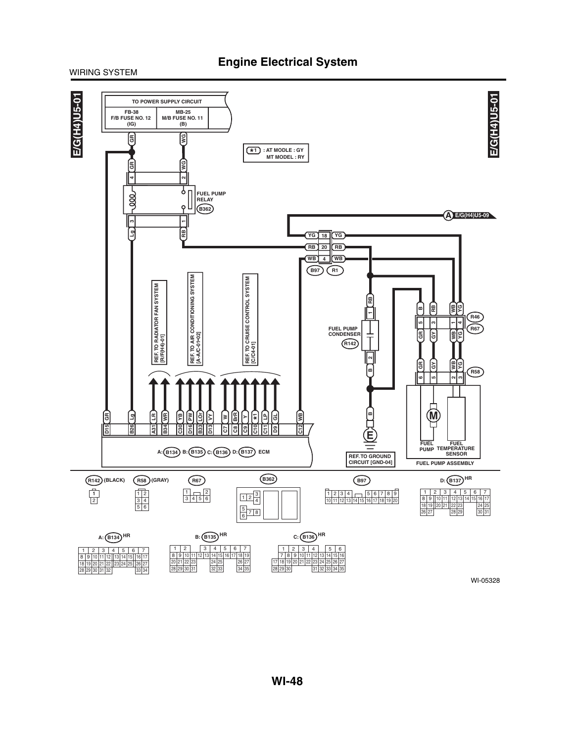# Engine Electrical System

WIRING SYSTEM

E/G(H4)U5-01

TO POWER SUPPLY CIRCUIT

FB-38 F/B FUSE NO. 12 (IG)

MB-25 M/B FUSE NO. 11 (B)

*1 : AT MODLE : GY
MT MODEL : RY

FUEL PUMP RELAY (B362)

A E/G(H4)U5-09

B97 R1

R46 R67 R58

FUEL PUMP CONDENSER (R142)

REF. TO RADIATOR FAN SYSTEM [R/F(H4)-01]

REF. TO AIR CONDITIONING SYSTEM [A-A/C-01•02]

REF. TO CRUISE CONTROL SYSTEM [C/C4-01]

A: B134 B: B135 C: B136 D: B137 ECM

REF. TO GROUND CIRCUIT [GND-04]

FUEL PUMP

FUEL TEMPERATURE SENSOR

FUEL PUMP ASSEMBLY

R142 (BLACK) R58 (GRAY) R67 B362 B97 D: B137 HR

A: B134 HR B: B135 HR C: B136 HR

WI-05328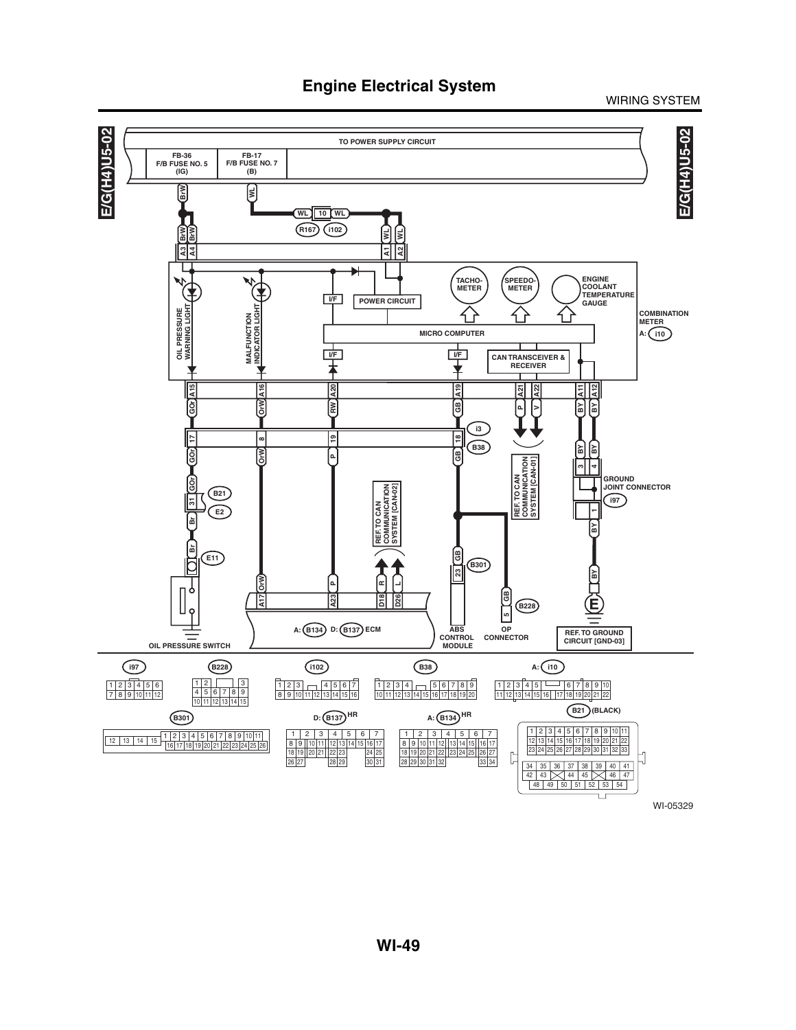# Engine Electrical System

WIRING SYSTEM

E/G(H4)U5-02

TO POWER SUPPLY CIRCUIT

FB-36 F/B FUSE NO. 5 (IG)

FB-17 F/B FUSE NO. 7 (B)

BrW, WL, WL, 10, WL, R167, i102

BrW, BrW, WL, WL

A3, A4, A1, A2

OIL PRESSURE WARNING LIGHT

MALFUNCTION INDICATOR LIGHT

I/F

POWER CIRCUIT

TACHO-METER

SPEEDO-METER

ENGINE COOLANT TEMPERATURE GAUGE

COMBINATION METER

A: i10

MICRO COMPUTER

I/F, I/F, I/F

CAN TRANSCEIVER & RECEIVER

A15, A16, A20, A19, A21, A22, A11, A12

GOr, OrW, RW, GB, P, V, BY, BY

i3

17, 8, 19, 18

B38

GOr, OrW, P, GB

REF. TO CAN COMMUNICATION SYSTEM [CAN-01]

BY, BY, 3, 4

GROUND JOINT CONNECTOR

i97

GOr, B21, 31, E2, Br, Br, E11

REF. TO CAN COMMUNICATION SYSTEM [CAN-02]

1, BY, BY

GB, 23, B301

OrW, P, R, L

A17, A23, D18, D26

GB, 5, B228

E

A: B134 D: B137 ECM

ABS CONTROL MODULE

OP CONNECTOR

REF. TO GROUND CIRCUIT [GND-03]

OIL PRESSURE SWITCH

i97, B228, i102, B38, A: i10

B21 (BLACK)

B301

D: B137 HR

A: B134 HR

WI-05329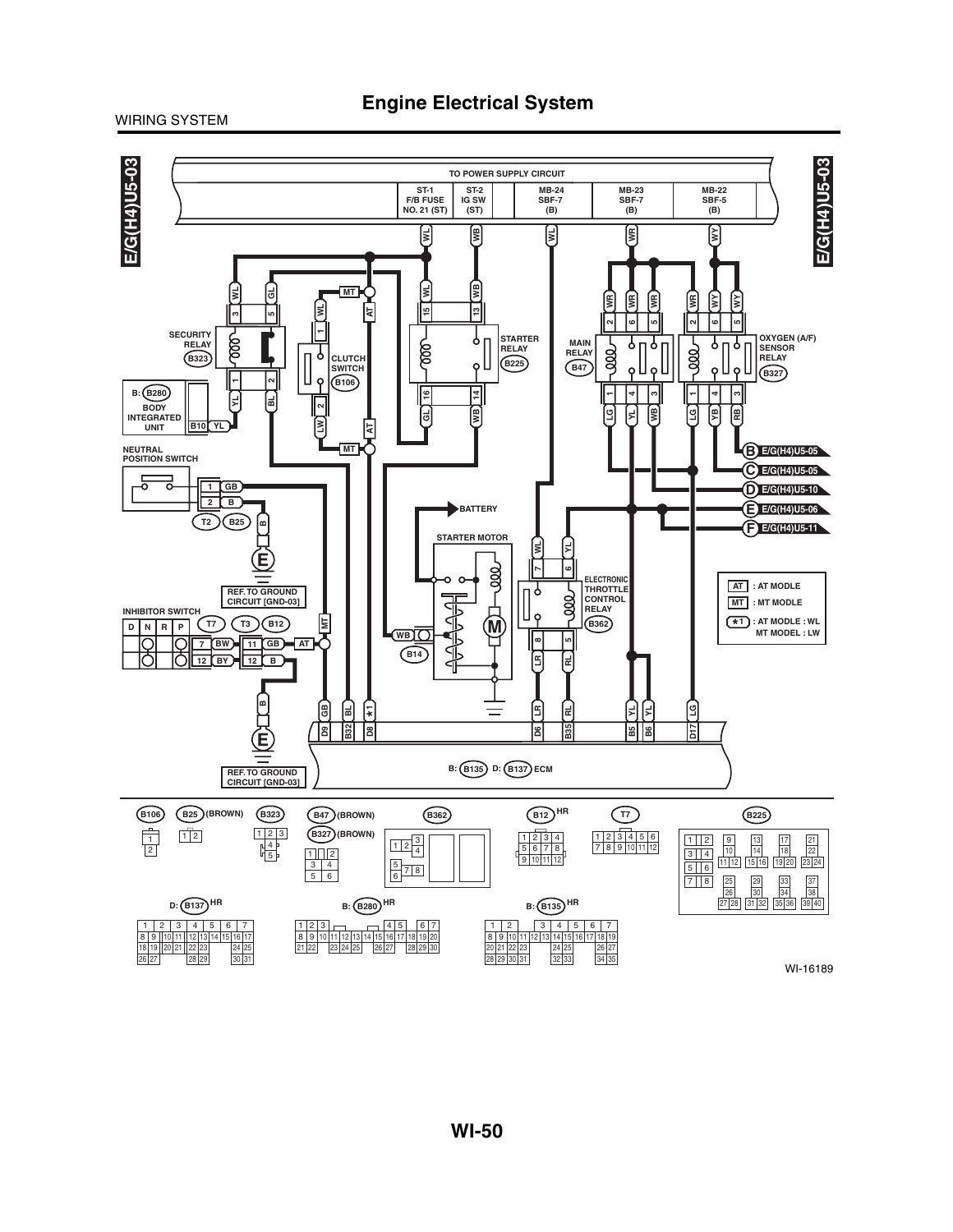# Engine Electrical System

WIRING SYSTEM

E/G(H4)U5-03

TO POWER SUPPLY CIRCUIT

| ST-1 F/B FUSE NO. 21 (ST) | ST-2 IG SW (ST) | MB-24 SBF-7 (B) | MB-23 SBF-7 (B) | MB-22 SBF-5 (B) |
|---|---|---|---|---|

SECURITY RELAY (B323)

B: (B280) BODY INTEGRATED UNIT B10 YL

CLUTCH SWITCH (B106)

STARTER RELAY (B225)

MAIN RELAY (B47)

OXYGEN (A/F) SENSOR RELAY (B327)

NEUTRAL POSITION SWITCH

T2 B25

REF. TO GROUND CIRCUIT [GND-03]

INHIBITOR SWITCH

D N R P

T7 T3 B12

BATTERY

STARTER MOTOR

B14

ELECTRONIC THROTTLE CONTROL RELAY (B362)

B E/G(H4)U5-05

C E/G(H4)U5-05

D E/G(H4)U5-10

E E/G(H4)U5-06

F E/G(H4)U5-11

AT : AT MODLE

MT : MT MODLE

*1 : AT MODLE : WL
MT MODEL : LW

B: (B135) D: (B137) ECM

REF. TO GROUND CIRCUIT [GND-03]

B106 B25 (BROWN) B323 B47 (BROWN) B327 (BROWN) B362 B12 HR T7 B225

D: B137 HR B: B280 HR B: B135 HR

WI-16189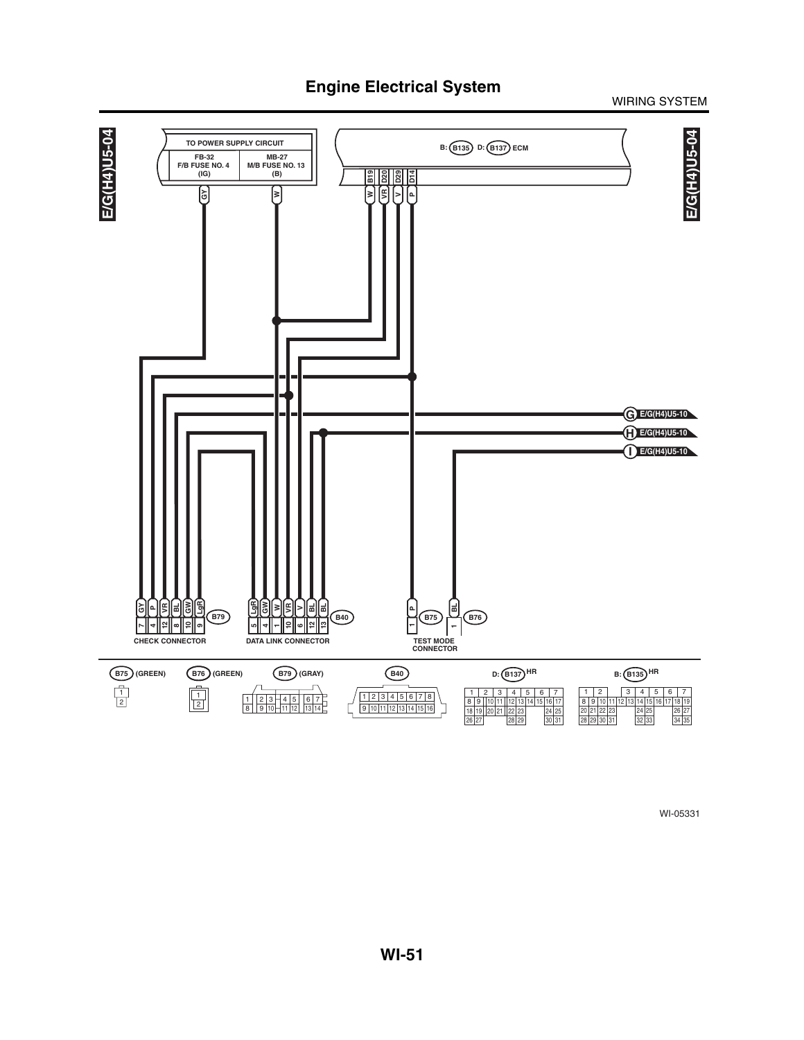# Engine Electrical System

WIRING SYSTEM

E/G(H4)U5-04

TO POWER SUPPLY CIRCUIT

| FB-32 F/B FUSE NO. 4 (IG) | MB-27 M/B FUSE NO. 13 (B) |
|---|---|
| GY | W |

B: B135 D: B137 ECM

| B19 | D20 | D29 | D14 |
|---|---|---|---|
| W | VR | V | P |

G E/G(H4)U5-10

H E/G(H4)U5-10

I E/G(H4)U5-10

**CHECK CONNECTOR** (B79)

| GY | P | VR | BL | GW | LgR |
|---|---|---|---|---|---|
| 7 | 4 | 12 | 8 | 10 | 9 |

**DATA LINK CONNECTOR** (B40)

| LgR | GW | W | VR | V | BL | BL |
|---|---|---|---|---|---|---|
| 5 | 4 | 1 | 10 | 6 | 12 | 13 |

**TEST MODE CONNECTOR**

| B75 | B76 |
|---|---|
| P | BL |
| 1 | 1 |

B75 (GREEN): 1, 2

B76 (GREEN): 1, 2

B79 (GRAY): 1, 2, 3, 4, 5, 6, 7 / 8, 9, 10, 11, 12, 13, 14

B40: 1, 2, 3, 4, 5, 6, 7, 8 / 9, 10, 11, 12, 13, 14, 15, 16

D: B137 HR: 1, 2, 3, 4, 5, 6, 7 / 8, 9, 10, 11, 12, 13, 14, 15, 16, 17 / 18, 19, 20, 21, 22, 23, 24, 25 / 26, 27, 28, 29, 30, 31

B: B135 HR: 1, 2, 3, 4, 5, 6, 7 / 8, 9, 10, 11, 12, 13, 14, 15, 16, 17, 18, 19 / 20, 21, 22, 23, 24, 25, 26, 27 / 28, 29, 30, 31, 32, 33, 34, 35

WI-05331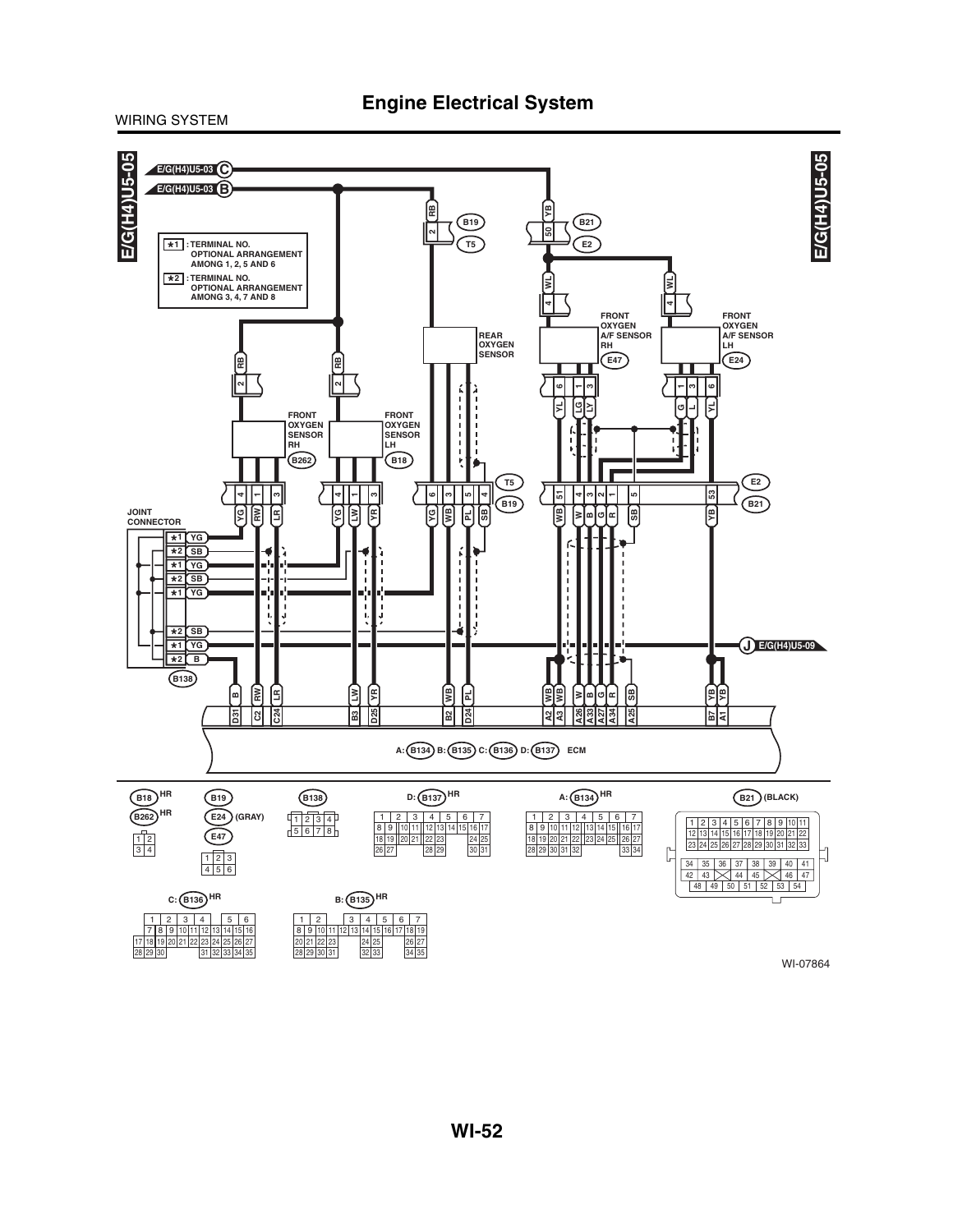WIRING SYSTEM

# Engine Electrical System

E/G(H4)U5-05

E/G(H4)U5-03 C

E/G(H4)U5-03 B

★1 : TERMINAL NO. OPTIONAL ARRANGEMENT AMONG 1, 2, 5 AND 6

★2 : TERMINAL NO. OPTIONAL ARRANGEMENT AMONG 3, 4, 7 AND 8

B19 / T5

B21 / E2

REAR OXYGEN SENSOR

FRONT OXYGEN A/F SENSOR RH (E47)

FRONT OXYGEN A/F SENSOR LH (E24)

FRONT OXYGEN SENSOR RH (B262)

FRONT OXYGEN SENSOR LH (B18)

JOINT CONNECTOR (B138)

J E/G(H4)U5-09

A: B134 B: B135 C: B136 D: B137 ECM

B18 HR

B262 HR

B19

E24 (GRAY)

E47

B138

D: B137 HR

A: B134 HR

B21 (BLACK)

C: B136 HR

B: B135 HR

WI-07864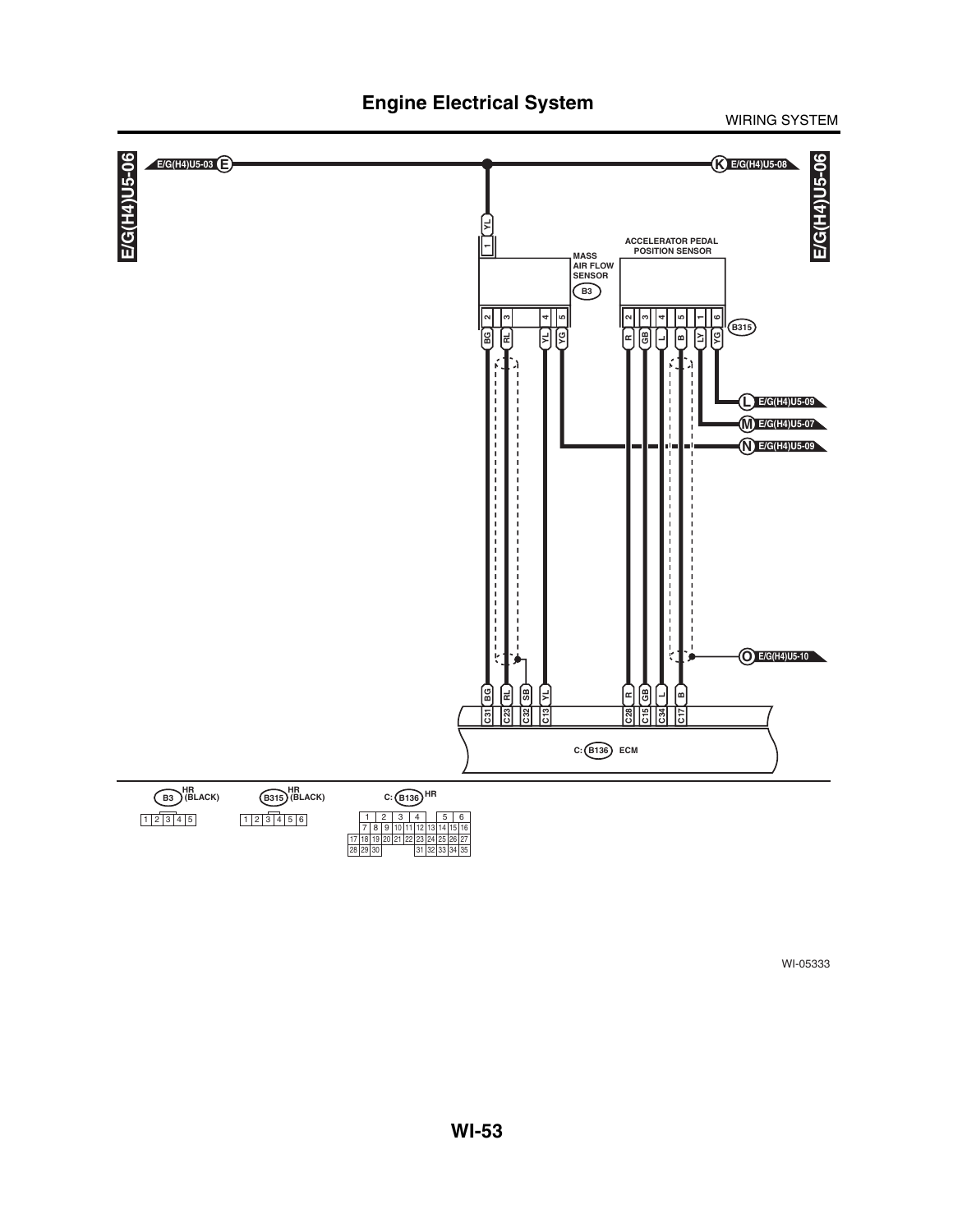# Engine Electrical System

E/G(H4)U5-06

E/G(H4)U5-03 E

K E/G(H4)U5-08

YL

1

MASS AIR FLOW SENSOR

B3

ACCELERATOR PEDAL POSITION SENSOR

2 3 4 5

BG RL YL YG

2 3 4 5 1 6

R GB L B LY YG

B315

L E/G(H4)U5-09

M E/G(H4)U5-07

N E/G(H4)U5-09

O E/G(H4)U5-10

BG RL SB YL R GB L B

C31 C23 C32 C13 C28 C15 C34 C17

C: B136 ECM

B3 HR (BLACK)

| 1 | 2 | 3 | 4 | 5 |
|---|---|---|---|---|

B315 HR (BLACK)

| 1 | 2 | 3 | 4 | 5 | 6 |
|---|---|---|---|---|---|

C: B136 HR

| | | 1 | 2 | 3 | 4 | | 5 | 6 | | |
|---|---|---|---|---|---|---|---|---|---|---|
| | | 7 | 8 | 9 | 10 | 11 | 12 | 13 | 14 | 15 | 16 |
| 17 | 18 | 19 | 20 | 21 | 22 | 23 | 24 | 25 | 26 | 27 |
| 28 | 29 | 30 | | | | 31 | 32 | 33 | 34 | 35 |

WI-05333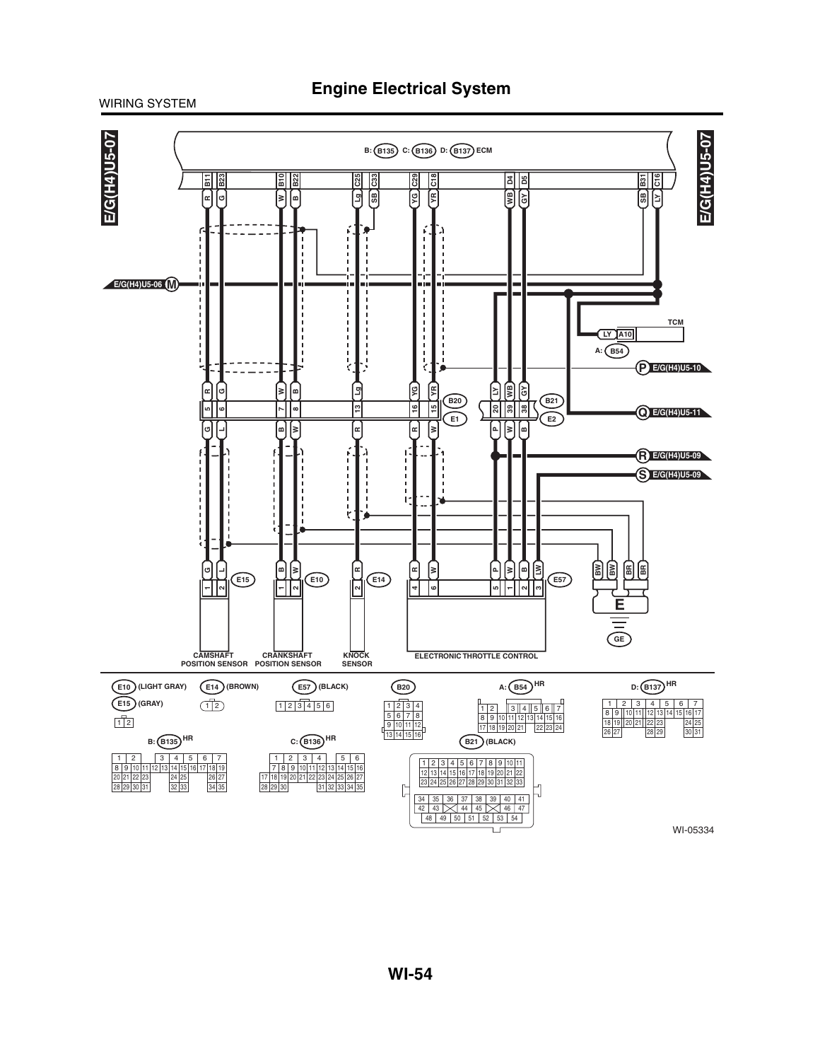## Engine Electrical System

WIRING SYSTEM

E/G(H4)U5-07

B: B135 C: B136 D: B137 ECM

B11 B23 B10 B22 C25 C33 C29 C18 D4 D5 B31 C16

R G W B Lg SB YG YR WB GY SB LY

E/G(H4)U5-06 M

TCM

LY A10

A: B54

P E/G(H4)U5-10

Q E/G(H4)U5-11

R E/G(H4)U5-09

S E/G(H4)U5-09

B20 E1

B21 E2

E

GE

E15 E10 E14 E57

CAMSHAFT POSITION SENSOR

CRANKSHAFT POSITION SENSOR

KNOCK SENSOR

ELECTRONIC THROTTLE CONTROL

E10 (LIGHT GRAY)

E15 (GRAY)

E14 (BROWN)

E57 (BLACK)

B20

A: B54 HR

D: B137 HR

B: B135 HR

C: B136 HR

B21 (BLACK)

WI-05334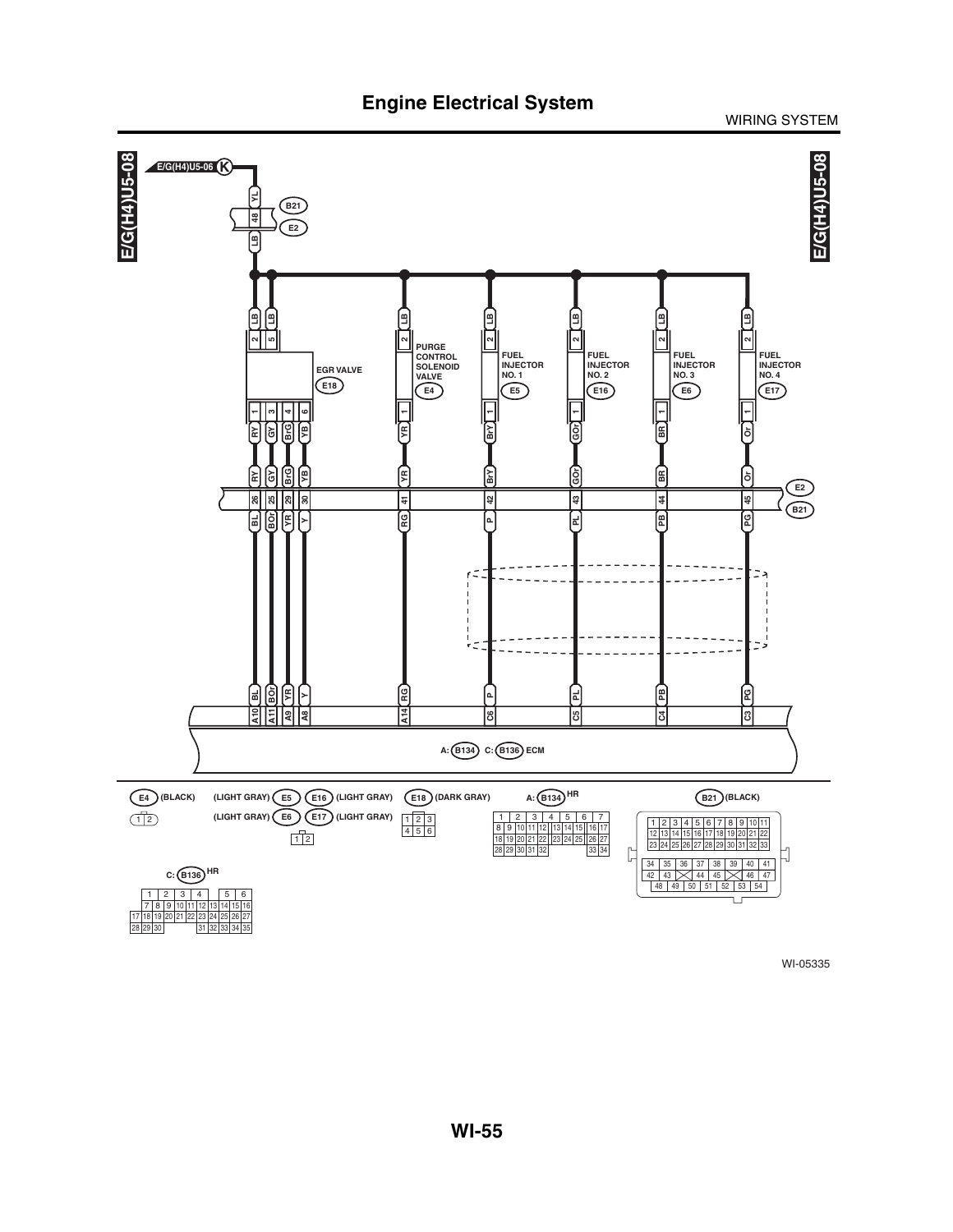# Engine Electrical System

WIRING SYSTEM

E/G(H4)U5-08

E/G(H4)U5-06 (K)

YL

48 (B21) (E2)

LB

LB LB LB LB LB LB LB

2 5 — EGR VALVE (E18)

2 — PURGE CONTROL SOLENOID VALVE (E4)

2 — FUEL INJECTOR NO. 1 (E5)

2 — FUEL INJECTOR NO. 2 (E16)

2 — FUEL INJECTOR NO. 3 (E6)

2 — FUEL INJECTOR NO. 4 (E17)

| EGR VALVE 1 | EGR VALVE 3 | EGR VALVE 4 | EGR VALVE 6 | PURGE 1 | INJ NO. 1 1 | INJ NO. 2 1 | INJ NO. 3 1 | INJ NO. 4 1 |
|---|---|---|---|---|---|---|---|---|
| RY | GY | BrG | YB | YR | BrY | GOr | BR | Or |
| RY | GY | BrG | YB | YR | BrY | GOr | BR | Or |
| 26 | 25 | 29 | 30 | 41 | 42 | 43 | 44 | 45 |
| BL | BOr | YR | Y | RG | P | PL | PB | PG |
| BL | BOr | YR | Y | RG | P | PL | PB | PG |
| A10 | A11 | A9 | A8 | A14 | C6 | C5 | C4 | C3 |

(E2) (B21)

A: (B134) C: (B136) ECM

(E4) (BLACK)

| 1 | 2 |
|---|---|

(LIGHT GRAY) (E5) (E16) (LIGHT GRAY)
(LIGHT GRAY) (E6) (E17) (LIGHT GRAY)

| 1 | 2 |
|---|---|

(E18) (DARK GRAY)

| 1 | 2 | 3 |
|---|---|---|
| 4 | 5 | 6 |

A: (B134) HR

| 1 | 2 | 3 | 4 | 5 | 6 | 7 |
|---|---|---|---|---|---|---|
| 8 | 9 | 10 | 11 | 12 | 13 | 14 | 15 | 16 | 17 |
| 18 | 19 | 20 | 21 | 22 | 23 | 24 | 25 | 26 | 27 |
| 28 | 29 | 30 | 31 | 32 | | | | 33 | 34 |

(B21) (BLACK)

| 1 | 2 | 3 | 4 | 5 | 6 | 7 | 8 | 9 | 10 | 11 |
|---|---|---|---|---|---|---|---|---|---|---|
| 12 | 13 | 14 | 15 | 16 | 17 | 18 | 19 | 20 | 21 | 22 |
| 23 | 24 | 25 | 26 | 27 | 28 | 29 | 30 | 31 | 32 | 33 |

| 34 | 35 | 36 | 37 | 38 | 39 | 40 | 41 |
|---|---|---|---|---|---|---|---|
| 42 | 43 | | 44 | 45 | | 46 | 47 |
| 48 | 49 | 50 | 51 | 52 | 53 | 54 | |

C: (B136) HR

| 1 | 2 | 3 | 4 | 5 | 6 |
|---|---|---|---|---|---|
| 7 | 8 | 9 | 10 | 11 | 12 | 13 | 14 | 15 | 16 |
| 17 | 18 | 19 | 20 | 21 | 22 | 23 | 24 | 25 | 26 | 27 |
| 28 | 29 | 30 | | 31 | 32 | 33 | 34 | 35 |

WI-05335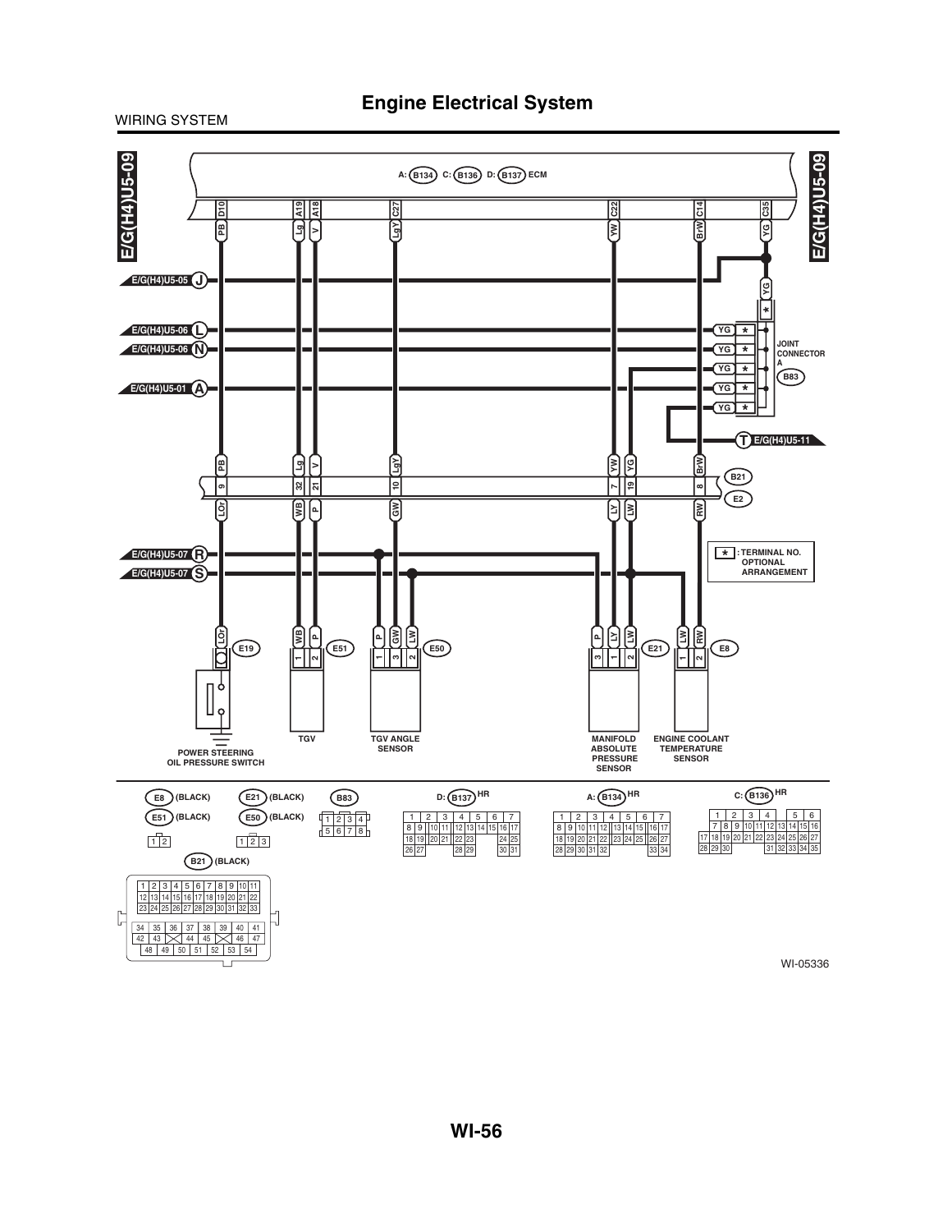## Engine Electrical System

WIRING SYSTEM

E/G(H4)U5-09

A: B134 C: B136 D: B137 ECM

D10 PB | A19 Lg | A18 V | C27 LgY | C22 YW | C14 BrW | C35 YG

E/G(H4)U5-05 J

E/G(H4)U5-06 L

E/G(H4)U5-06 N

E/G(H4)U5-01 A

JOINT CONNECTOR A (B83)

T E/G(H4)U5-11

B21 / E2

PB 9 LOr | Lg 32 WB | V 21 P | LgY 10 GW | YW 7 LY | YG 19 LW | BrW 8 RW

E/G(H4)U5-07 R

E/G(H4)U5-07 S

* : TERMINAL NO. OPTIONAL ARRANGEMENT

E19: LOr — POWER STEERING OIL PRESSURE SWITCH

E51: 1 WB, 2 P — TGV

E50: 1 P, 3 GW, 2 LW — TGV ANGLE SENSOR

E21: 3 P, 1 LY, 2 LW — MANIFOLD ABSOLUTE PRESSURE SENSOR

E8: 1 LW, 2 RW — ENGINE COOLANT TEMPERATURE SENSOR

E8 (BLACK) E21 (BLACK) B83

E51 (BLACK) E50 (BLACK)

D: B137 HR

A: B134 HR

C: B136 HR

B21 (BLACK)

WI-05336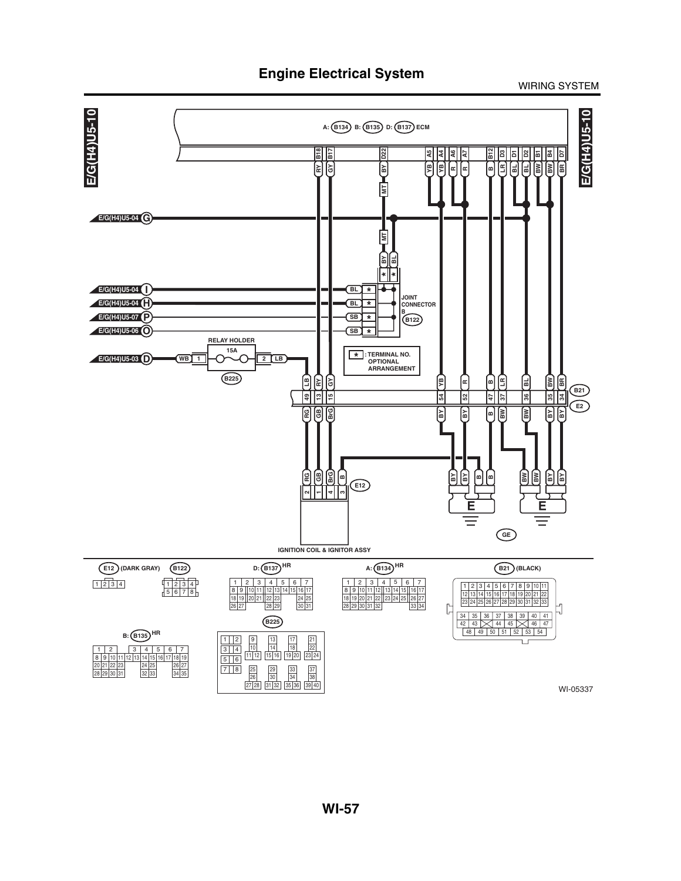# Engine Electrical System

E/G(H4)U5-10

A: (B134) B: (B135) D: (B137) ECM

B18 B17 D22 A5 A4 A6 A7 B12 D3 D1 D2 B1 B4 D7

RY GY BY YB YB R R B LR BL BL BW BW BR

MT

E/G(H4)U5-04 G

MT

BY BL

E/G(H4)U5-04 I — BL *

E/G(H4)U5-04 H — BL *

E/G(H4)U5-07 P — SB *

E/G(H4)U5-06 O — SB *

JOINT CONNECTOR B (B122)

RELAY HOLDER

15A

E/G(H4)U5-03 D — WB 1 — 2 LB

(B225)

* : TERMINAL NO. OPTIONAL ARRANGEMENT

LB RY GY YB R B LR BL BW BR

49 13 15 54 52 47 37 36 35 34 (B21)

RG GB BrG BY BY B BW BW BY BY (E2)

RG GB BrG B

2 1 4 3 (E12)

BY BY B B BW BW BY BY

E E

GE

IGNITION COIL & IGNITOR ASSY

E12 (DARK GRAY)

| 1 | 2 | 3 | 4 |
|---|---|---|---|

B122

| 1 | 2 | 3 | 4 |
|---|---|---|---|
| 5 | 6 | 7 | 8 |

D: (B137) HR

| 1 | 2 | 3 | 4 | 5 | 6 | 7 | | | |
|---|---|---|---|---|---|---|---|---|---|
| 8 | 9 | 10 | 11 | 12 | 13 | 14 | 15 | 16 | 17 |
| 18 | 19 | 20 | 21 | 22 | 23 | | | 24 | 25 |
| 26 | 27 | | | 28 | 29 | | | 30 | 31 |

A: (B134) HR

| 1 | 2 | 3 | 4 | 5 | 6 | 7 | | | |
|---|---|---|---|---|---|---|---|---|---|
| 8 | 9 | 10 | 11 | 12 | 13 | 14 | 15 | 16 | 17 |
| 18 | 19 | 20 | 21 | 22 | 23 | 24 | 25 | 26 | 27 |
| 28 | 29 | 30 | 31 | 32 | | | | 33 | 34 |

B21 (BLACK)

| 1 | 2 | 3 | 4 | 5 | 6 | 7 | 8 | 9 | 10 | 11 |
|---|---|---|---|---|---|---|---|---|---|---|
| 12 | 13 | 14 | 15 | 16 | 17 | 18 | 19 | 20 | 21 | 22 |
| 23 | 24 | 25 | 26 | 27 | 28 | 29 | 30 | 31 | 32 | 33 |

| 34 | 35 | 36 | 37 | 38 | 39 | 40 | 41 |
|---|---|---|---|---|---|---|---|
| 42 | 43 | | 44 | 45 | | 46 | 47 |
| 48 | 49 | 50 | 51 | 52 | 53 | 54 | |

B: (B135) HR

| 1 | 2 | | | 3 | 4 | 5 | 6 | 7 | | | |
|---|---|---|---|---|---|---|---|---|---|---|---|
| 8 | 9 | 10 | 11 | 12 | 13 | 14 | 15 | 16 | 17 | 18 | 19 |
| 20 | 21 | 22 | 23 | | | 24 | 25 | | | 26 | 27 |
| 28 | 29 | 30 | 31 | | | 32 | 33 | | | 34 | 35 |

B225

| 1 | 2 | 9 | | 13 | | 17 | | 21 | |
|---|---|---|---|---|---|---|---|---|---|
| 3 | 4 | 10 | | 14 | | 18 | | 22 | |
| 5 | 6 | 11 | 12 | 15 | 16 | 19 | 20 | 23 | 24 |
| 7 | 8 | 25 | | 29 | | 33 | | 37 | |
| | | 26 | | 30 | | 34 | | 38 | |
| | | 27 | 28 | 31 | 32 | 35 | 36 | 39 | 40 |

WI-05337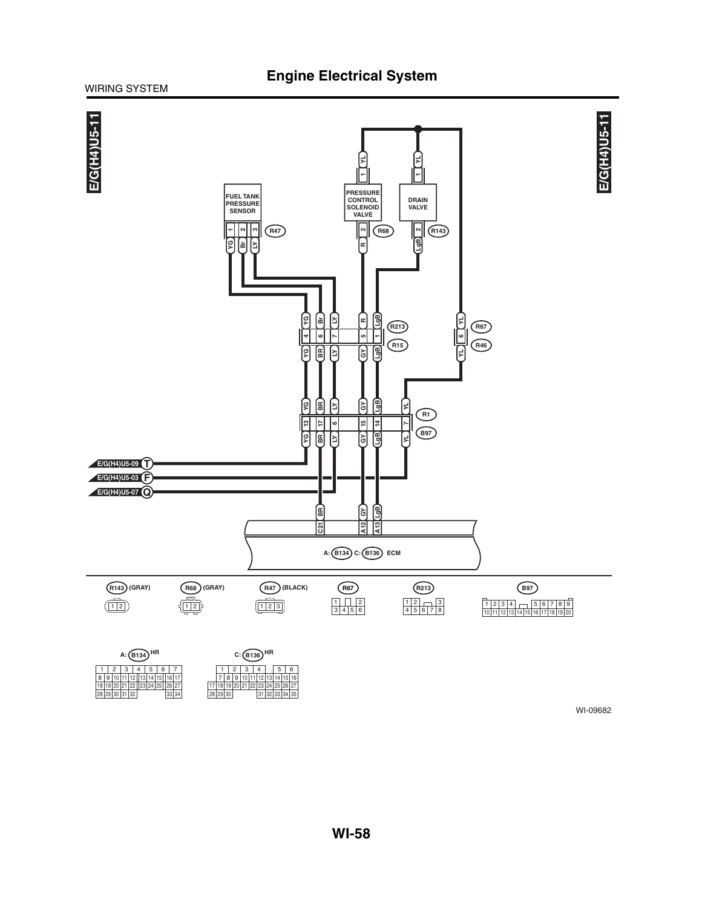# Engine Electrical System

WIRING SYSTEM

E/G(H4)U5-11

FUEL TANK PRESSURE SENSOR

PRESSURE CONTROL SOLENOID VALVE

DRAIN VALVE

R47 R68 R143

R213 R15

R67 R46

R1 B97

E/G(H4)U5-09 T

E/G(H4)U5-03 F

E/G(H4)U5-07 Q

A: B134 C: B136 ECM

R143 (GRAY) R68 (GRAY) R47 (BLACK) R67 R213 B97

A: B134 HR

C: B136 HR

WI-09682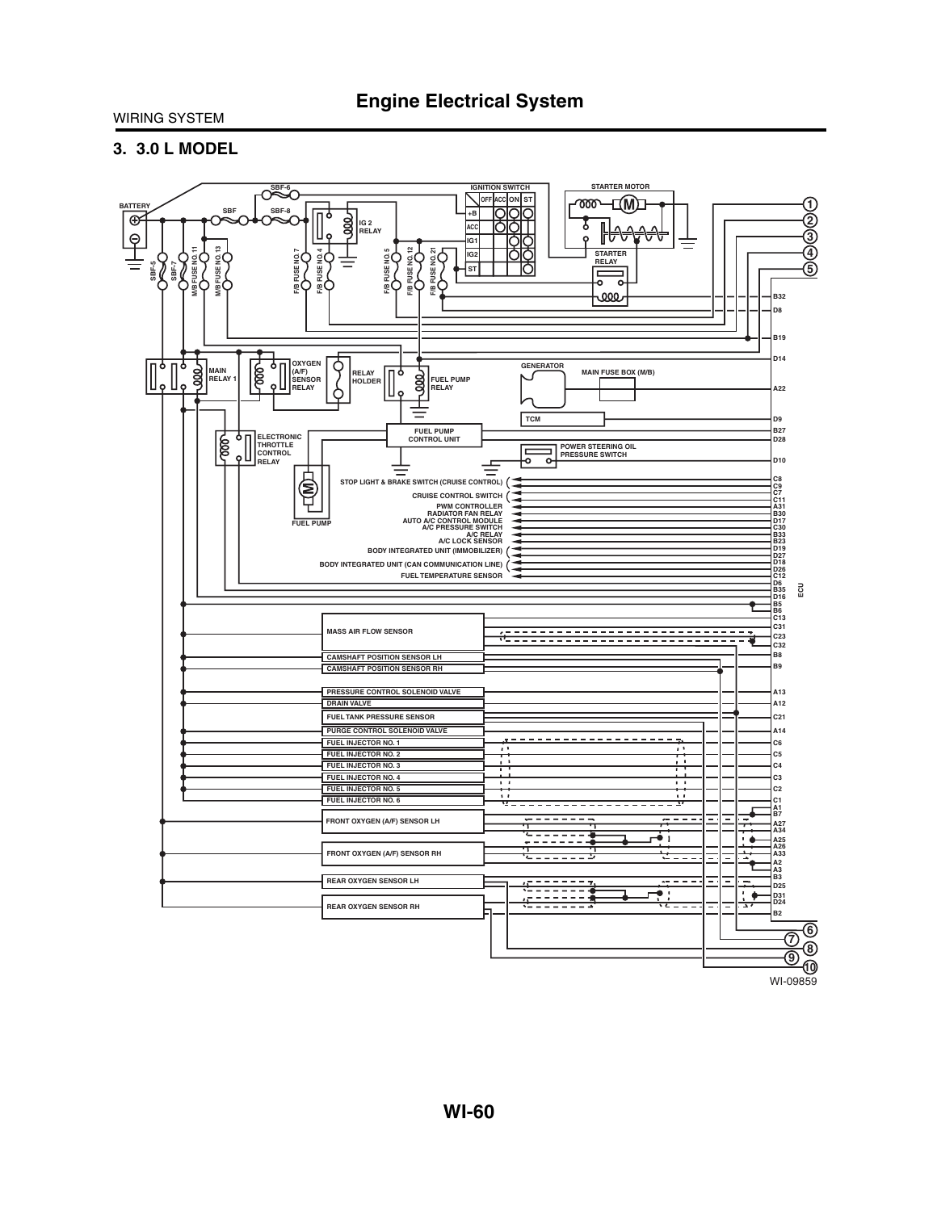## 3. 3.0 L MODEL

BATTERY

SBF-6

SBF

SBF-8

IG 2 RELAY

IGNITION SWITCH

| | OFF | ACC | ON | ST |
|---|---|---|---|---|
| +B | | | | |
| ACC | | | | |
| IG1 | | | | |
| IG2 | | | | |
| ST | | | | |

STARTER MOTOR

STARTER RELAY

SBF-5

SBF-7

M/B FUSE NO. 11

M/B FUSE NO. 13

F/B FUSE NO. 7

F/B FUSE NO. 4

F/B FUSE NO. 5

F/B FUSE NO. 12

F/B FUSE NO. 21

MAIN RELAY 1

OXYGEN (A/F) SENSOR RELAY

RELAY HOLDER

FUEL PUMP RELAY

GENERATOR

MAIN FUSE BOX (M/B)

TCM

ELECTRONIC THROTTLE CONTROL RELAY

FUEL PUMP CONTROL UNIT

POWER STEERING OIL PRESSURE SWITCH

FUEL PUMP

STOP LIGHT & BRAKE SWITCH (CRUISE CONTROL)

CRUISE CONTROL SWITCH

PWM CONTROLLER

RADIATOR FAN RELAY

AUTO A/C CONTROL MODULE

A/C PRESSURE SWITCH

A/C RELAY

A/C LOCK SENSOR

BODY INTEGRATED UNIT (IMMOBILIZER)

BODY INTEGRATED UNIT (CAN COMMUNICATION LINE)

FUEL TEMPERATURE SENSOR

MASS AIR FLOW SENSOR

CAMSHAFT POSITION SENSOR LH

CAMSHAFT POSITION SENSOR RH

PRESSURE CONTROL SOLENOID VALVE

DRAIN VALVE

FUEL TANK PRESSURE SENSOR

PURGE CONTROL SOLENOID VALVE

FUEL INJECTOR NO. 1

FUEL INJECTOR NO. 2

FUEL INJECTOR NO. 3

FUEL INJECTOR NO. 4

FUEL INJECTOR NO. 5

FUEL INJECTOR NO. 6

FRONT OXYGEN (A/F) SENSOR LH

FRONT OXYGEN (A/F) SENSOR RH

REAR OXYGEN SENSOR LH

REAR OXYGEN SENSOR RH

ECU

B32, D8, B19, D14, A22, D9, B27, D28, D10, C8, C9, C7, C11, A31, B30, D17, C30, B33, B23, D19, D27, D18, D26, C12, D6, B35, D16, B5, B6, C13, C31, C23, C32, B8, B9, A13, A12, C21, A14, C6, C5, C4, C3, C2, C1, A1, B7, A27, A34, A25, A26, A33, A2, A3, B3, D25, D31, D24, B2

1, 2, 3, 4, 5, 6, 7, 8, 9, 10

WI-09859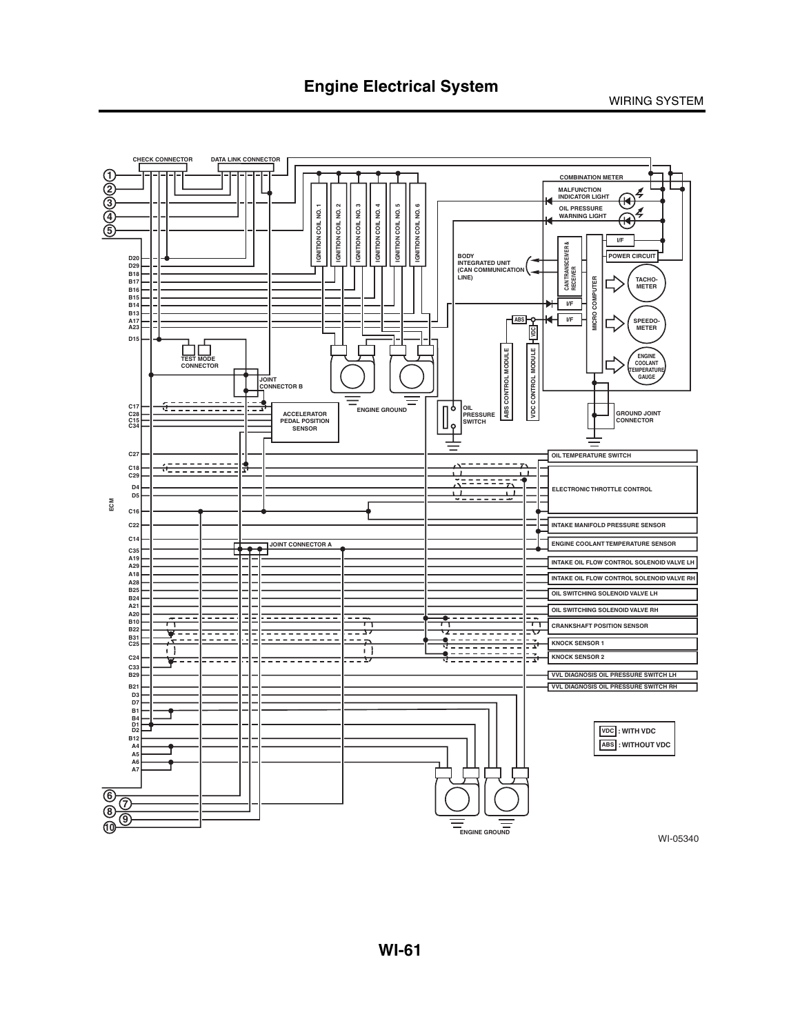# Engine Electrical System

WIRING SYSTEM

CHECK CONNECTOR

DATA LINK CONNECTOR

COMBINATION METER

MALFUNCTION INDICATOR LIGHT

OIL PRESSURE WARNING LIGHT

IGNITION COIL NO. 1

IGNITION COIL NO. 2

IGNITION COIL NO. 3

IGNITION COIL NO. 4

IGNITION COIL NO. 5

IGNITION COIL NO. 6

BODY INTEGRATED UNIT (CAN COMMUNICATION LINE)

CAN TRANSCEIVER & RECEIVER

MICRO COMPUTER

I/F

POWER CIRCUIT

TACHO-METER

SPEEDO-METER

ENGINE COOLANT TEMPERATURE GAUGE

ABS

VDC

ABS CONTROL MODULE

VDC CONTROL MODULE

TEST MODE CONNECTOR

JOINT CONNECTOR B

ENGINE GROUND

ACCELERATOR PEDAL POSITION SENSOR

OIL PRESSURE SWITCH

GROUND JOINT CONNECTOR

ECM

D20, D29, B18, B17, B16, B15, B14, B13, A17, A23, D15, C17, C28, C15, C34, C27, C18, C29, D4, D5, C16, C22, C14, C35, A19, A29, A18, A28, B25, B24, A21, A20, B10, B22, B31, C25, C24, C33, B29, B21, D3, D7, B1, B4, D1, D2, B12, A4, A5, A6, A7

OIL TEMPERATURE SWITCH

ELECTRONIC THROTTLE CONTROL

INTAKE MANIFOLD PRESSURE SENSOR

ENGINE COOLANT TEMPERATURE SENSOR

JOINT CONNECTOR A

INTAKE OIL FLOW CONTROL SOLENOID VALVE LH

INTAKE OIL FLOW CONTROL SOLENOID VALVE RH

OIL SWITCHING SOLENOID VALVE LH

OIL SWITCHING SOLENOID VALVE RH

CRANKSHAFT POSITION SENSOR

KNOCK SENSOR 1

KNOCK SENSOR 2

VVL DIAGNOSIS OIL PRESSURE SWITCH LH

VVL DIAGNOSIS OIL PRESSURE SWITCH RH

VDC : WITH VDC

ABS : WITHOUT VDC

1, 2, 3, 4, 5, 6, 7, 8, 9, 10

ENGINE GROUND

WI-05340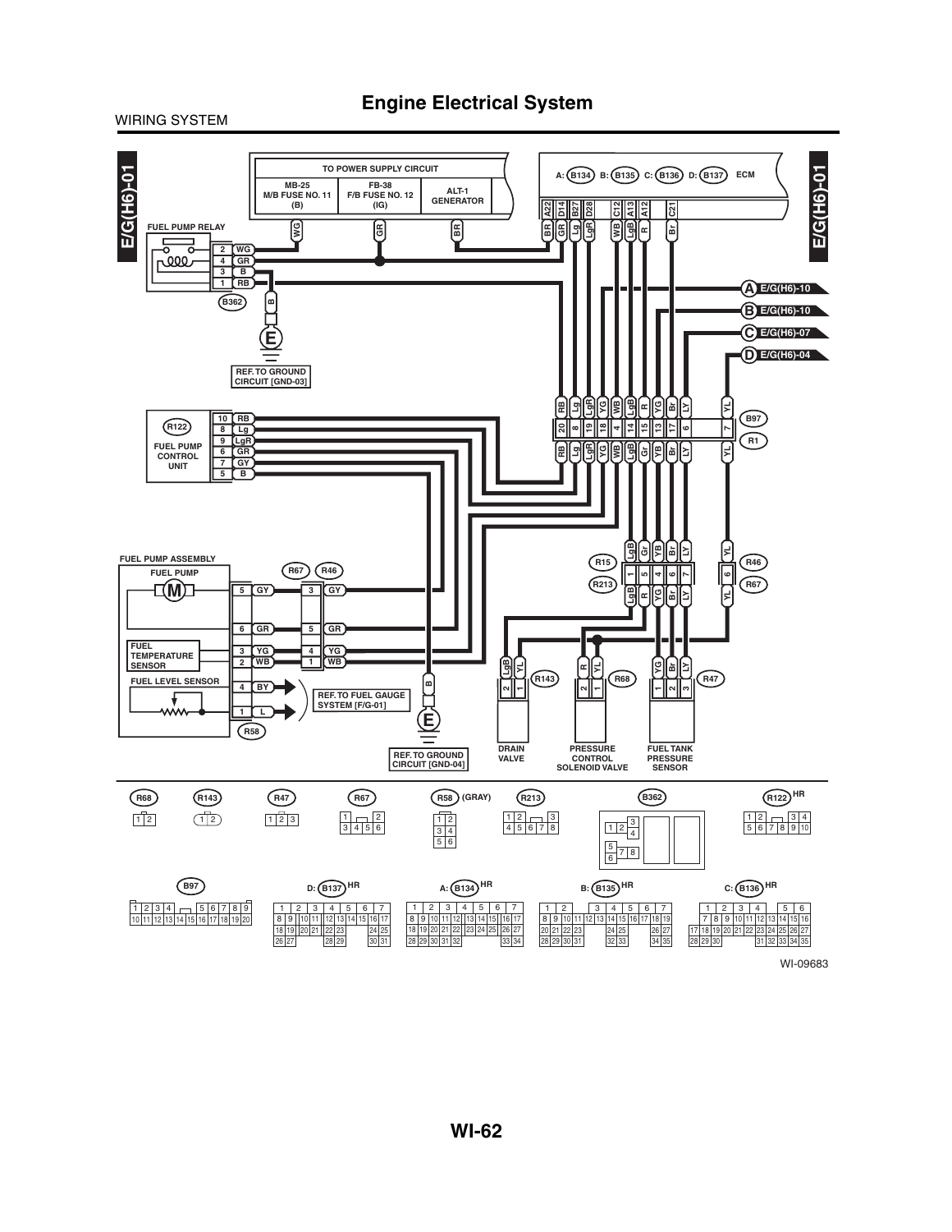WIRING SYSTEM

# Engine Electrical System

E/G(H6)-01

TO POWER SUPPLY CIRCUIT

MB-25 M/B FUSE NO. 11 (B)

FB-38 F/B FUSE NO. 12 (IG)

ALT-1 GENERATOR

A: B134 B: B135 C: B136 D: B137 ECM

A22 D14 B27 D28 C12 A13 A12 C21

FUEL PUMP RELAY

B362

REF. TO GROUND CIRCUIT [GND-03]

A E/G(H6)-10

B E/G(H6)-10

C E/G(H6)-07

D E/G(H6)-04

R122

FUEL PUMP CONTROL UNIT

B97

R1

FUEL PUMP ASSEMBLY

FUEL PUMP

FUEL TEMPERATURE SENSOR

FUEL LEVEL SENSOR

R58

R67 R46

REF. TO FUEL GAUGE SYSTEM [F/G-01]

REF. TO GROUND CIRCUIT [GND-04]

R15

R213

R46

R67

R143

R68

R47

DRAIN VALVE

PRESSURE CONTROL SOLENOID VALVE

FUEL TANK PRESSURE SENSOR

R68 R143 R47 R67 R58 (GRAY) R213 B362 R122 HR

B97 D: B137 HR A: B134 HR B: B135 HR C: B136 HR

WI-09683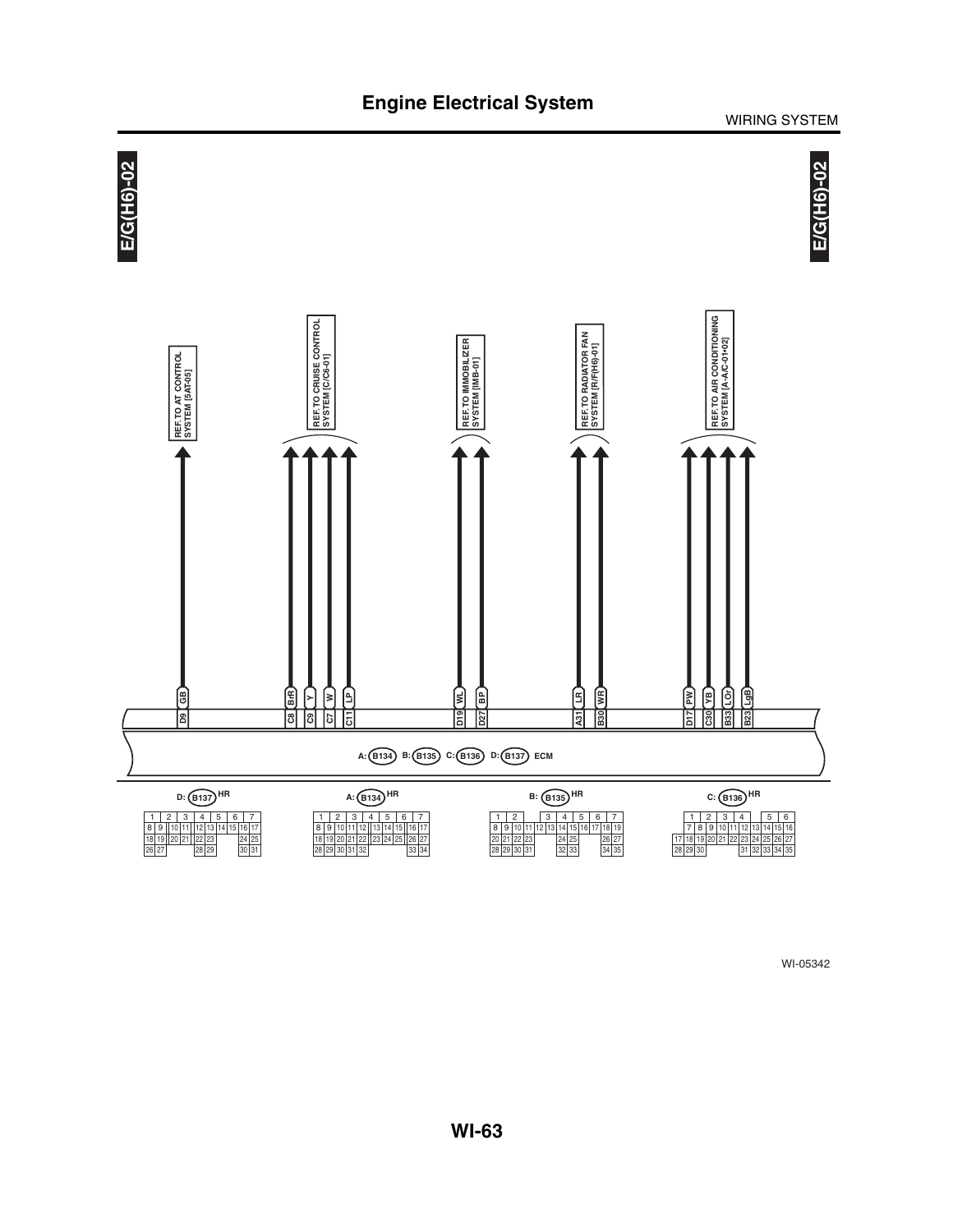# Engine Electrical System

WIRING SYSTEM

E/G(H6)-02

REF. TO AT CONTROL SYSTEM [5AT-05]

REF. TO CRUISE CONTROL SYSTEM [C/C6-01]

REF. TO IMMOBILIZER SYSTEM [IMB-01]

REF. TO RADIATOR FAN SYSTEM [R/F(H6)-01]

REF. TO AIR CONDITIONING SYSTEM [A-A/C-01•02]

| Terminal | Wire color | Reference |
|---|---|---|
| D9 | GB | AT CONTROL SYSTEM [5AT-05] |
| C8 | BrR | CRUISE CONTROL SYSTEM [C/C6-01] |
| C9 | Y | CRUISE CONTROL SYSTEM [C/C6-01] |
| C7 | W | CRUISE CONTROL SYSTEM [C/C6-01] |
| C11 | LP | CRUISE CONTROL SYSTEM [C/C6-01] |
| D19 | WL | IMMOBILIZER SYSTEM [IMB-01] |
| D27 | BP | IMMOBILIZER SYSTEM [IMB-01] |
| A31 | LR | RADIATOR FAN SYSTEM [R/F(H6)-01] |
| B30 | WR | RADIATOR FAN SYSTEM [R/F(H6)-01] |
| D17 | PW | AIR CONDITIONING SYSTEM [A-A/C-01•02] |
| C30 | YB | AIR CONDITIONING SYSTEM [A-A/C-01•02] |
| B33 | LOr | AIR CONDITIONING SYSTEM [A-A/C-01•02] |
| B23 | LgB | AIR CONDITIONING SYSTEM [A-A/C-01•02] |

A: (B134) B: (B135) C: (B136) D: (B137) ECM

D: (B137) HR

| 1 | 2 | 3 | 4 | 5 | 6 | 7 | | | | |
|---|---|---|---|---|---|---|---|---|---|---|
| 8 | 9 | 10 | 11 | 12 | 13 | 14 | 15 | 16 | 17 | |
| 18 | 19 | 20 | 21 | 22 | 23 | 24 | 25 | | | |
| 26 | 27 | 28 | 29 | 30 | 31 | | | | | |

A: (B134) HR

| 1 | 2 | 3 | 4 | 5 | 6 | 7 | | | | | |
|---|---|---|---|---|---|---|---|---|---|---|---|
| 8 | 9 | 10 | 11 | 12 | 13 | 14 | 15 | 16 | 17 | | |
| 18 | 19 | 20 | 21 | 22 | 23 | 24 | 25 | 26 | 27 | | |
| 28 | 29 | 30 | 31 | 32 | 33 | 34 | | | | | |

B: (B135) HR

| 1 | 2 | 3 | 4 | 5 | 6 | 7 | | | | | | |
|---|---|---|---|---|---|---|---|---|---|---|---|---|
| 8 | 9 | 10 | 11 | 12 | 13 | 14 | 15 | 16 | 17 | 18 | 19 | |
| 20 | 21 | 22 | 23 | 24 | 25 | 26 | 27 | | | | | |
| 28 | 29 | 30 | 31 | 32 | 33 | 34 | 35 | | | | | |

C: (B136) HR

| 1 | 2 | 3 | 4 | 5 | 6 | | | | | | |
|---|---|---|---|---|---|---|---|---|---|---|---|
| 7 | 8 | 9 | 10 | 11 | 12 | 13 | 14 | 15 | 16 | | |
| 17 | 18 | 19 | 20 | 21 | 22 | 23 | 24 | 25 | 26 | 27 | |
| 28 | 29 | 30 | 31 | 32 | 33 | 34 | 35 | | | | |

WI-05342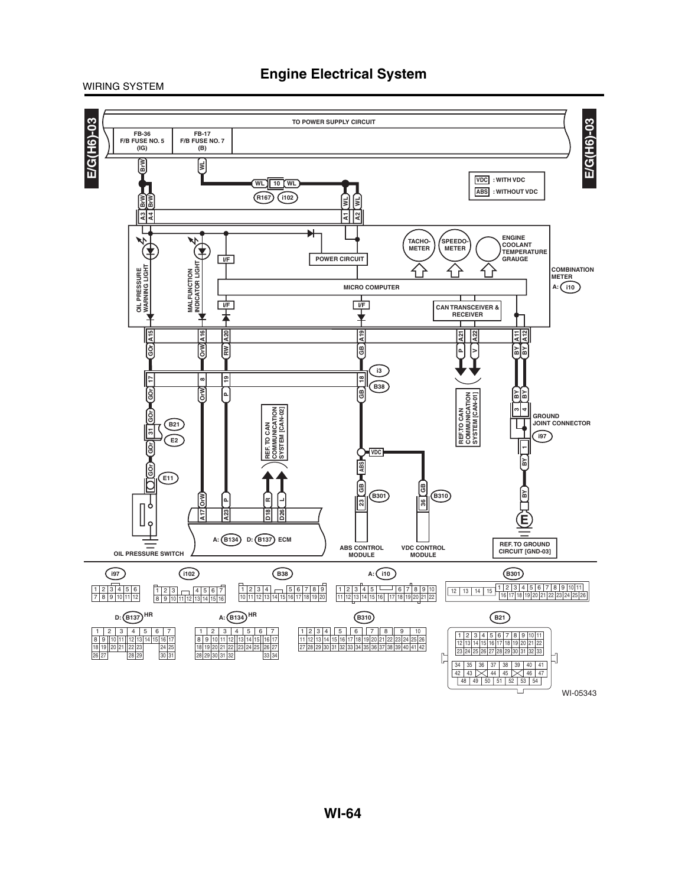# Engine Electrical System

WIRING SYSTEM

E/G(H6)-03

TO POWER SUPPLY CIRCUIT

FB-36 F/B FUSE NO. 5 (IG)

FB-17 F/B FUSE NO. 7 (B)

VDC : WITH VDC

ABS : WITHOUT VDC

BrW, WL, WL 10 WL, R167, i102, BrW, BrW, WL, WL, A3, A4, A1, A2

OIL PRESSURE WARNING LIGHT

MALFUNCTION INDICATOR LIGHT

I/F

POWER CIRCUIT

TACHO-METER

SPEEDO-METER

ENGINE COOLANT TEMPERATURE GRAUGE

COMBINATION METER

A: i10

MICRO COMPUTER

I/F

I/F

CAN TRANSCEIVER & RECEIVER

A15, A16, A20, A19, A21, A22, A11, A12

GOr, OrW, RW, GB, P, V, BY, BY

17, 8, 19, 18

i3

B38

GOr, OrW, P, GB

REF. TO CAN COMMUNICATION SYSTEM [CAN-01]

BY, BY, 3, 4

GROUND JOINT CONNECTOR

GOr, 31, GOr

B21

E2

REF. TO CAN COMMUNICATION SYSTEM [CAN-02]

i97

1

VDC

ABS

BY

GOr

E11

GB, GB

B301, B310

BY

OrW, P, R, L

A17, A23, D18, D26, 23, 36

E

A: B134 D: B137 ECM

ABS CONTROL MODULE

VDC CONTROL MODULE

REF. TO GROUND CIRCUIT [GND-03]

OIL PRESSURE SWITCH

i97, i102, B38, A: i10, B301

D: B137 HR

A: B134 HR

B310

B21

WI-05343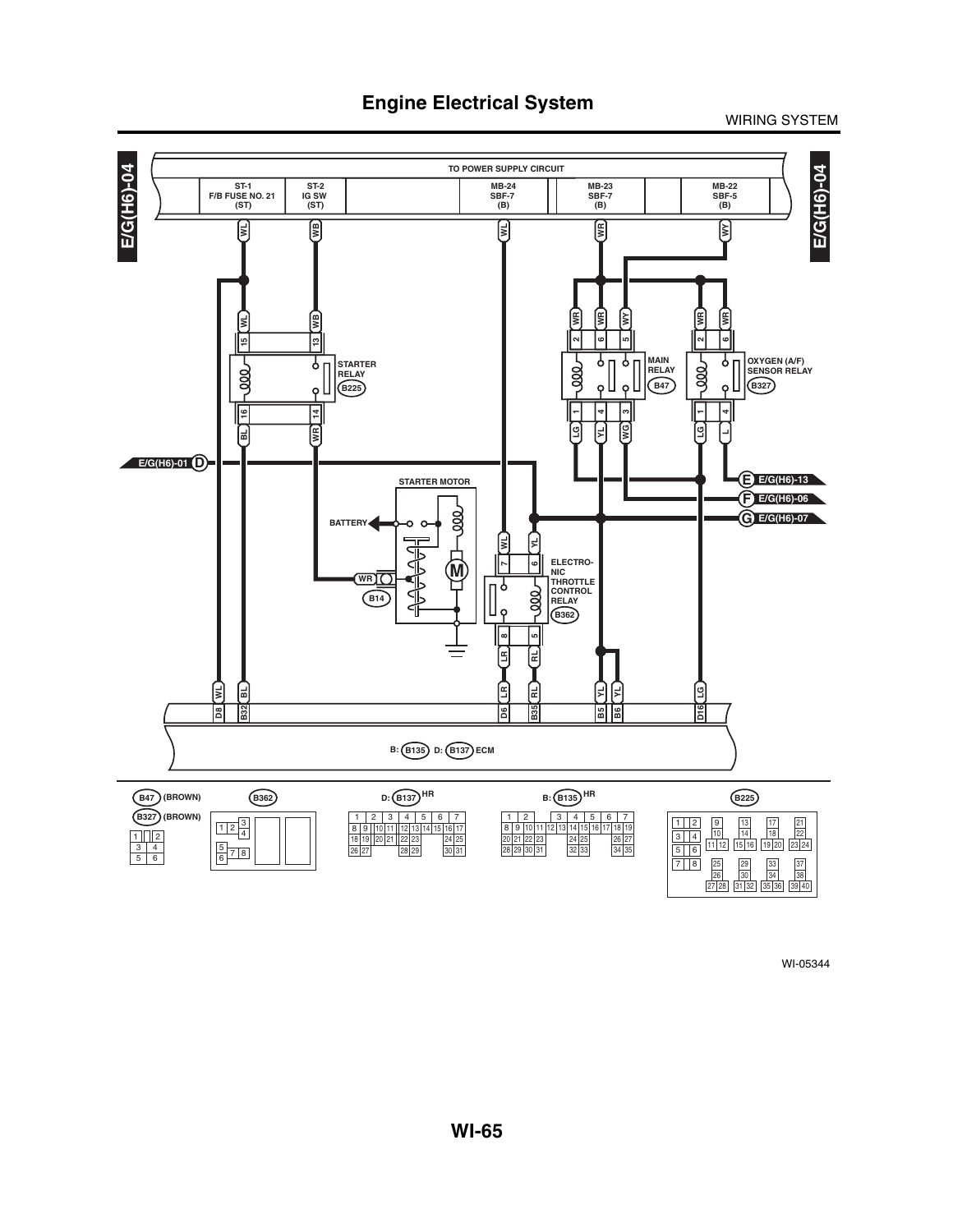# Engine Electrical System

WIRING SYSTEM

E/G(H6)-04

TO POWER SUPPLY CIRCUIT

| ST-1 F/B FUSE NO. 21 (ST) | ST-2 IG SW (ST) | MB-24 SBF-7 (B) | MB-23 SBF-7 (B) | MB-22 SBF-5 (B) |
| --- | --- | --- | --- | --- |
| WL | WB | WL | WR | WY |

STARTER RELAY (B225)

MAIN RELAY (B47)

OXYGEN (A/F) SENSOR RELAY (B327)

E/G(H6)-01 D

E E/G(H6)-13

F E/G(H6)-06

G E/G(H6)-07

STARTER MOTOR

BATTERY

WR (B14)

ELECTRONIC THROTTLE CONTROL RELAY (B362)

| D8 | B32 | D6 | B35 | B5 | B6 | D16 |
| --- | --- | --- | --- | --- | --- | --- |
| WL | BL | LR | RL | YL | YL | LG |

B: (B135) D: (B137) ECM

(B47) (BROWN)

(B327) (BROWN)

(B362)

D: (B137) HR

B: (B135) HR

(B225)

WI-05344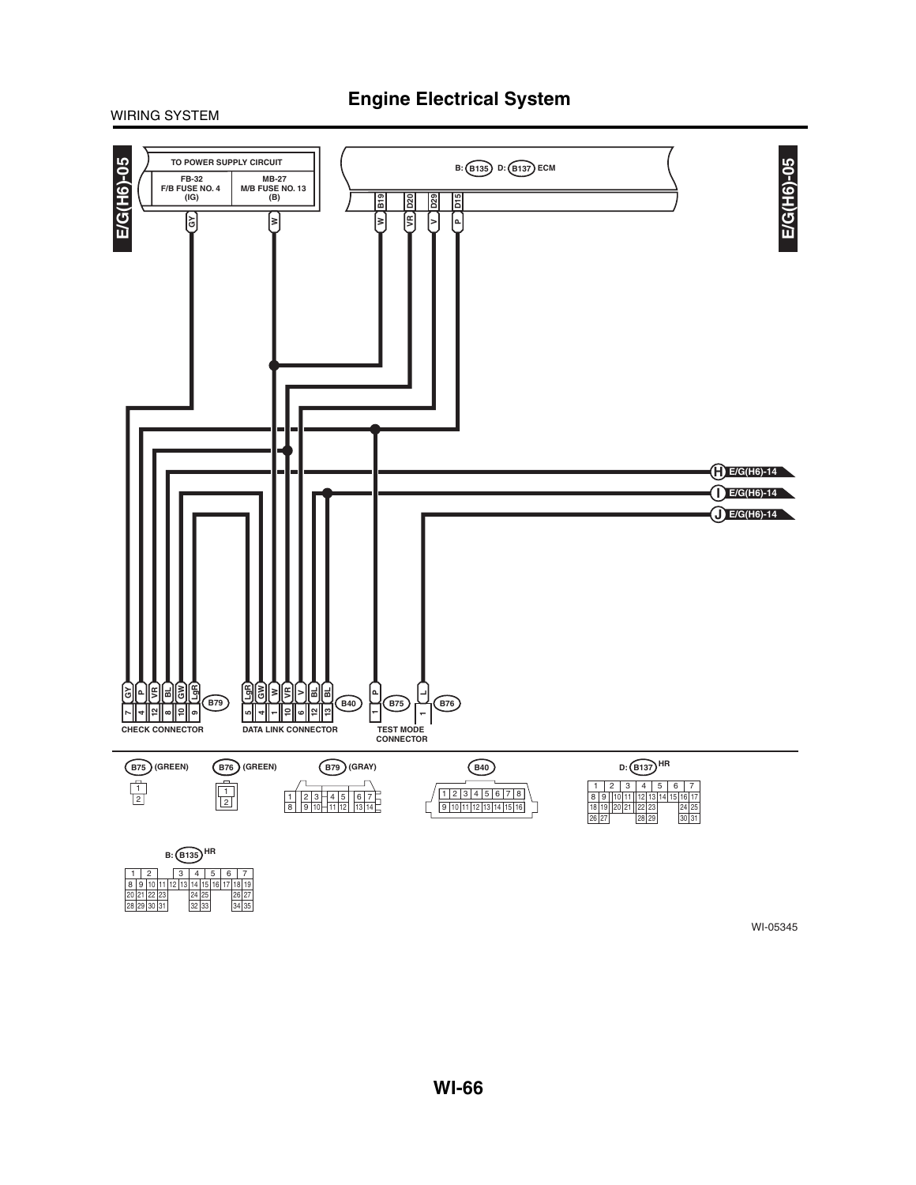WIRING SYSTEM

# Engine Electrical System

E/G(H6)-05

TO POWER SUPPLY CIRCUIT

| FB-32 F/B FUSE NO. 4 (IG) | MB-27 M/B FUSE NO. 13 (B) |
|---|---|
| GY | W |

B: B135 D: B137 ECM

| B19 | D20 | D29 | D15 |
|---|---|---|---|
| W | VR | V | P |

H E/G(H6)-14

I E/G(H6)-14

J E/G(H6)-14

CHECK CONNECTOR (B79)

| GY | P | VR | BL | GW | LgR |
|---|---|---|---|---|---|
| 7 | 4 | 12 | 8 | 10 | 9 |

DATA LINK CONNECTOR (B40)

| LgR | GW | W | VR | V | BL | BL |
|---|---|---|---|---|---|---|
| 5 | 4 | 1 | 10 | 6 | 12 | 13 |

TEST MODE CONNECTOR

| B75 | B76 |
|---|---|
| P | L |
| 1 | 1 |

B75 (GREEN)

| 1 |
|---|
| 2 |

B76 (GREEN)

| 1 |
|---|
| 2 |

B79 (GRAY)

| 1 | 2 | 3 | 4 | 5 | 6 | 7 |
|---|---|---|---|---|---|---|
| 8 | 9 | 10 | 11 | 12 | 13 | 14 |

B40

| 1 | 2 | 3 | 4 | 5 | 6 | 7 | 8 |
|---|---|---|---|---|---|---|---|
| 9 | 10 | 11 | 12 | 13 | 14 | 15 | 16 |

D: B137 HR

| | | | | | | | | | |
|---|---|---|---|---|---|---|---|---|---|
| 1 | 2 | 3 | 4 | 5 | 6 | 7 | | | |
| 8 | 9 | 10 | 11 | 12 | 13 | 14 | 15 | 16 | 17 |
| 18 | 19 | 20 | 21 | 22 | 23 | 24 | 25 | | |
| 26 | 27 | 28 | 29 | 30 | 31 | | | | |

B: B135 HR

| | | | | | | | | | | | |
|---|---|---|---|---|---|---|---|---|---|---|---|
| 1 | 2 | 3 | 4 | 5 | 6 | 7 | | | | | |
| 8 | 9 | 10 | 11 | 12 | 13 | 14 | 15 | 16 | 17 | 18 | 19 |
| 20 | 21 | 22 | 23 | 24 | 25 | 26 | 27 | | | | |
| 28 | 29 | 30 | 31 | 32 | 33 | 34 | 35 | | | | |

WI-05345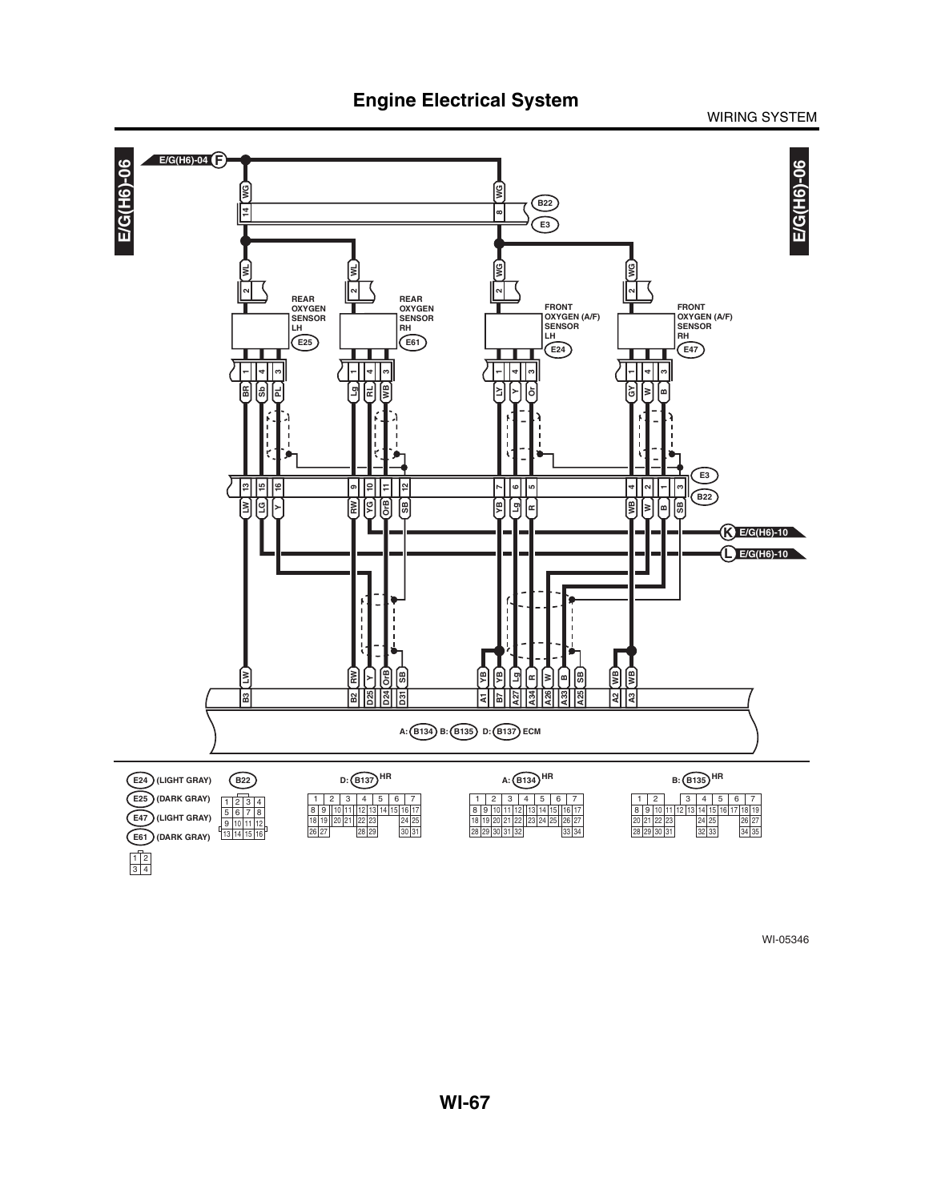# Engine Electrical System

WIRING SYSTEM

E/G(H6)-06

E/G(H6)-04 F

B22

E3

REAR OXYGEN SENSOR LH (E25)

REAR OXYGEN SENSOR RH (E61)

FRONT OXYGEN (A/F) SENSOR LH (E24)

FRONT OXYGEN (A/F) SENSOR RH (E47)

K E/G(H6)-10

L E/G(H6)-10

A: (B134) B: (B135) D: (B137) ECM

E24 (LIGHT GRAY)

E25 (DARK GRAY)

E47 (LIGHT GRAY)

E61 (DARK GRAY)

| 1 | 2 |
|---|---|
| 3 | 4 |

B22

| 1 | 2 | 3 | 4 |
|---|---|---|---|
| 5 | 6 | 7 | 8 |
| 9 | 10 | 11 | 12 |
| 13 | 14 | 15 | 16 |

D: (B137) HR

| 1 | 2 | 3 | 4 | 5 | 6 | 7 | | | |
|---|---|---|---|---|---|---|---|---|---|
| 8 | 9 | 10 | 11 | 12 | 13 | 14 | 15 | 16 | 17 |
| 18 | 19 | 20 | 21 | 22 | 23 | | | 24 | 25 |
| 26 | 27 | | | 28 | 29 | | | 30 | 31 |

A: (B134) HR

| 1 | 2 | 3 | 4 | 5 | 6 | 7 | | | |
|---|---|---|---|---|---|---|---|---|---|
| 8 | 9 | 10 | 11 | 12 | 13 | 14 | 15 | 16 | 17 |
| 18 | 19 | 20 | 21 | 22 | 23 | 24 | 25 | 26 | 27 |
| 28 | 29 | 30 | 31 | 32 | | | | 33 | 34 |

B: (B135) HR

| 1 | 2 | | 3 | 4 | 5 | 6 | 7 | | |
|---|---|---|---|---|---|---|---|---|---|
| 8 | 9 | 10 | 11 | 12 | 13 | 14 | 15 | 16 | 17 | 18 | 19 |
| 20 | 21 | 22 | 23 | | | 24 | 25 | | | 26 | 27 |
| 28 | 29 | 30 | 31 | | | 32 | 33 | | | 34 | 35 |

WI-05346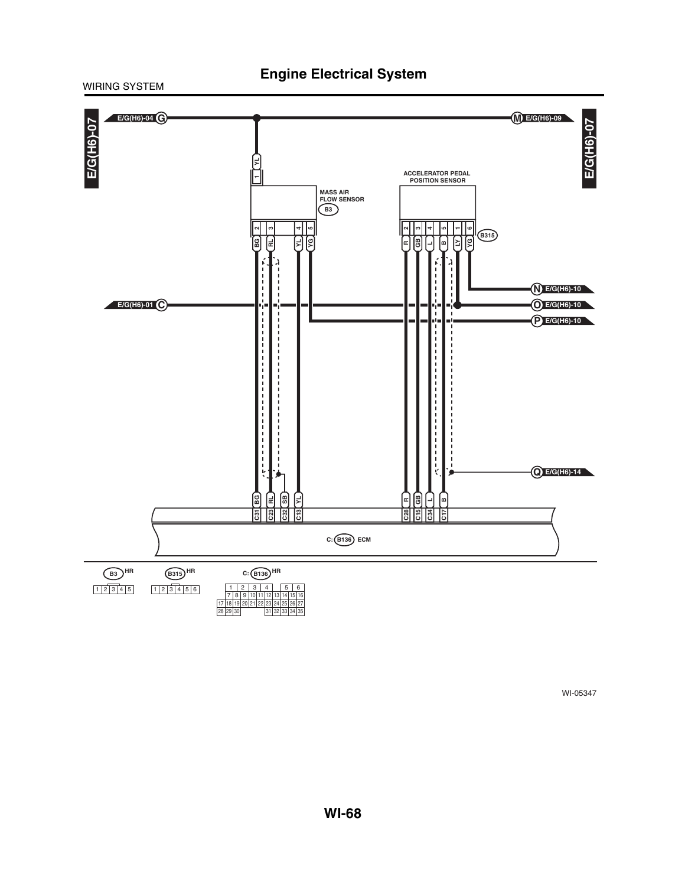# Engine Electrical System

WIRING SYSTEM

E/G(H6)-07

E/G(H6)-04 G

M E/G(H6)-09

MASS AIR FLOW SENSOR

B3

ACCELERATOR PEDAL POSITION SENSOR

B315

E/G(H6)-01 C

N E/G(H6)-10

O E/G(H6)-10

P E/G(H6)-10

Q E/G(H6)-14

C: B136 ECM

| Mass air flow sensor (B3) terminal | Wire color | ECM (B136) terminal |
| --- | --- | --- |
| 1 | YL | — |
| 2 | BG | C31 |
| 3 | RL | C23 |
| 4 | YL | C13 |
| 5 | YG | — |
| — | SB | C32 |

| Accelerator pedal position sensor (B315) terminal | Wire color | ECM (B136) terminal |
| --- | --- | --- |
| 2 | R | C28 |
| 3 | GB | C15 |
| 4 | L | C34 |
| 5 | B | C17 |
| 1 | LY | — |
| 6 | YG | — |

B3 HR

| 1 | 2 | 3 | 4 | 5 |
| --- | --- | --- | --- | --- |

B315 HR

| 1 | 2 | 3 | 4 | 5 | 6 |
| --- | --- | --- | --- | --- | --- |

C: B136 HR

| | | | | | | | | | | |
| --- | --- | --- | --- | --- | --- | --- | --- | --- | --- | --- |
| | | 1 | 2 | 3 | 4 | | 5 | 6 | | |
| | | 7 | 8 | 9 | 10 | 11 | 12 | 13 | 14 | 15 | 16 |
| 17 | 18 | 19 | 20 | 21 | 22 | 23 | 24 | 25 | 26 | 27 |
| 28 | 29 | 30 | | | 31 | 32 | 33 | 34 | 35 | |

WI-05347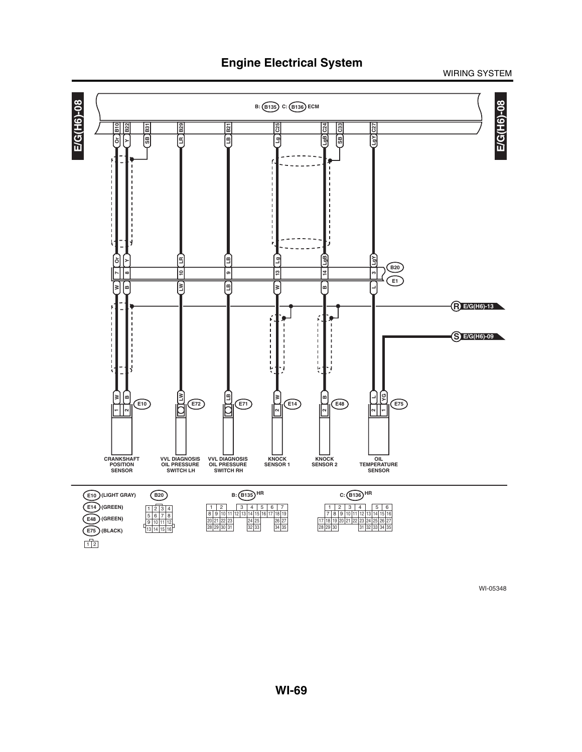# Engine Electrical System

WIRING SYSTEM

E/G(H6)-08

B: (B135) C: (B136) ECM

B10 Or, B22 Y, B31 SB, B29 LR, B21 LB, C25 Lg, C24 LgB, C33 SB, C27 LgY

B20 / E1

| B20 | 7 | 8 | 10 | 9 | 13 | 14 | 3 |
|---|---|---|---|---|---|---|---|
| Upper wire | Or | Y | LR | LB | Lg | LgB | LgY |
| Lower wire | W | B | LW | LB | W | B | L |

R E/G(H6)-13

S E/G(H6)-09

| Connector | Terminal / Wire | Component |
|---|---|---|
| E10 | 1: W, 2: B | CRANKSHAFT POSITION SENSOR |
| E72 | LW | VVL DIAGNOSIS OIL PRESSURE SWITCH LH |
| E71 | LB | VVL DIAGNOSIS OIL PRESSURE SWITCH RH |
| E14 | 2: W | KNOCK SENSOR 1 |
| E48 | 2: B | KNOCK SENSOR 2 |
| E75 | 2: L, 1: YG | OIL TEMPERATURE SENSOR |

E10 (LIGHT GRAY)
E14 (GREEN)
E48 (GREEN)
E75 (BLACK)

| 1 | 2 |
|---|---|

B20

| 1 | 2 | 3 | 4 |
|---|---|---|---|
| 5 | 6 | 7 | 8 |
| 9 | 10 | 11 | 12 |
| 13 | 14 | 15 | 16 |

B: (B135) HR

| 1 | 2 | | 3 | 4 | 5 | 6 | 7 |
|---|---|---|---|---|---|---|---|
| 8 9 | 10 11 | 12 13 | 14 | 15 | 16 | 17 18 | 19 |
| 20 21 | 22 23 | | 24 | 25 | | 26 | 27 |
| 28 29 | 30 31 | | 32 | 33 | | 34 | 35 |

C: (B136) HR

| 1 | 2 | 3 | 4 | | 5 | 6 |
|---|---|---|---|---|---|---|
| 7 8 | 9 10 | 11 12 | 13 14 | | 15 | 16 |
| 17 18 19 | 20 21 | 22 23 | 24 25 | | 26 | 27 |
| 28 29 30 | | 31 32 | 33 34 | | 35 | |

WI-05348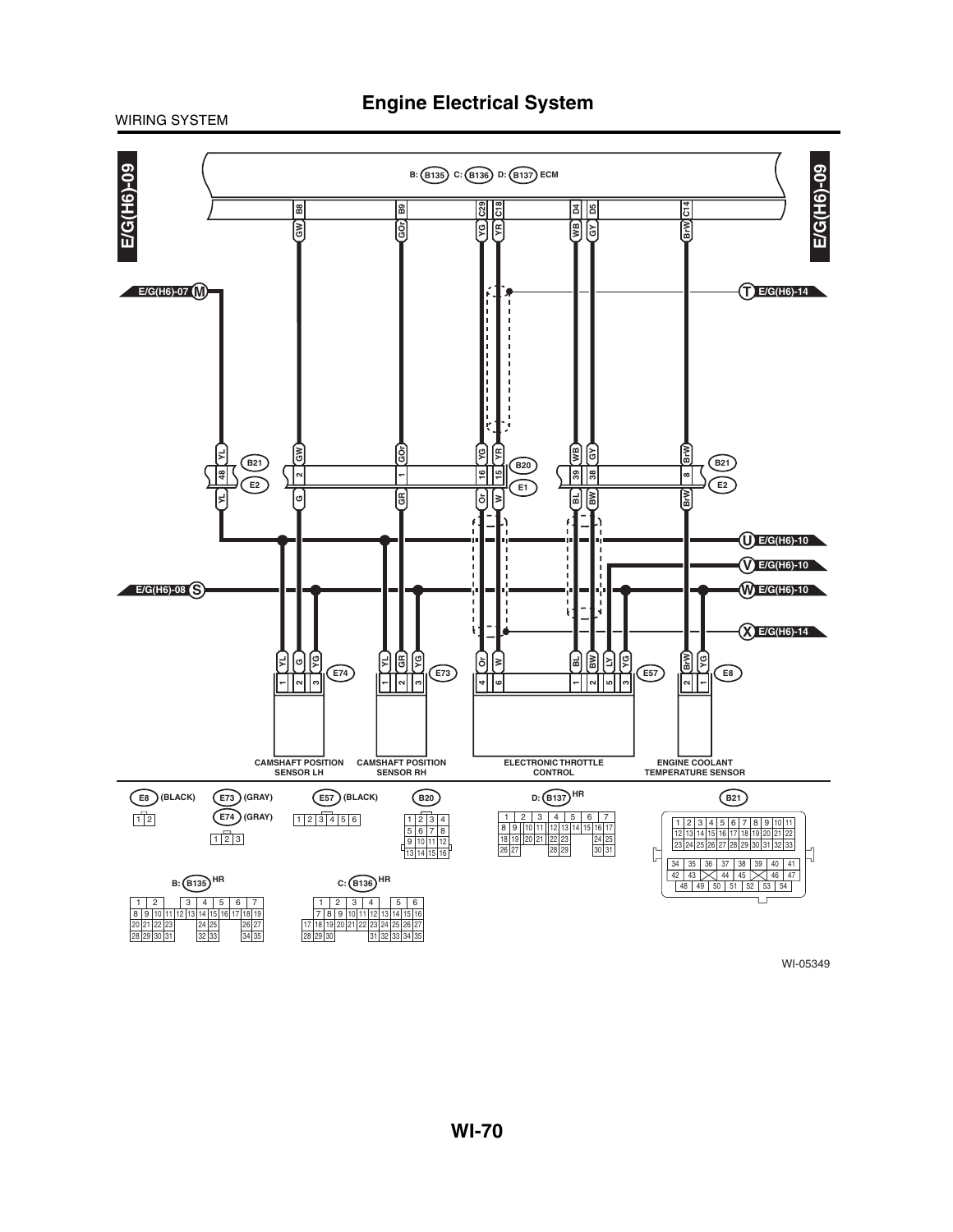# Engine Electrical System

WIRING SYSTEM

E/G(H6)-09

B: (B135) C: (B136) D: (B137) ECM

B8 B9 C29 C18 D4 D5 C14

GW GOr YG YR WB GY BrW

E/G(H6)-07 (M)

(T) E/G(H6)-14

YL GW GOr YG YR WB GY BrW

B21 B20 B21

48 2 1 16 15 39 38 8

E2 E1 E2

YL G GR Or W BL BW BrW

(U) E/G(H6)-10

(V) E/G(H6)-10

E/G(H6)-08 (S)

(W) E/G(H6)-10

(X) E/G(H6)-14

YL G YG | YL GR YG | Or W BL BW LY YG | BrW YG

1 2 3 (E74) | 1 2 3 (E73) | 4 6 1 2 5 3 (E57) | 2 1 (E8)

CAMSHAFT POSITION SENSOR LH

CAMSHAFT POSITION SENSOR RH

ELECTRONIC THROTTLE CONTROL

ENGINE COOLANT TEMPERATURE SENSOR

(E8) (BLACK)

1 2

(E73) (GRAY)

(E74) (GRAY)

1 2 3

(E57) (BLACK)

1 2 3 4 5 6

(B20)

1 2 3 4
5 6 7 8
9 10 11 12
13 14 15 16

D: (B137) HR

1 2 3 4 5 6 7
8 9 10 11 12 13 14 15 16 17
18 19 20 21 22 23 24 25
26 27 28 29 30 31

(B21)

1 2 3 4 5 6 7 8 9 10 11
12 13 14 15 16 17 18 19 20 21 22
23 24 25 26 27 28 29 30 31 32 33
34 35 36 37 38 39 40 41
42 43 44 45 46 47
48 49 50 51 52 53 54

B: (B135) HR

1 2 3 4 5 6 7
8 9 10 11 12 13 14 15 16 17 18 19
20 21 22 23 24 25 26 27
28 29 30 31 32 33 34 35

C: (B136) HR

1 2 3 4 5 6
7 8 9 10 11 12 13 14 15 16
17 18 19 20 21 22 23 24 25 26 27
28 29 30 31 32 33 34 35

WI-05349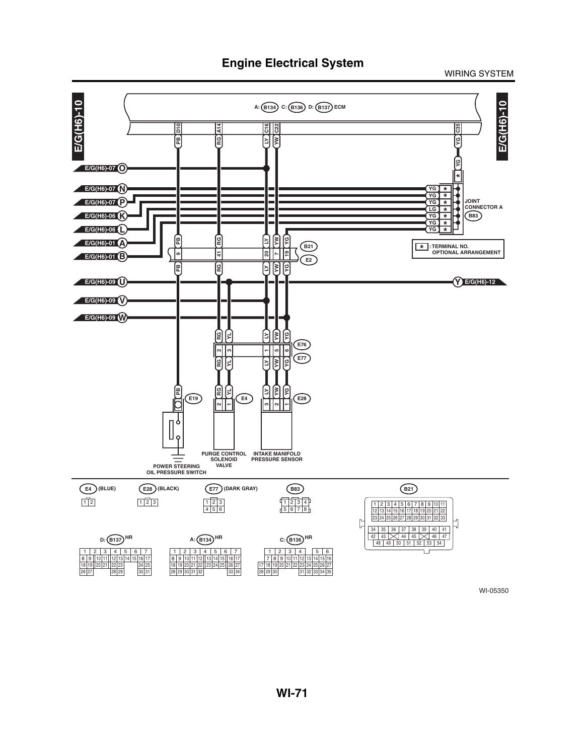# Engine Electrical System

WIRING SYSTEM

E/G(H6)-10

A: B134 C: B136 D: B137 ECM

D10 A14 C16 C22 C35

PB RG LY YW YG

E/G(H6)-07 O

E/G(H6)-07 N

E/G(H6)-07 P

E/G(H6)-06 K

E/G(H6)-06 L

E/G(H6)-01 A

E/G(H6)-01 B

YG YG YG LG YG YG YG

JOINT CONNECTOR A B83

* : TERMINAL NO. OPTIONAL ARRANGEMENT

B21 E2

9 41 20 7 19

E/G(H6)-09 U

E/G(H6)-09 V

E/G(H6)-09 W

Y E/G(H6)-12

E76 E77

2 3 1 5 6

E19 E4 E28

2 1 3 2 1

POWER STEERING OIL PRESSURE SWITCH

PURGE CONTROL SOLENOID VALVE

INTAKE MANIFOLD PRESSURE SENSOR

E4 (BLUE)

| 1 | 2 |
|---|---|

E28 (BLACK)

| 1 | 2 | 3 |
|---|---|---|

E77 (DARK GRAY)

| 1 | 2 | 3 |
|---|---|---|
| 4 | 5 | 6 |

B83

| 1 | 2 | 3 | 4 |
|---|---|---|---|
| 5 | 6 | 7 | 8 |

B21

| 1 | 2 | 3 | 4 | 5 | 6 | 7 | 8 | 9 | 10 | 11 |
|---|---|---|---|---|---|---|---|---|---|---|
| 12 | 13 | 14 | 15 | 16 | 17 | 18 | 19 | 20 | 21 | 22 |
| 23 | 24 | 25 | 26 | 27 | 28 | 29 | 30 | 31 | 32 | 33 |

| 34 | 35 | 36 | 37 | 38 | 39 | 40 | 41 |
|---|---|---|---|---|---|---|---|
| 42 | 43 | | 44 | 45 | | 46 | 47 |
| 48 | 49 | 50 | 51 | 52 | 53 | 54 | |

D: B137 HR

| 1 | 2 | 3 | 4 | 5 | 6 | 7 |
|---|---|---|---|---|---|---|
| 8 9 | 10 11 | 12 13 | 14 15 | 16 17 | | |
| 18 19 | 20 21 | 22 23 | | 24 25 | | |
| 26 27 | | 28 29 | | 30 31 | | |

A: B134 HR

| 1 | 2 | 3 | 4 | 5 | 6 | 7 |
|---|---|---|---|---|---|---|
| 8 9 | 10 11 | 12 13 | 14 15 | 16 17 | | |
| 18 19 | 20 21 | 22 23 | 24 25 | 26 27 | | |
| 28 29 | 30 31 | 32 | | 33 34 | | |

C: B136 HR

| 1 | 2 | 3 | 4 | 5 | 6 |
|---|---|---|---|---|---|
| 7 8 | 9 10 | 11 12 | 13 14 | 15 16 | |
| 17 18 | 19 20 | 21 22 | 23 24 | 25 26 | 27 |
| 28 29 | 30 | 31 32 | 33 34 | 35 | |

WI-05350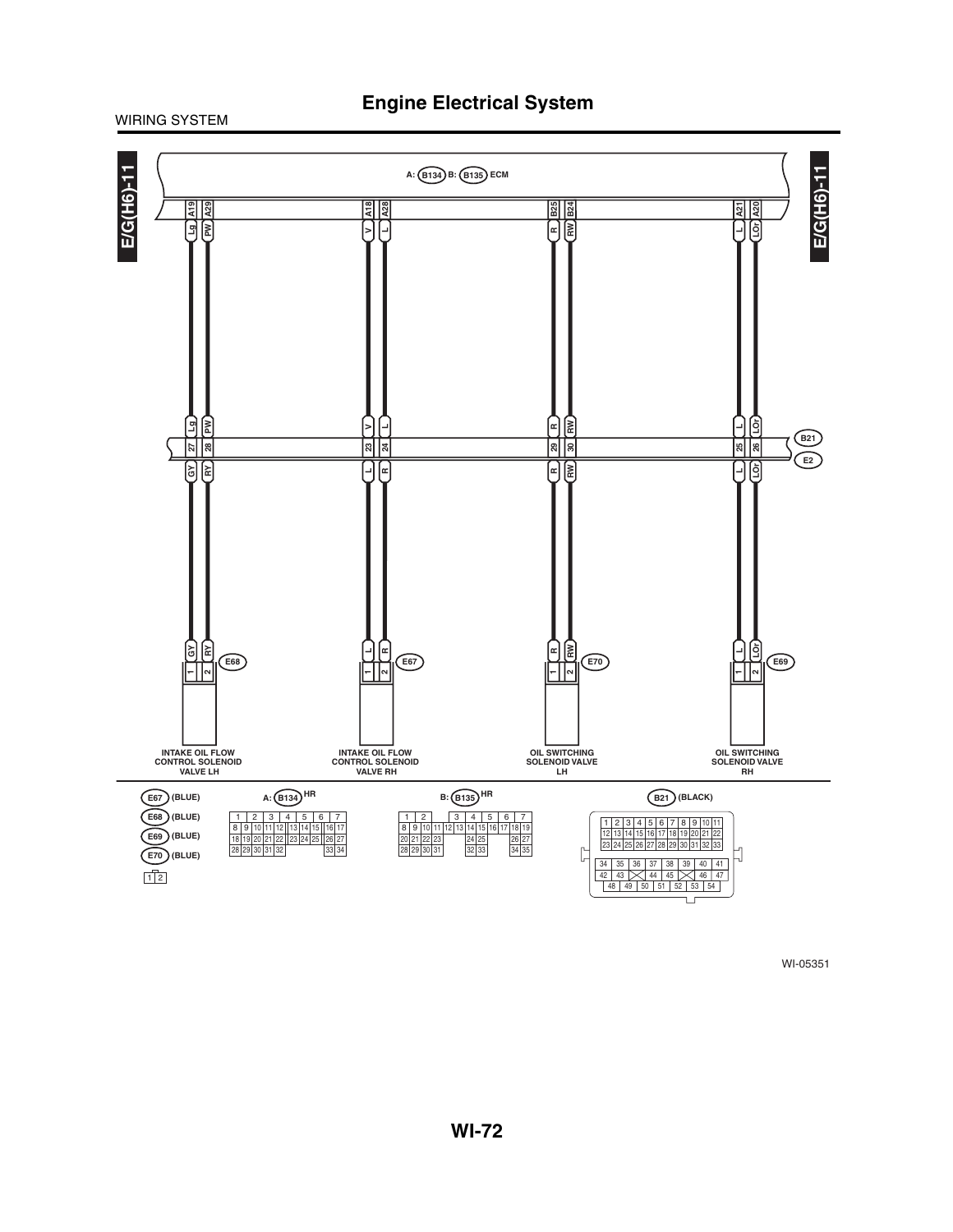# Engine Electrical System

WIRING SYSTEM

E/G(H6)-11

A: B134 B: B135 ECM

| ECM terminal | Wire color (ECM side) | B21/E2 terminal | Wire color (component side) | Connector | Pin | Component |
|---|---|---|---|---|---|---|
| A19 | Lg | 27 | GY | E68 | 1 | INTAKE OIL FLOW CONTROL SOLENOID VALVE LH |
| A29 | PW | 28 | RY | E68 | 2 | INTAKE OIL FLOW CONTROL SOLENOID VALVE LH |
| A18 | V | 23 | L | E67 | 1 | INTAKE OIL FLOW CONTROL SOLENOID VALVE RH |
| A28 | L | 24 | R | E67 | 2 | INTAKE OIL FLOW CONTROL SOLENOID VALVE RH |
| B25 | R | 29 | R | E70 | 1 | OIL SWITCHING SOLENOID VALVE LH |
| B24 | RW | 30 | RW | E70 | 2 | OIL SWITCHING SOLENOID VALVE LH |
| A21 | L | 25 | L | E69 | 1 | OIL SWITCHING SOLENOID VALVE RH |
| A20 | LOr | 26 | LOr | E69 | 2 | OIL SWITCHING SOLENOID VALVE RH |

B21, E2

E67 (BLUE)
E68 (BLUE)
E69 (BLUE)
E70 (BLUE)

1 2

A: B134 HR

1 2 3 4 5 6 7
8 9 10 11 12 13 14 15 16 17
18 19 20 21 22 23 24 25 26 27
28 29 30 31 32 33 34

B: B135 HR

1 2 3 4 5 6 7
8 9 10 11 12 13 14 15 16 17 18 19
20 21 22 23 24 25 26 27
28 29 30 31 32 33 34 35

B21 (BLACK)

1 2 3 4 5 6 7 8 9 10 11
12 13 14 15 16 17 18 19 20 21 22
23 24 25 26 27 28 29 30 31 32 33
34 35 36 37 38 39 40 41
42 43 44 45 46 47
48 49 50 51 52 53 54

WI-05351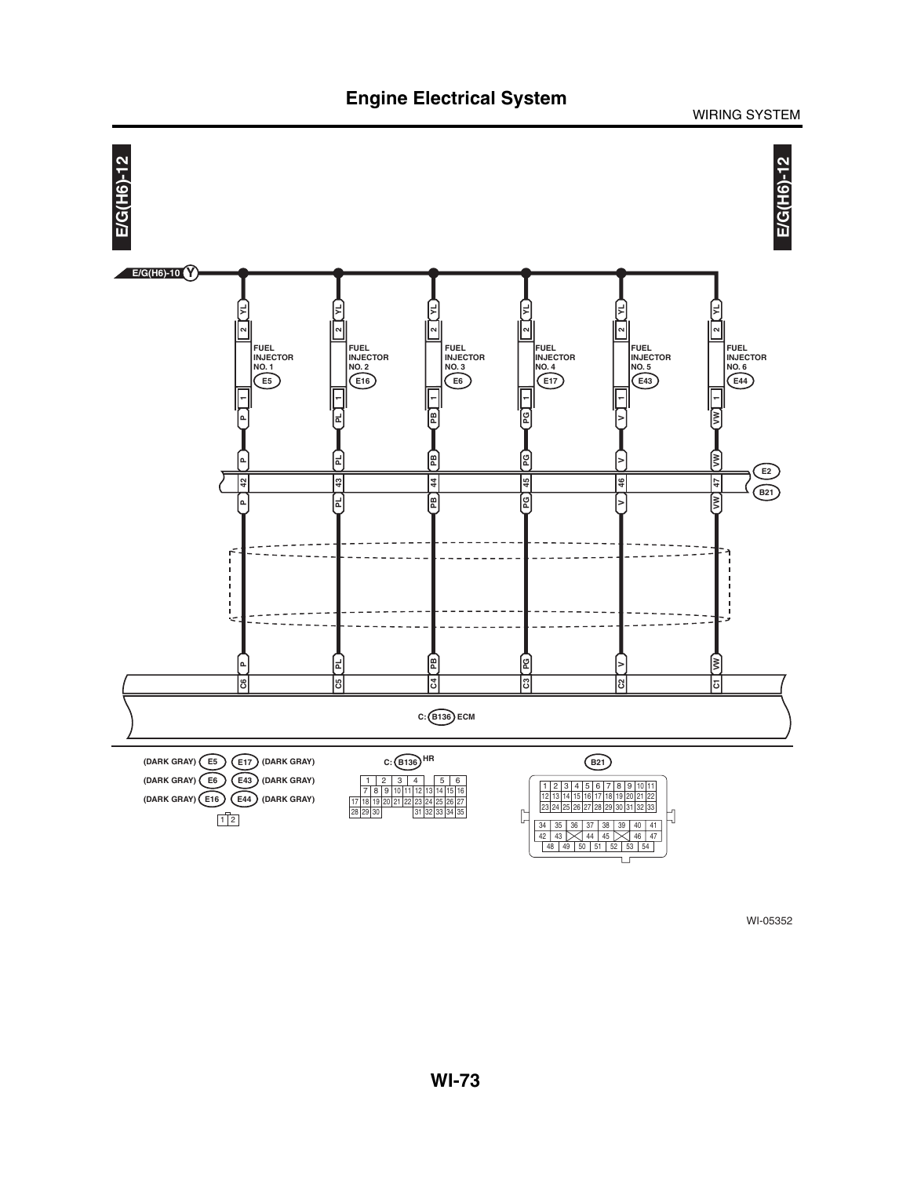# Engine Electrical System

E/G(H6)-12

E/G(H6)-10 (Y)

| Fuel Injector | Connector | Pin 2 wire | Pin 1 wire | E2/B21 pin | ECM C:(B136) pin |
|---|---|---|---|---|---|
| FUEL INJECTOR NO. 1 | E5 | YL | P | 42 | C6 |
| FUEL INJECTOR NO. 2 | E16 | YL | PL | 43 | C5 |
| FUEL INJECTOR NO. 3 | E6 | YL | PB | 44 | C4 |
| FUEL INJECTOR NO. 4 | E17 | YL | PG | 45 | C3 |
| FUEL INJECTOR NO. 5 | E43 | YL | V | 46 | C2 |
| FUEL INJECTOR NO. 6 | E44 | YL | VW | 47 | C1 |

E2

B21

C: (B136) ECM

(DARK GRAY) E5 | E17 (DARK GRAY)

(DARK GRAY) E6 | E43 (DARK GRAY)

(DARK GRAY) E16 | E44 (DARK GRAY)

1 2

C: (B136) HR

| 1 | 2 | 3 | 4 | | 5 | 6 |
|---|---|---|---|---|---|---|

| 7 | 8 | 9 | 10 | 11 | 12 | 13 | 14 | 15 | 16 |
|---|---|---|---|---|---|---|---|---|---|

| 17 | 18 | 19 | 20 | 21 | 22 | 23 | 24 | 25 | 26 | 27 |
|---|---|---|---|---|---|---|---|---|---|---|

| 28 | 29 | 30 | 31 | 32 | 33 | 34 | 35 |
|---|---|---|---|---|---|---|---|

B21

| 1 | 2 | 3 | 4 | 5 | 6 | 7 | 8 | 9 | 10 | 11 |
|---|---|---|---|---|---|---|---|---|---|---|
| 12 | 13 | 14 | 15 | 16 | 17 | 18 | 19 | 20 | 21 | 22 |
| 23 | 24 | 25 | 26 | 27 | 28 | 29 | 30 | 31 | 32 | 33 |

| 34 | 35 | 36 | 37 | 38 | 39 | 40 | 41 |
|---|---|---|---|---|---|---|---|
| 42 | 43 | | 44 | 45 | | 46 | 47 |
| 48 | 49 | 50 | 51 | 52 | 53 | 54 | |

WI-05352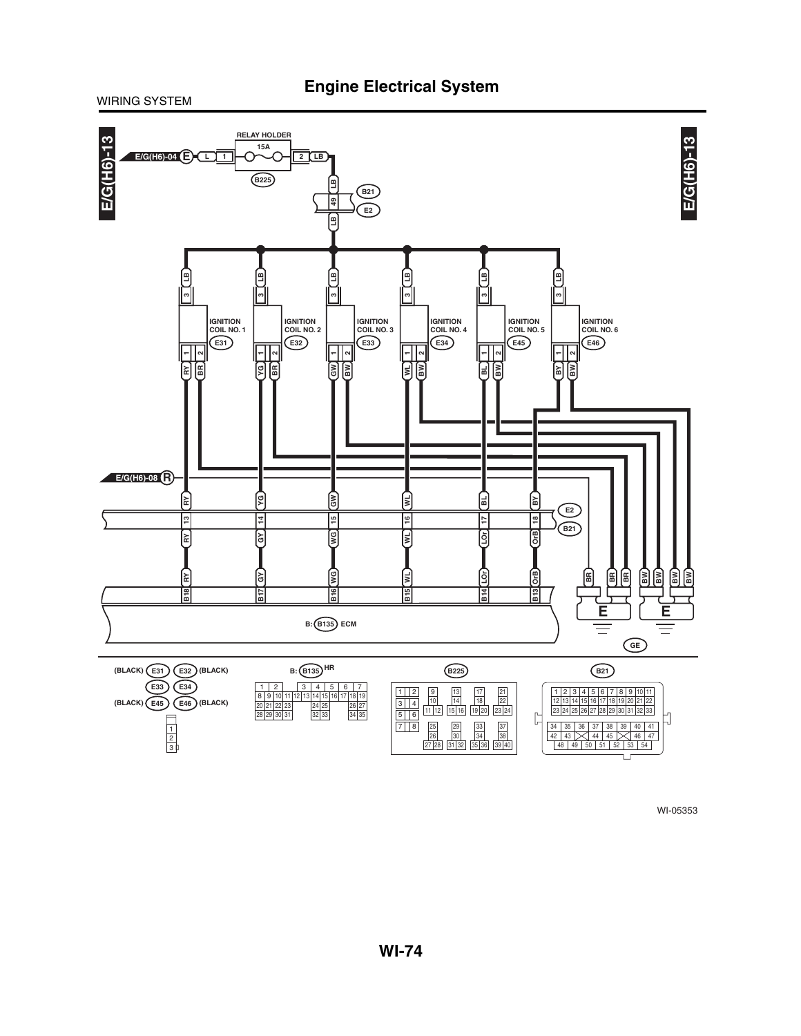# Engine Electrical System

WIRING SYSTEM

E/G(H6)-13

RELAY HOLDER

15A

E/G(H6)-04 E L 1 2 LB

B225

LB 49 LB B21 E2

| Coil | Connector | Terminal 3 | Terminal 1 | Terminal 2 |
|---|---|---|---|---|
| IGNITION COIL NO. 1 | E31 | LB | RY | BR |
| IGNITION COIL NO. 2 | E32 | LB | YG | BR |
| IGNITION COIL NO. 3 | E33 | LB | GW | BW |
| IGNITION COIL NO. 4 | E34 | LB | WL | BW |
| IGNITION COIL NO. 5 | E45 | LB | BL | BW |
| IGNITION COIL NO. 6 | E46 | LB | BY | BW |

E/G(H6)-08 R

| E2 side | E2/B21 pin | B21 side | ECM (B135) pin |
|---|---|---|---|
| RY | 13 | RY | B18 RY |
| YG | 14 | GY | B17 GY |
| GW | 15 | WG | B16 WG |
| WL | 16 | WL | B15 WL |
| BL | 17 | LOr | B14 LOr |
| BY | 18 | OrB | B13 OrB |

B: B135 ECM

BR BR BR BW BW BW BW — E E — GE

(BLACK) E31 E32 (BLACK)
E33 E34
(BLACK) E45 E46 (BLACK)

B: B135 HR

B225

B21

WI-05353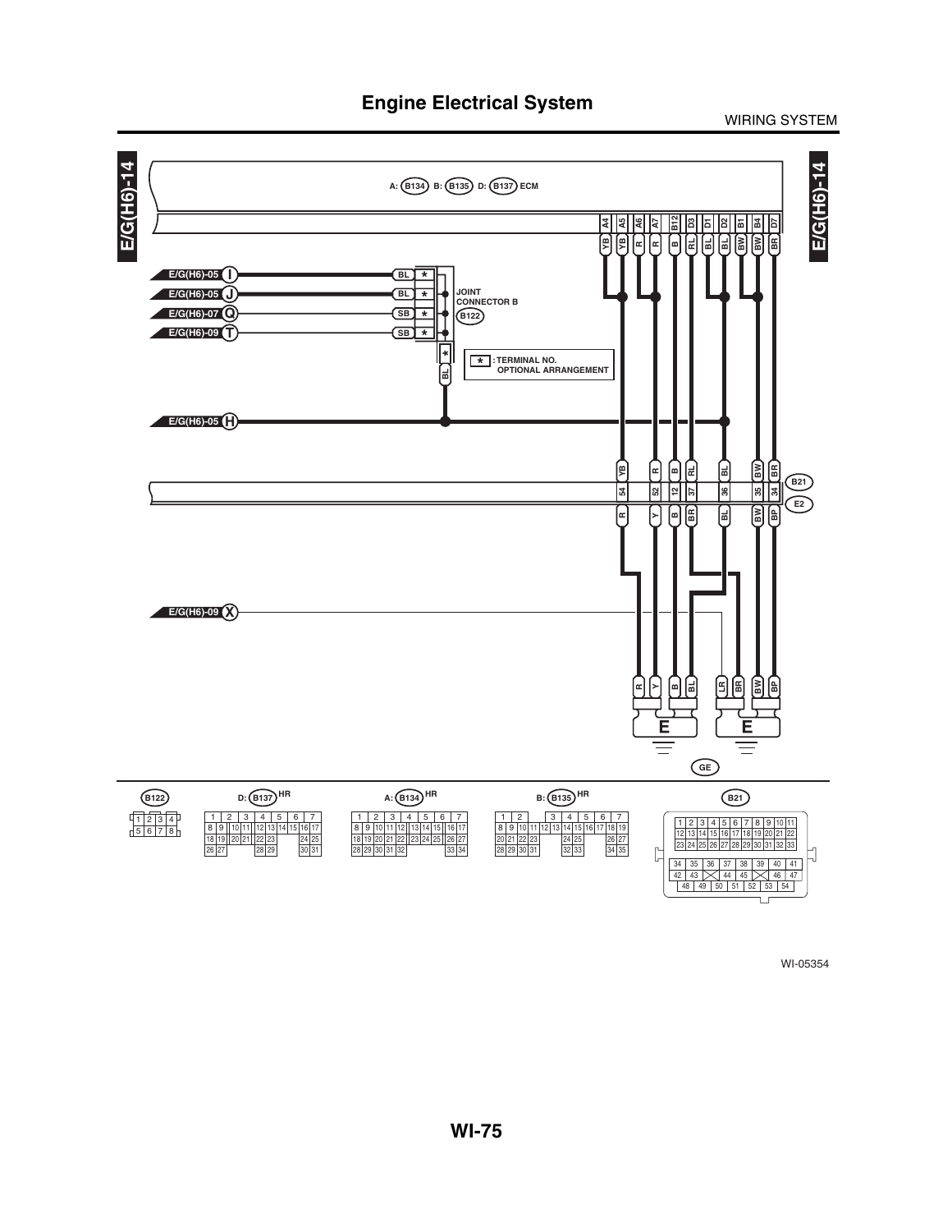# Engine Electrical System

E/G(H6)-14

A: B134 B: B135 D: B137 ECM

| A4 | A5 | A6 | A7 | B12 | D3 | D1 | D2 | B1 | B4 | D7 |
|---|---|---|---|---|---|---|---|---|---|---|
| YB | YB | R | R | B | RL | BL | BL | BW | BW | BR |

E/G(H6)-05 I — BL *
E/G(H6)-05 J — BL *
E/G(H6)-07 Q — SB *
E/G(H6)-09 T — SB *

JOINT CONNECTOR B (B122)

BL *

* : TERMINAL NO. OPTIONAL ARRANGEMENT

E/G(H6)-05 H

B21 / E2

| YB | R | B | RL | BL | BW | BR |
|---|---|---|---|---|---|---|
| 54 | 52 | 12 | 37 | 36 | 35 | 34 |
| R | Y | B | BR | BL | BW | BP |

E/G(H6)-09 X

| R | Y | B | BL | LR | BR | BW | BP |
|---|---|---|---|---|---|---|---|

E E

GE

B122

| 1 | 2 | 3 | 4 |
|---|---|---|---|
| 5 | 6 | 7 | 8 |

D: B137 HR

| 1 | 2 | 3 | 4 | 5 | 6 | 7 |
|---|---|---|---|---|---|---|
| 8 9 | 10 11 | 12 13 | 14 | 15 | 16 | 17 |
| 18 19 | 20 21 | 22 23 | | | 24 | 25 |
| 26 27 | | 28 29 | | | 30 | 31 |

A: B134 HR

| 1 | 2 | 3 | 4 | 5 | 6 | 7 |
|---|---|---|---|---|---|---|
| 8 9 | 10 11 | 12 | 13 14 | 15 | 16 | 17 |
| 18 19 | 20 21 | 22 | 23 24 | 25 | 26 | 27 |
| 28 29 | 30 31 | 32 | | | 33 | 34 |

B: B135 HR

| 1 | 2 | | 3 | 4 | 5 | 6 | 7 |
|---|---|---|---|---|---|---|---|
| 8 9 | 10 11 | 12 13 | 14 | 15 | 16 | 17 | 18 19 |
| 20 21 | 22 23 | | | 24 | 25 | | 26 27 |
| 28 29 | 30 31 | | | 32 | 33 | | 34 35 |

B21

| 1 | 2 | 3 | 4 | 5 | 6 | 7 | 8 | 9 | 10 | 11 |
|---|---|---|---|---|---|---|---|---|---|---|
| 12 | 13 | 14 | 15 | 16 | 17 | 18 | 19 | 20 | 21 | 22 |
| 23 | 24 | 25 | 26 | 27 | 28 | 29 | 30 | 31 | 32 | 33 |

| 34 | 35 | 36 | 37 | 38 | 39 | 40 | 41 |
|---|---|---|---|---|---|---|---|
| 42 | 43 | | 44 | 45 | | 46 | 47 |
| 48 | 49 | 50 | 51 | 52 | 53 | 54 | |

WI-05354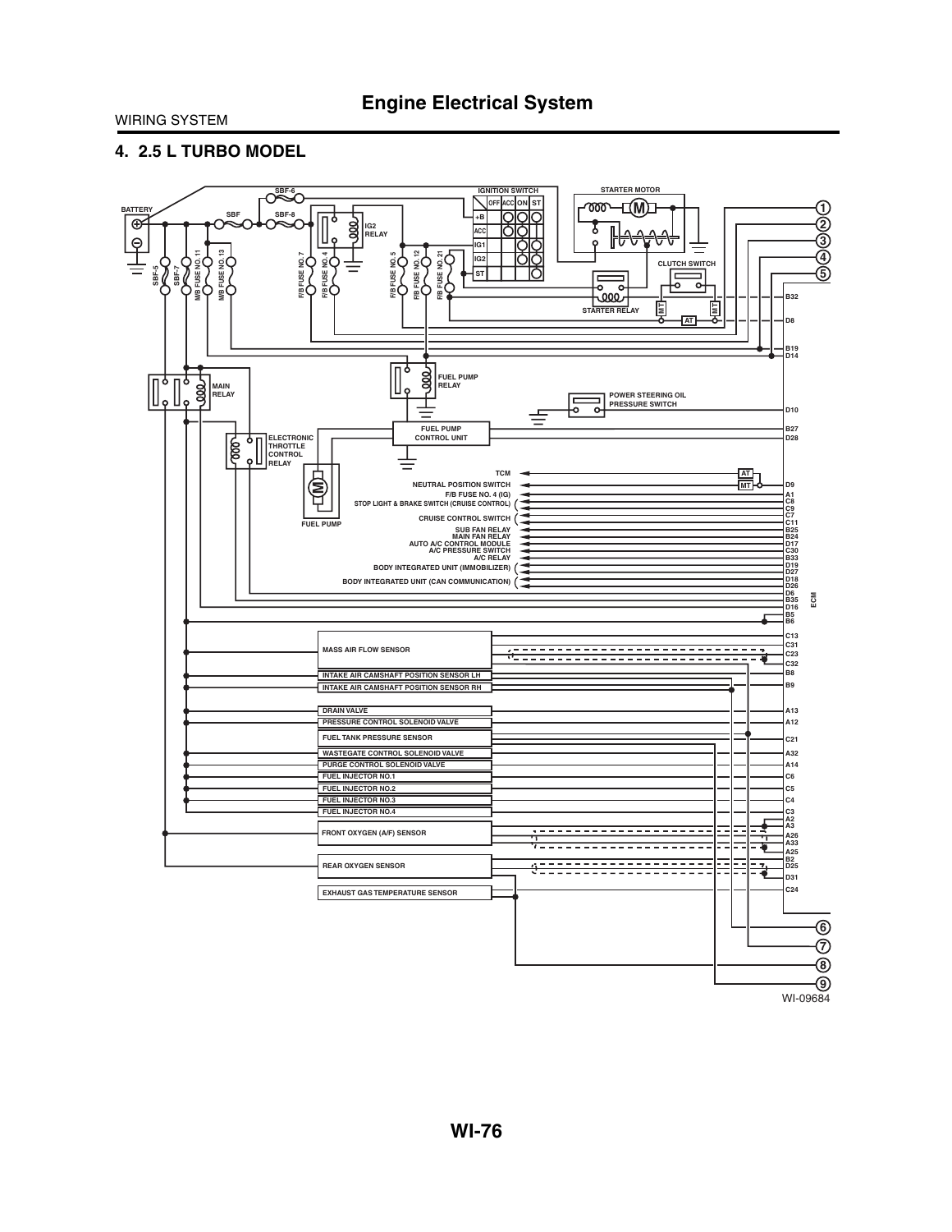# Engine Electrical System

WIRING SYSTEM

## 4. 2.5 L TURBO MODEL

BATTERY

SBF-6

SBF

SBF-8

IG2 RELAY

IGNITION SWITCH

| | OFF | ACC | ON | ST |
|---|---|---|---|---|
| +B | | | | |
| ACC | | | | |
| IG1 | | | | |
| IG2 | | | | |
| ST | | | | |

STARTER MOTOR

CLUTCH SWITCH

STARTER RELAY

SBF-5

SBF-7

M/B FUSE NO. 11

M/B FUSE NO. 13

F/B FUSE NO. 7

F/B FUSE NO. 4

F/B FUSE NO. 5

F/B FUSE NO. 12

F/B FUSE NO. 21

MT

AT

MAIN RELAY

FUEL PUMP RELAY

POWER STEERING OIL PRESSURE SWITCH

ELECTRONIC THROTTLE CONTROL RELAY

FUEL PUMP CONTROL UNIT

FUEL PUMP

TCM

NEUTRAL POSITION SWITCH

F/B FUSE NO. 4 (IG)

STOP LIGHT & BRAKE SWITCH (CRUISE CONTROL)

CRUISE CONTROL SWITCH

SUB FAN RELAY

MAIN FAN RELAY

AUTO A/C CONTROL MODULE

A/C PRESSURE SWITCH

A/C RELAY

BODY INTEGRATED UNIT (IMMOBILIZER)

BODY INTEGRATED UNIT (CAN COMMUNICATION)

MASS AIR FLOW SENSOR

INTAKE AIR CAMSHAFT POSITION SENSOR LH

INTAKE AIR CAMSHAFT POSITION SENSOR RH

DRAIN VALVE

PRESSURE CONTROL SOLENOID VALVE

FUEL TANK PRESSURE SENSOR

WASTEGATE CONTROL SOLENOID VALVE

PURGE CONTROL SOLENOID VALVE

FUEL INJECTOR NO.1

FUEL INJECTOR NO.2

FUEL INJECTOR NO.3

FUEL INJECTOR NO.4

FRONT OXYGEN (A/F) SENSOR

REAR OXYGEN SENSOR

EXHAUST GAS TEMPERATURE SENSOR

ECM

B32, D8, B19, D14, D10, B27, D28, D9, A1, C8, C9, C7, C11, B25, B24, D17, C30, B33, D19, D27, D18, D26, D6, B35, D16, B5, B6, C13, C31, C23, C32, B8, B9, A13, A12, C21, A32, A14, C6, C5, C4, C3, A2, A3, A26, A33, A25, B2, D25, D31, C24

1, 2, 3, 4, 5, 6, 7, 8, 9

WI-09684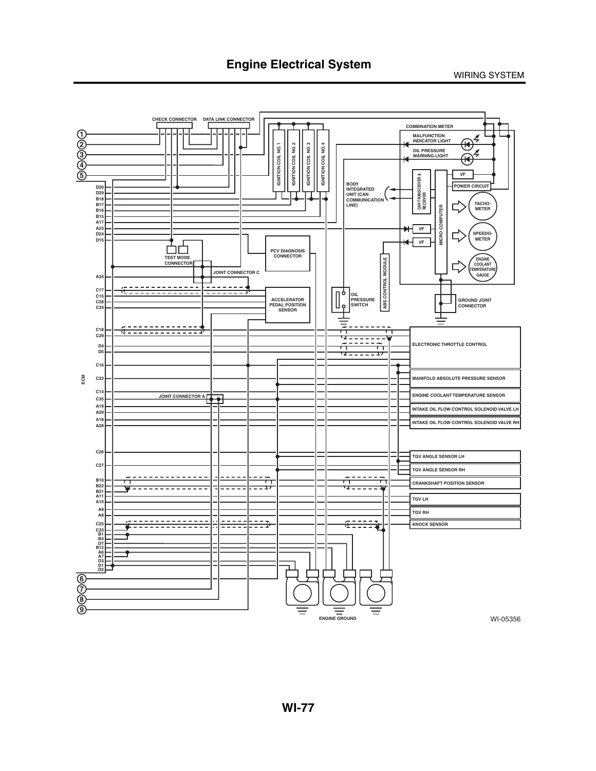# Engine Electrical System

CHECK CONNECTOR

DATA LINK CONNECTOR

COMBINATION METER

MALFUNCTION INDICATOR LIGHT

OIL PRESSURE WARNING LIGHT

IGNITION COIL NO.1

IGNITION COIL NO.2

IGNITION COIL NO.3

IGNITION COIL NO.4

I/F

POWER CIRCUIT

BODY INTEGRATED UNIT (CAN COMMUNICATION LINE)

CAN TRANSCEIVER & RECEIVER

MICRO COMPUTER

TACHO-METER

SPEEDO-METER

ENGINE COOLANT TEMPERATURE GAUGE

ABS CONTROL MODULE

TEST MODE CONNECTOR

PCV DIAGNOSIS CONNECTOR

JOINT CONNECTOR C

ACCELERATOR PEDAL POSITION SENSOR

OIL PRESSURE SWITCH

GROUND JOINT CONNECTOR

ELECTRONIC THROTTLE CONTROL

MANIFOLD ABSOLUTE PRESSURE SENSOR

ENGINE COOLANT TEMPERATURE SENSOR

JOINT CONNECTOR A

INTAKE OIL FLOW CONTROL SOLENOID VALVE LH

INTAKE OIL FLOW CONTROL SOLENOID VALVE RH

TGV ANGLE SENSOR LH

TGV ANGLE SENSOR RH

CRANKSHAFT POSITION SENSOR

TGV LH

TGV RH

KNOCK SENSOR

ECM

D20, D29, B18, B17, B16, B15, A17, A23, D24, D15, A34, C17, C15, C28, C34, C18, C29, D4, D5, C16, C22, C14, C35, A19, A29, A18, A28, C26, C27, B10, B22, B31, A11, A10, A9, A8, C25, C33, B1, B4, D7, B12, A6, A7, D3, D1, D2

1 2 3 4 5 6 7 8 9

ENGINE GROUND

WI-05356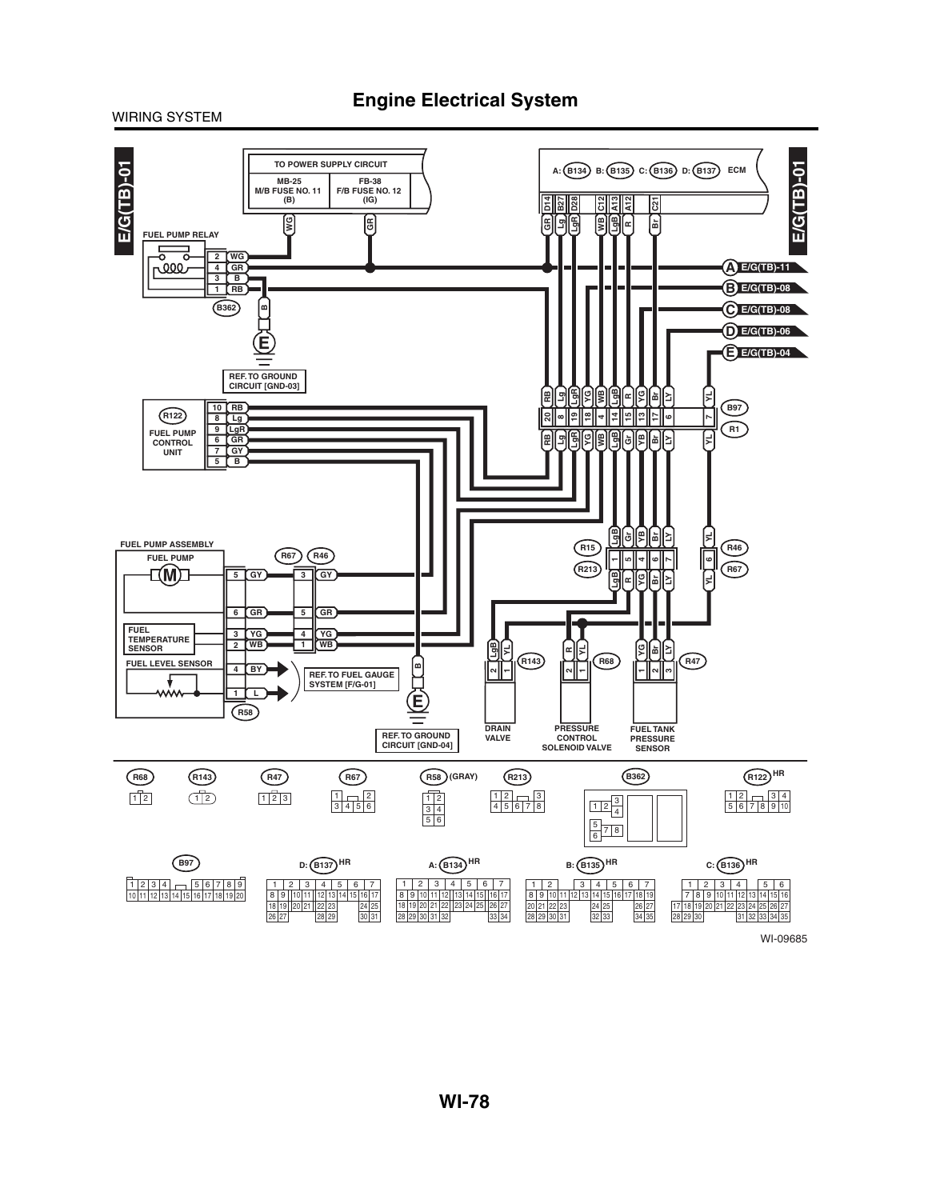# Engine Electrical System

WIRING SYSTEM

E/G(TB)-01

TO POWER SUPPLY CIRCUIT

| MB-25 M/B FUSE NO. 11 (B) | FB-38 F/B FUSE NO. 12 (IG) |
|---|---|

A: B134 B: B135 C: B136 D: B137 ECM

FUEL PUMP RELAY

B362

REF. TO GROUND CIRCUIT [GND-03]

R122 FUEL PUMP CONTROL UNIT

A E/G(TB)-11
B E/G(TB)-08
C E/G(TB)-08
D E/G(TB)-06
E E/G(TB)-04

B97
R1

FUEL PUMP ASSEMBLY

FUEL PUMP

FUEL TEMPERATURE SENSOR

FUEL LEVEL SENSOR

R58

R67 R46

REF. TO FUEL GAUGE SYSTEM [F/G-01]

REF. TO GROUND CIRCUIT [GND-04]

R15 R213

R46 R67

R143 R68 R47

DRAIN VALVE

PRESSURE CONTROL SOLENOID VALVE

FUEL TANK PRESSURE SENSOR

R68 R143 R47 R67 R58 (GRAY) R213 B362 R122 HR

B97 D: B137 HR A: B134 HR B: B135 HR C: B136 HR

WI-09685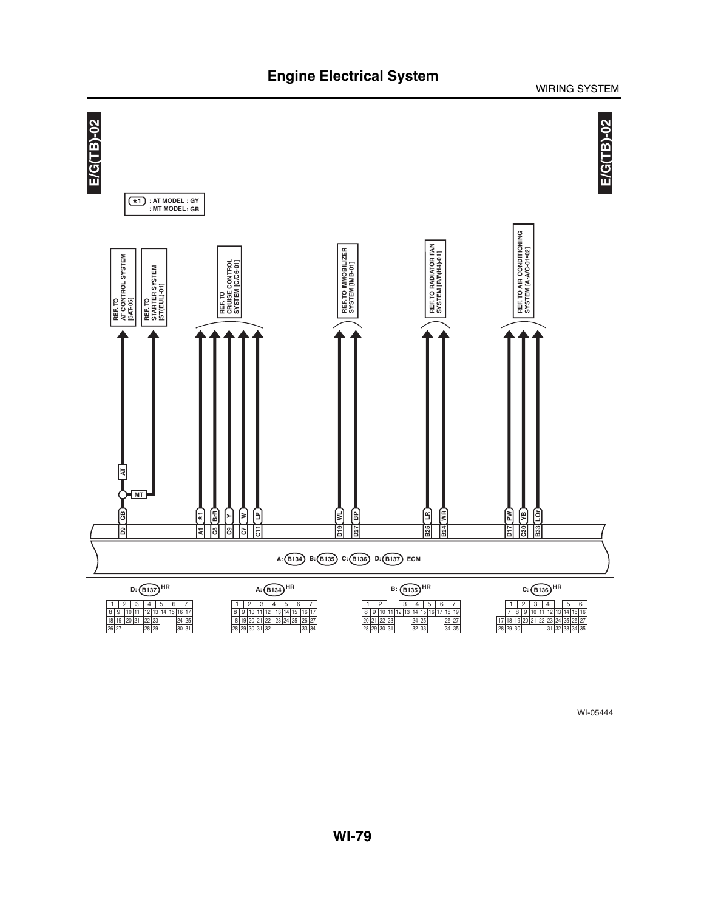# Engine Electrical System

WIRING SYSTEM

E/G(TB)-02

*1 : AT MODEL : GY
: MT MODEL : GB

REF. TO AT CONTROL SYSTEM [5AT-05]

REF. TO STARTER SYSTEM [ST(EUL)-01]

REF. TO CRUISE CONTROL SYSTEM [C/C6-01]

REF. TO IMMOBILIZER SYSTEM [IMB-01]

REF. TO RADIATOR FAN SYSTEM [R/F(H4)-01]

REF. TO AIR CONDITIONING SYSTEM [A-A/C-01•02]

AT

MT

| Terminal | D9 | A1 | C8 | C9 | C7 | C11 | D19 | D27 | B25 | B24 | D17 | C30 | B33 |
|---|---|---|---|---|---|---|---|---|---|---|---|---|---|
| Wire color | GB | *1 | BrR | Y | W | LP | WL | BP | LR | WR | PW | YB | LOr |

A: B134 B: B135 C: B136 D: B137 ECM

D: B137 HR

| 1 | 2 | 3 | 4 | 5 | 6 | 7 | | | |
|---|---|---|---|---|---|---|---|---|---|
| 8 | 9 | 10 | 11 | 12 | 13 | 14 | 15 | 16 | 17 |
| 18 | 19 | 20 | 21 | 22 | 23 | | | 24 | 25 |
| 26 | 27 | | | 28 | 29 | | | 30 | 31 |

A: B134 HR

| 1 | 2 | 3 | 4 | 5 | 6 | 7 | | | |
|---|---|---|---|---|---|---|---|---|---|
| 8 | 9 | 10 | 11 | 12 | 13 | 14 | 15 | 16 | 17 |
| 18 | 19 | 20 | 21 | 22 | 23 | 24 | 25 | 26 | 27 |
| 28 | 29 | 30 | 31 | 32 | | | | 33 | 34 |

B: B135 HR

| 1 | 2 | | 3 | 4 | 5 | 6 | 7 | | | | |
|---|---|---|---|---|---|---|---|---|---|---|---|
| 8 | 9 | 10 | 11 | 12 | 13 | 14 | 15 | 16 | 17 | 18 | 19 |
| 20 | 21 | 22 | 23 | | | 24 | 25 | | | 26 | 27 |
| 28 | 29 | 30 | 31 | | | 32 | 33 | | | 34 | 35 |

C: B136 HR

| | 1 | 2 | 3 | 4 | | 5 | 6 | | | | |
|---|---|---|---|---|---|---|---|---|---|---|---|
| | 7 | 8 | 9 | 10 | 11 | 12 | 13 | 14 | 15 | 16 | |
| 17 | 18 | 19 | 20 | 21 | 22 | 23 | 24 | 25 | 26 | 27 | |
| 28 | 29 | 30 | | | | 31 | 32 | 33 | 34 | 35 | |

WI-05444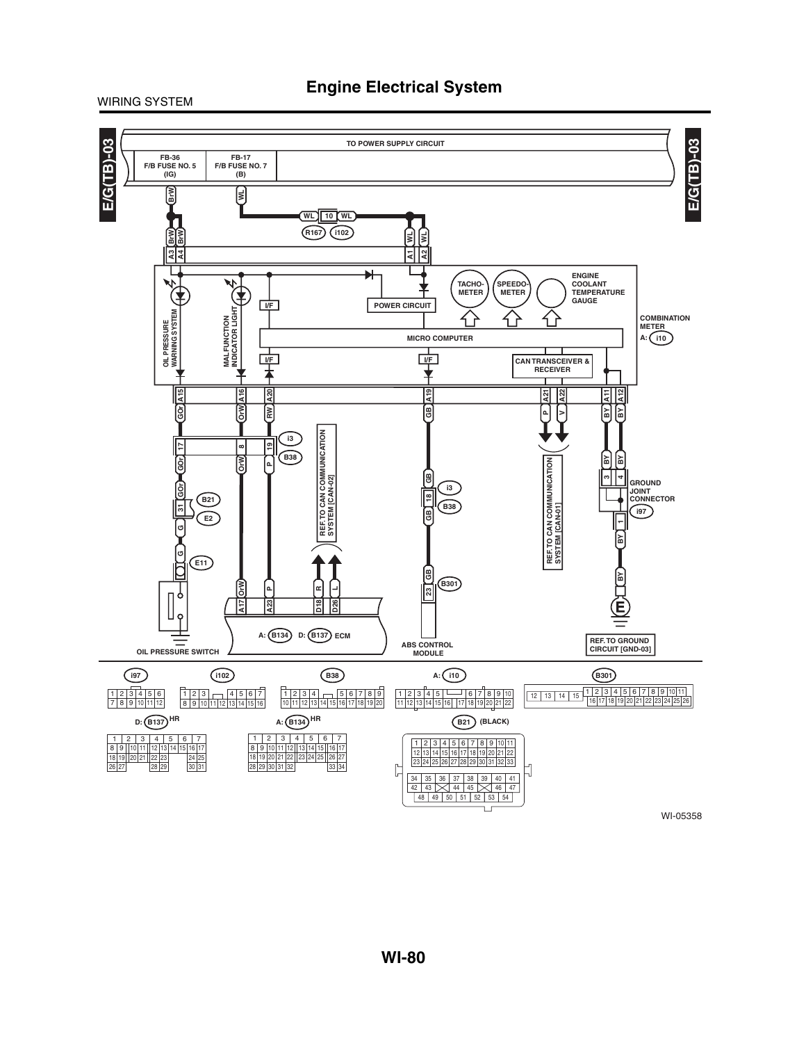# Engine Electrical System

WIRING SYSTEM

E/G(TB)-03

TO POWER SUPPLY CIRCUIT

FB-36 F/B FUSE NO. 5 (IG)

FB-17 F/B FUSE NO. 7 (B)

BrW

WL

WL 10 WL

R167 i102

BrW BrW WL WL

A3 A4 A1 A2

OIL PRESSURE WARNING SYSTEM

MALFUNCTION INDICATOR LIGHT

I/F

POWER CIRCUIT

TACHO-METER

SPEEDO-METER

ENGINE COOLANT TEMPERATURE GAUGE

COMBINATION METER A: i10

MICRO COMPUTER

I/F I/F

CAN TRANSCEIVER & RECEIVER

A15 A16 A20 A19 A21 A22 A11 A12

GOr OrW RW GB P V BY BY

17 8 19 i3 B38

GOr OrW P

REF. TO CAN COMMUNICATION SYSTEM [CAN-02]

GB 18 GB i3 B38

REF. TO CAN COMMUNICATION SYSTEM [CAN-01]

BY BY 3 4 GROUND JOINT CONNECTOR i97

1 BY

GOr 31 B21 E2

G

G E11

OrW P R L

A17 A23 D18 D26

GB 23 B301

BY

E

OIL PRESSURE SWITCH

A: B134 D: B137 ECM

ABS CONTROL MODULE

REF. TO GROUND CIRCUIT [GND-03]

i97: 1 2 3 4 5 6 / 7 8 9 10 11 12

i102: 1 2 3 4 5 6 7 / 8 9 10 11 12 13 14 15 16

B38: 1 2 3 4 5 6 7 8 9 / 10 11 12 13 14 15 16 17 18 19 20

A: i10: 1 2 3 4 5 6 7 8 9 10 / 11 12 13 14 15 16 17 18 19 20 21 22

B301: 12 13 14 15 / 1 2 3 4 5 6 7 8 9 10 11 / 16 17 18 19 20 21 22 23 24 25 26

D: B137 HR: 1 2 3 4 5 6 7 / 8 9 10 11 12 13 14 15 16 17 / 18 19 20 21 22 23 24 25 / 26 27 28 29 30 31

A: B134 HR: 1 2 3 4 5 6 7 / 8 9 10 11 12 13 14 15 16 17 / 18 19 20 21 22 23 24 25 26 27 / 28 29 30 31 32 33 34

B21 (BLACK): 1 2 3 4 5 6 7 8 9 10 11 / 12 13 14 15 16 17 18 19 20 21 22 / 23 24 25 26 27 28 29 30 31 32 33 / 34 35 36 37 38 39 40 41 / 42 43 44 45 46 47 / 48 49 50 51 52 53 54

WI-05358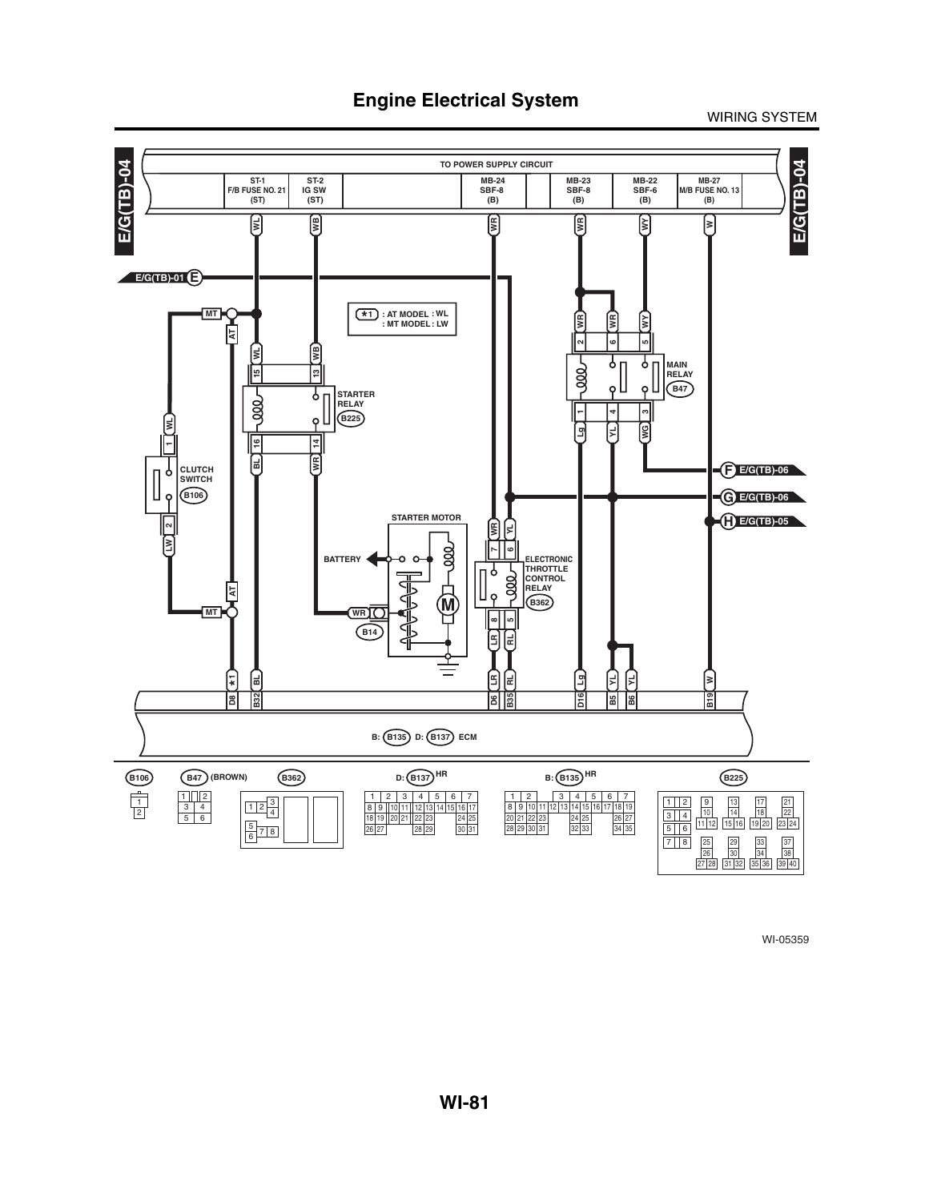# Engine Electrical System

WIRING SYSTEM

E/G(TB)-04

TO POWER SUPPLY CIRCUIT

| ST-1 F/B FUSE NO. 21 (ST) | ST-2 IG SW (ST) | MB-24 SBF-8 (B) | MB-23 SBF-8 (B) | MB-22 SBF-6 (B) | MB-27 M/B FUSE NO. 13 (B) |
|---|---|---|---|---|---|
| WL | WB | WR | WR | WY | W |

E/G(TB)-01 E

*1 : AT MODEL : WL
: MT MODEL : LW

MT, AT, WL, WB, 15, 13

STARTER RELAY (B225)

16, 14, BL, WR

MAIN RELAY (B47)

WR, WR, WY, 2, 6, 5, 1, 4, 3, Lg, YL, WG

F E/G(TB)-06

G E/G(TB)-06

H E/G(TB)-05

CLUTCH SWITCH (B106)

WL, 1, 2, LW

STARTER MOTOR

BATTERY

WR (B14)

M

ELECTRONIC THROTTLE CONTROL RELAY (B362)

WR, YL, 7, 6, 8, 5, LR, RL

MT, AT

| *1 | BL | LR | RL | Lg | YL | YL | W |
|---|---|---|---|---|---|---|---|
| D8 | B32 | D6 | B35 | D16 | B5 | B6 | B19 |

B: (B135) D: (B137) ECM

B106, B47 (BROWN), B362, D: B137 HR, B: B135 HR, B225

WI-05359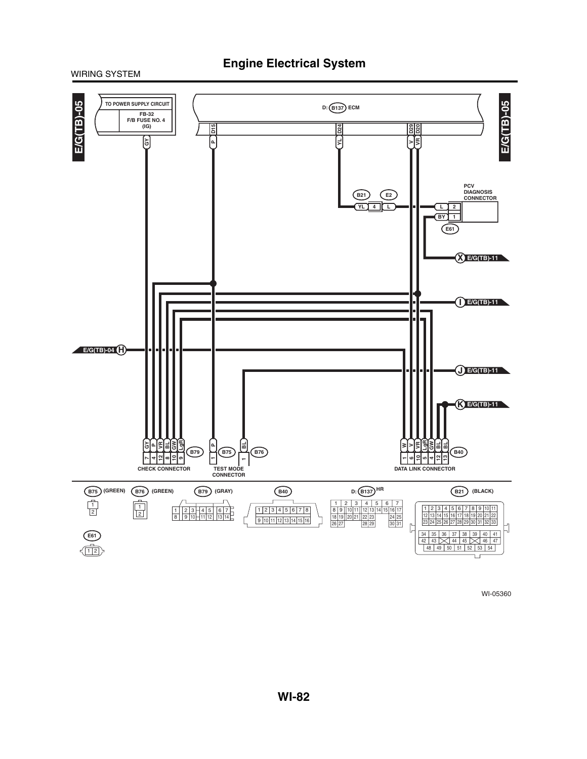# Engine Electrical System

E/G(TB)-05

TO POWER SUPPLY CIRCUIT

FB-32
F/B FUSE NO. 4
(IG)

GY

D: B137 ECM

D15 P

D24 YL

D29 V

D20 VR

B21 E2

YL 4 L

PCV DIAGNOSIS CONNECTOR

L 2

BY 1

E61

X E/G(TB)-11

I E/G(TB)-11

E/G(TB)-04 H

J E/G(TB)-11

K E/G(TB)-11

GY P VR BL GW LgR

7 4 12 8 10 9

B79

CHECK CONNECTOR

P 1 B75

BL 1 B76

TEST MODE CONNECTOR

W V VR LgR GW BL BL

1 6 10 5 4 12 13

B40

DATA LINK CONNECTOR

B75 (GREEN)

B76 (GREEN)

B79 (GRAY)

B40

D: B137 HR

B21 (BLACK)

E61

WI-05360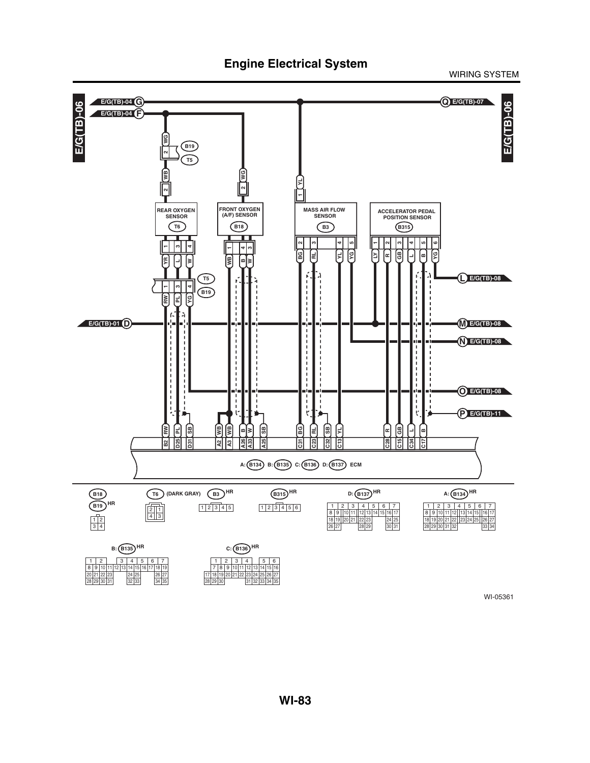# Engine Electrical System

E/G(TB)-06

E/G(TB)-04 G

E/G(TB)-04 F

Q E/G(TB)-07

REAR OXYGEN SENSOR (T6)

FRONT OXYGEN (A/F) SENSOR (B18)

MASS AIR FLOW SENSOR (B3)

ACCELERATOR PEDAL POSITION SENSOR (B315)

E/G(TB)-01 D

L E/G(TB)-08

M E/G(TB)-08

N E/G(TB)-08

O E/G(TB)-08

P E/G(TB)-11

A: B134 B: B135 C: B136 D: B137 ECM

B18, B19 HR

T6 (DARK GRAY)

B3 HR

B315 HR

D: B137 HR

A: B134 HR

B: B135 HR

C: B136 HR

WI-05361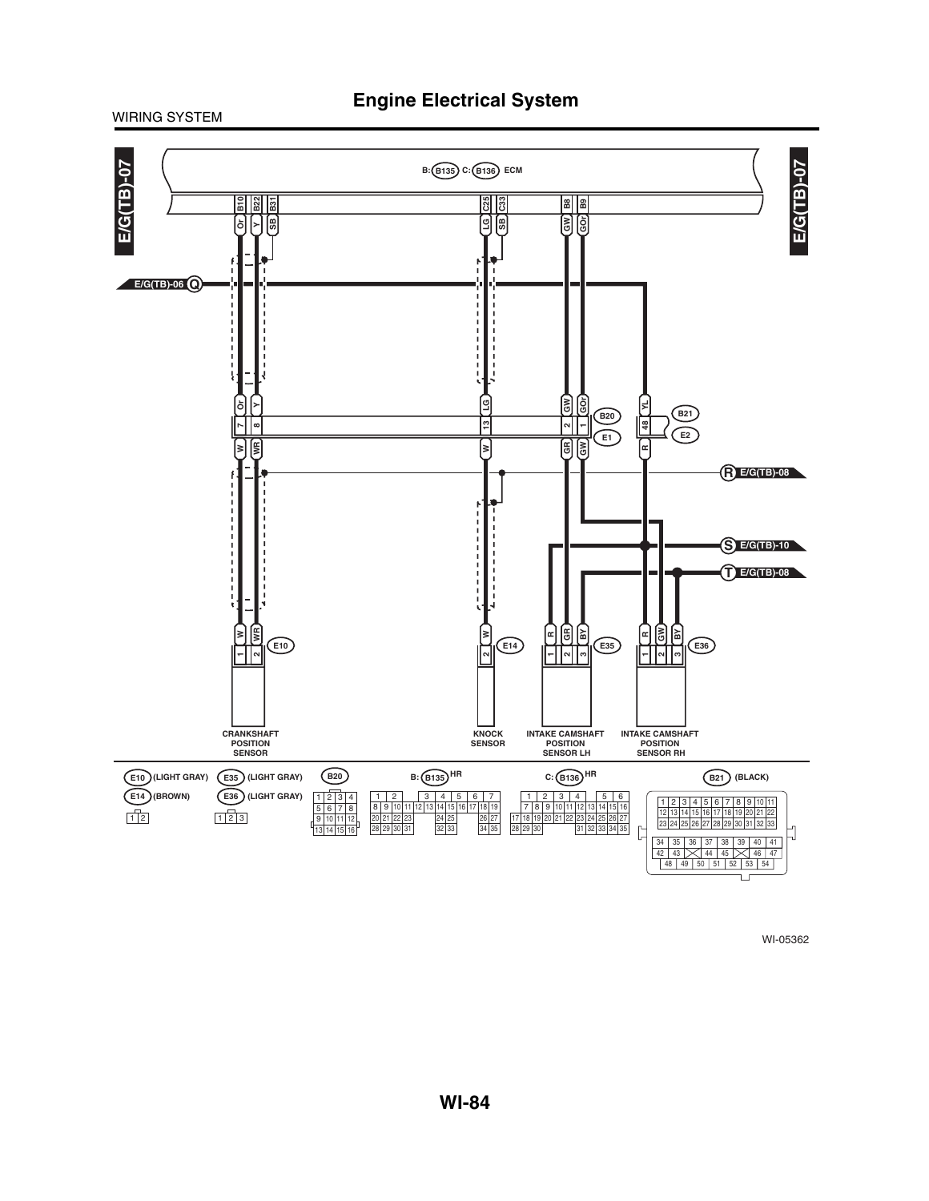## Engine Electrical System

WIRING SYSTEM

E/G(TB)-07

B: B135 C: B136 ECM

B10 B22 B31 C25 C33 B8 B9

Or Y SB LG SB GW GOr

E/G(TB)-06 Q

Or Y LG GW GOr YL

7 8 13 2 1 B20 48 B21

E1 E2

W WR W GR GW R

R E/G(TB)-08

S E/G(TB)-10

T E/G(TB)-08

W WR W R GR BY R GW BY

1 2 E10 2 E14 1 2 3 E35 1 2 3 E36

CRANKSHAFT POSITION SENSOR

KNOCK SENSOR

INTAKE CAMSHAFT POSITION SENSOR LH

INTAKE CAMSHAFT POSITION SENSOR RH

E10 (LIGHT GRAY)

E14 (BROWN)

E35 (LIGHT GRAY)

E36 (LIGHT GRAY)

B20

B: B135 HR

C: B136 HR

B21 (BLACK)

WI-05362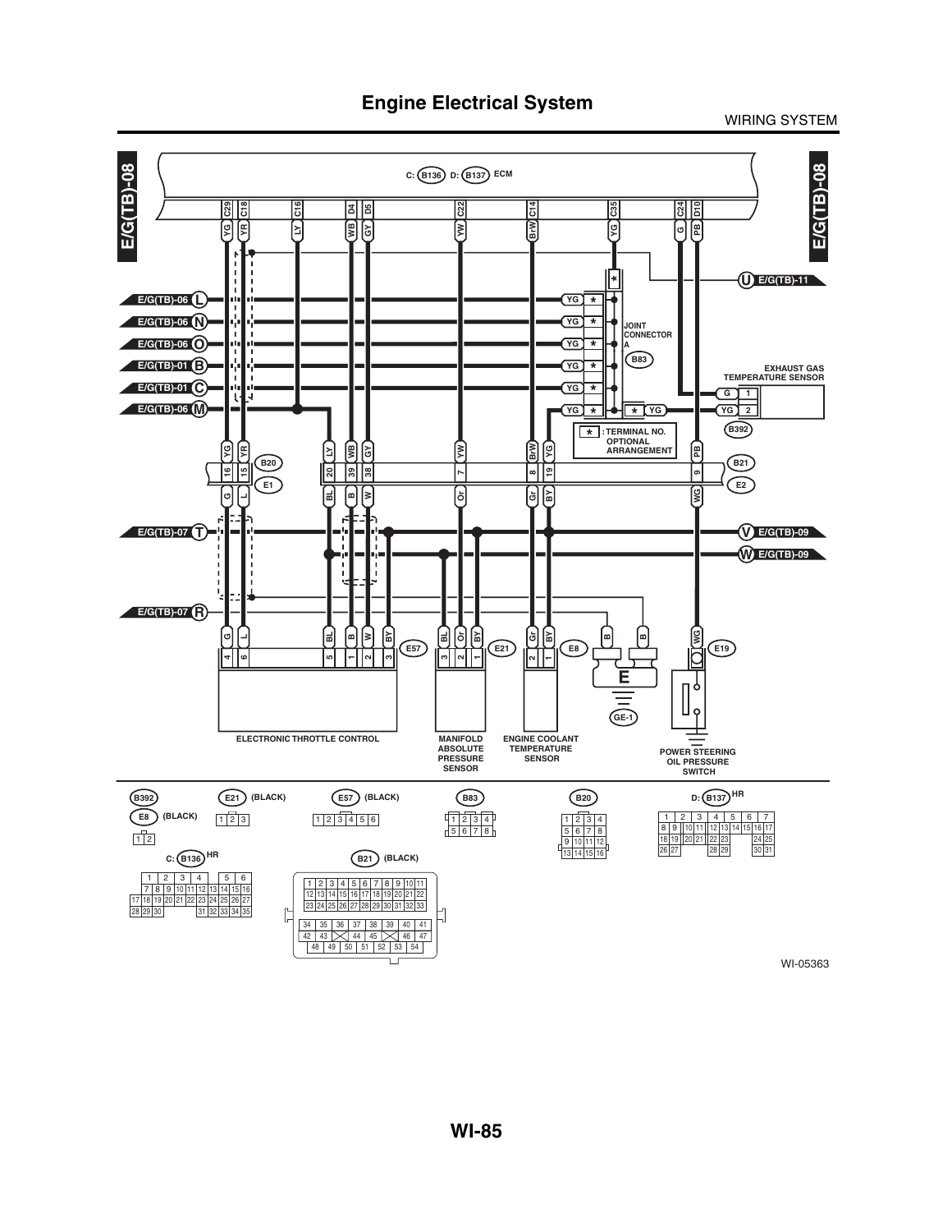# Engine Electrical System

WIRING SYSTEM

E/G(TB)-08

C: B136 D: B137 ECM

C29 C18 C16 D4 D5 C22 C14 C35 C24 D10

YG YR LY WB GY YW BrW YG G PB

U E/G(TB)-11

E/G(TB)-06 L
E/G(TB)-06 N
E/G(TB)-06 O
E/G(TB)-01 B
E/G(TB)-01 C
E/G(TB)-06 M

YG * YG * YG * YG * YG * YG *

JOINT CONNECTOR A

B83

* : TERMINAL NO. OPTIONAL ARRANGEMENT

EXHAUST GAS TEMPERATURE SENSOR

G 1
YG 2

B392

B20 E1

16 15 20 39 38 7 8 19 9

B21 E2

G L BL B W Or Gr BY WG

E/G(TB)-07 T
V E/G(TB)-09
W E/G(TB)-09
E/G(TB)-07 R

G L BL B W BY BL Or BY Gr BY B B WG

4 6 5 1 2 3 3 2 1 2 1

E57 E21 E8 E19

E

GE-1

ELECTRONIC THROTTLE CONTROL

MANIFOLD ABSOLUTE PRESSURE SENSOR

ENGINE COOLANT TEMPERATURE SENSOR

POWER STEERING OIL PRESSURE SWITCH

B392

E8 (BLACK)

| 1 | 2 |
|---|---|

E21 (BLACK)

| 1 | 2 | 3 |
|---|---|---|

E57 (BLACK)

| 1 | 2 | 3 | 4 | 5 | 6 |
|---|---|---|---|---|---|

B83

| 1 | 2 | 3 | 4 |
|---|---|---|---|
| 5 | 6 | 7 | 8 |

B20

| 1 | 2 | 3 | 4 |
|---|---|---|---|
| 5 | 6 | 7 | 8 |
| 9 | 10 | 11 | 12 |
| 13 | 14 | 15 | 16 |

D: B137 HR

| 1 | 2 | 3 | 4 | 5 | 6 | 7 |
|---|---|---|---|---|---|---|
| 8 9 | 10 11 | 12 13 | 14 15 | 16 17 | | |
| 18 19 | 20 21 | 22 23 | | 24 25 | | |
| 26 27 | | 28 29 | | 30 31 | | |

C: B136 HR

| 1 | 2 | 3 | 4 | 5 | 6 |
|---|---|---|---|---|---|
| 7 8 9 | 10 11 | 12 13 | 14 15 16 | | |
| 17 18 19 20 21 | 22 23 | 24 25 26 27 | | | |
| 28 29 30 | | 31 32 33 34 35 | | | |

B21 (BLACK)

| 1 | 2 | 3 | 4 | 5 | 6 | 7 | 8 | 9 | 10 | 11 |
|---|---|---|---|---|---|---|---|---|---|---|
| 12 | 13 | 14 | 15 | 16 | 17 | 18 | 19 | 20 | 21 | 22 |
| 23 | 24 | 25 | 26 | 27 | 28 | 29 | 30 | 31 | 32 | 33 |
| 34 | 35 | 36 | 37 | 38 | 39 | 40 | 41 | | | |
| 42 | 43 | | 44 | 45 | | 46 | 47 | | | |
| 48 | 49 | 50 | 51 | 52 | 53 | 54 | | | | |

WI-05363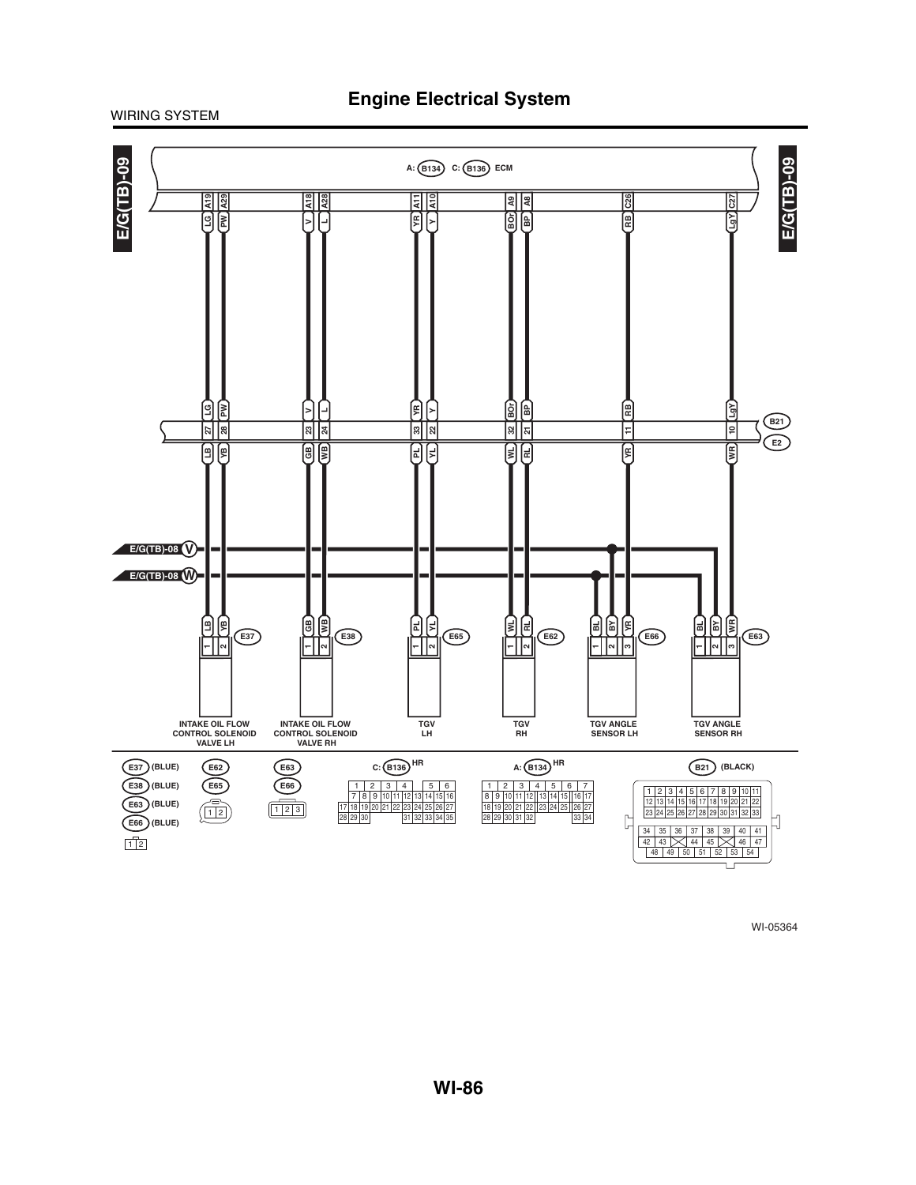# Engine Electrical System

WIRING SYSTEM

E/G(TB)-09

A: (B134) C: (B136) ECM

| ECM terminal | Wire color (ECM side) | B21/E2 terminal | Wire color (engine side) | Connector | Pin |
|---|---|---|---|---|---|
| A19 | LG | 27 | LB | E37 | 1 |
| A29 | PW | 28 | YB | E37 | 2 |
| A18 | V | 23 | GB | E38 | 1 |
| A28 | L | 24 | WB | E38 | 2 |
| A11 | YR | 33 | PL | E65 | 1 |
| A10 | Y | 22 | YL | E65 | 2 |
| A9 | BOr | 32 | WL | E62 | 1 |
| A8 | BP | 21 | RL | E62 | 2 |
| C26 | RB | 11 | YR | E66 | 3 |
| C27 | LgY | 10 | WR | E63 | 3 |

E/G(TB)-08 (V): BY — E66 pin 2, E63 pin 2

E/G(TB)-08 (W): BL — E66 pin 1, E63 pin 1

- E37: INTAKE OIL FLOW CONTROL SOLENOID VALVE LH
- E38: INTAKE OIL FLOW CONTROL SOLENOID VALVE RH
- E65: TGV LH
- E62: TGV RH
- E66: TGV ANGLE SENSOR LH
- E63: TGV ANGLE SENSOR RH

Connectors: E37 (BLUE), E38 (BLUE), E63 (BLUE), E66 (BLUE); E62, E65; E63, E66; C: (B136) HR; A: (B134) HR; B21 (BLACK)

WI-05364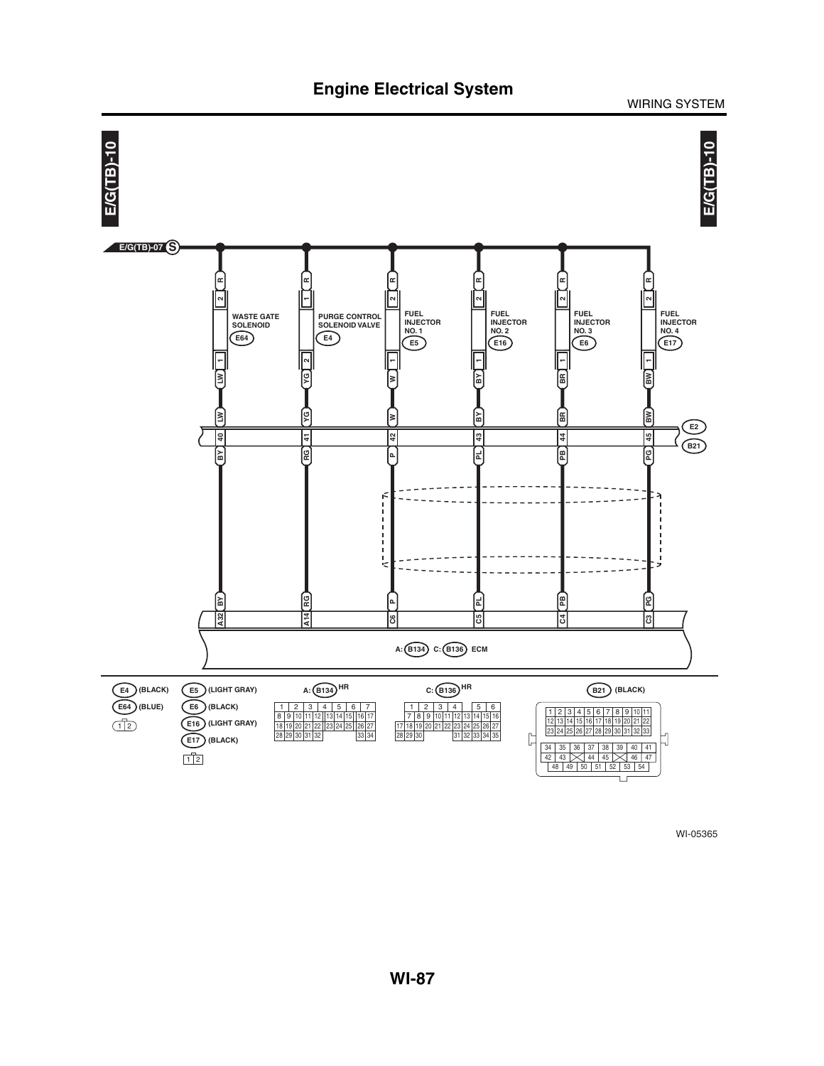# Engine Electrical System

WIRING SYSTEM

E/G(TB)-10

E/G(TB)-07 S

| Component | Connector | Power pin / wire | Signal pin / wire | E2/B21 terminal | Wire (B21 side) | ECM terminal |
|---|---|---|---|---|---|---|
| WASTE GATE SOLENOID | E64 | 2 / R | 1 / LW | 40 | BY | A32 |
| PURGE CONTROL SOLENOID VALVE | E4 | 1 / R | 2 / YG | 41 | RG | A14 |
| FUEL INJECTOR NO. 1 | E5 | 2 / R | 1 / W | 42 | P | C6 |
| FUEL INJECTOR NO. 2 | E16 | 2 / R | 1 / BY | 43 | PL | C5 |
| FUEL INJECTOR NO. 3 | E6 | 2 / R | 1 / BR | 44 | PB | C4 |
| FUEL INJECTOR NO. 4 | E17 | 2 / R | 1 / BW | 45 | PG | C3 |

E2 / B21

A: B134 C: B136 ECM

E4 (BLACK)
E64 (BLUE)
1 2

E5 (LIGHT GRAY)
E6 (BLACK)
E16 (LIGHT GRAY)
E17 (BLACK)
1 2

A: B134 HR

1 2 3 4 5 6 7
8 9 10 11 12 13 14 15 16 17
18 19 20 21 22 23 24 25 26 27
28 29 30 31 32 33 34

C: B136 HR

1 2 3 4 5 6
7 8 9 10 11 12 13 14 15 16
17 18 19 20 21 22 23 24 25 26 27
28 29 30 31 32 33 34 35

B21 (BLACK)

1 2 3 4 5 6 7 8 9 10 11
12 13 14 15 16 17 18 19 20 21 22
23 24 25 26 27 28 29 30 31 32 33
34 35 36 37 38 39 40 41
42 43 44 45 46 47
48 49 50 51 52 53 54

WI-05365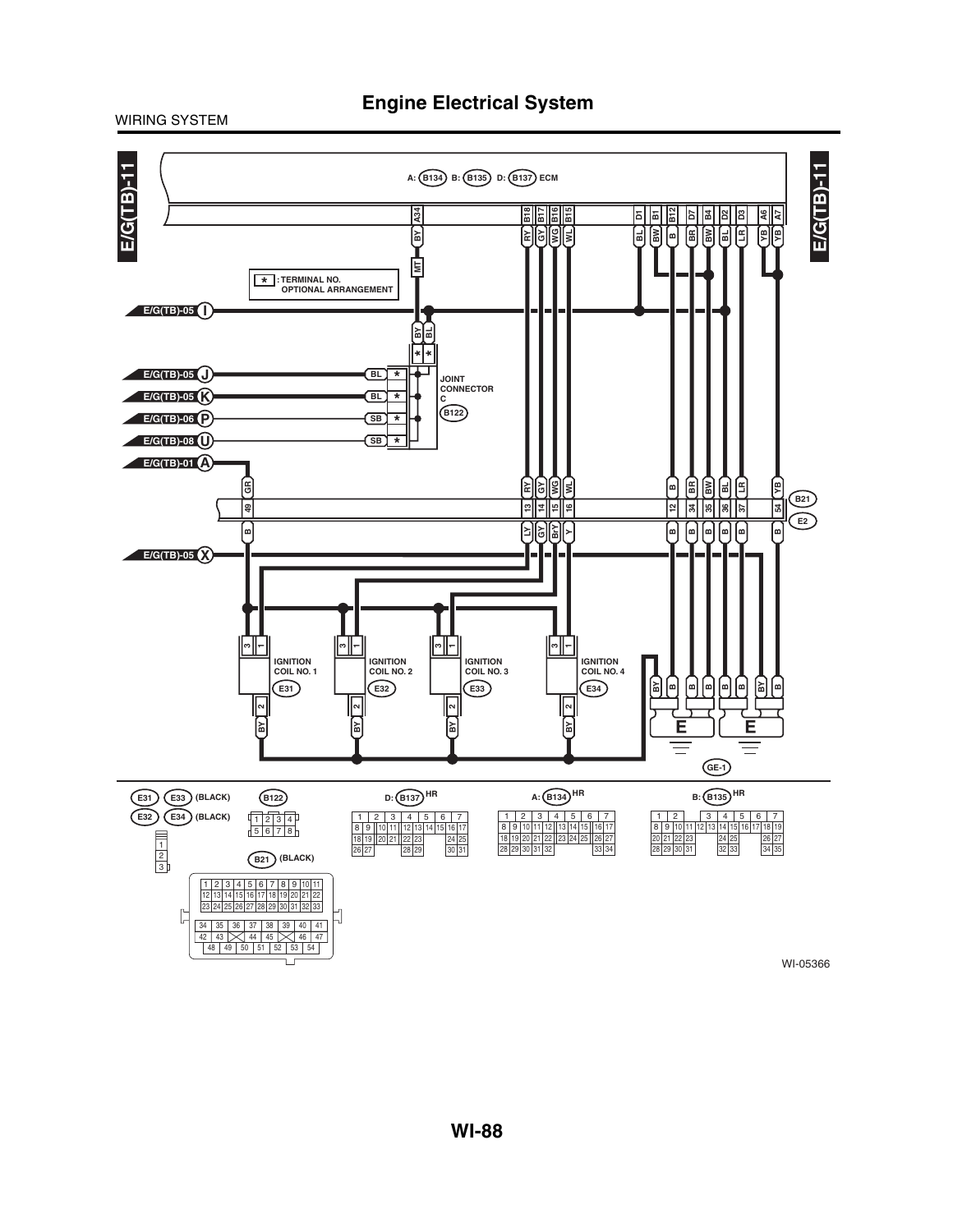# Engine Electrical System

WIRING SYSTEM

E/G(TB)-11

A: B134 B: B135 D: B137 ECM

A34 B18 B17 B16 B15 D1 B1 B12 D7 B4 D2 D3 A6 A7

BY RY GY WG WL BL BW B BR BW BL LR YB YB

MT

* : TERMINAL NO. OPTIONAL ARRANGEMENT

E/G(TB)-05 I

BY BL

JOINT CONNECTOR C B122

E/G(TB)-05 J BL

E/G(TB)-05 K BL

E/G(TB)-06 P SB

E/G(TB)-08 U SB

E/G(TB)-01 A

GR RY GY WG WL B BR BW BL LR YB

49 13 14 15 16 12 34 35 36 37 54 B21 E2

B LY GY BrY Y B B B B B B

E/G(TB)-05 X

IGNITION COIL NO. 1 E31

IGNITION COIL NO. 2 E32

IGNITION COIL NO. 3 E33

IGNITION COIL NO. 4 E34

BY B B B B B BY B

E E

GE-1

E31 E33 (BLACK)

E32 E34 (BLACK)

B122

B21 (BLACK)

D: B137 HR

A: B134 HR

B: B135 HR

WI-05366